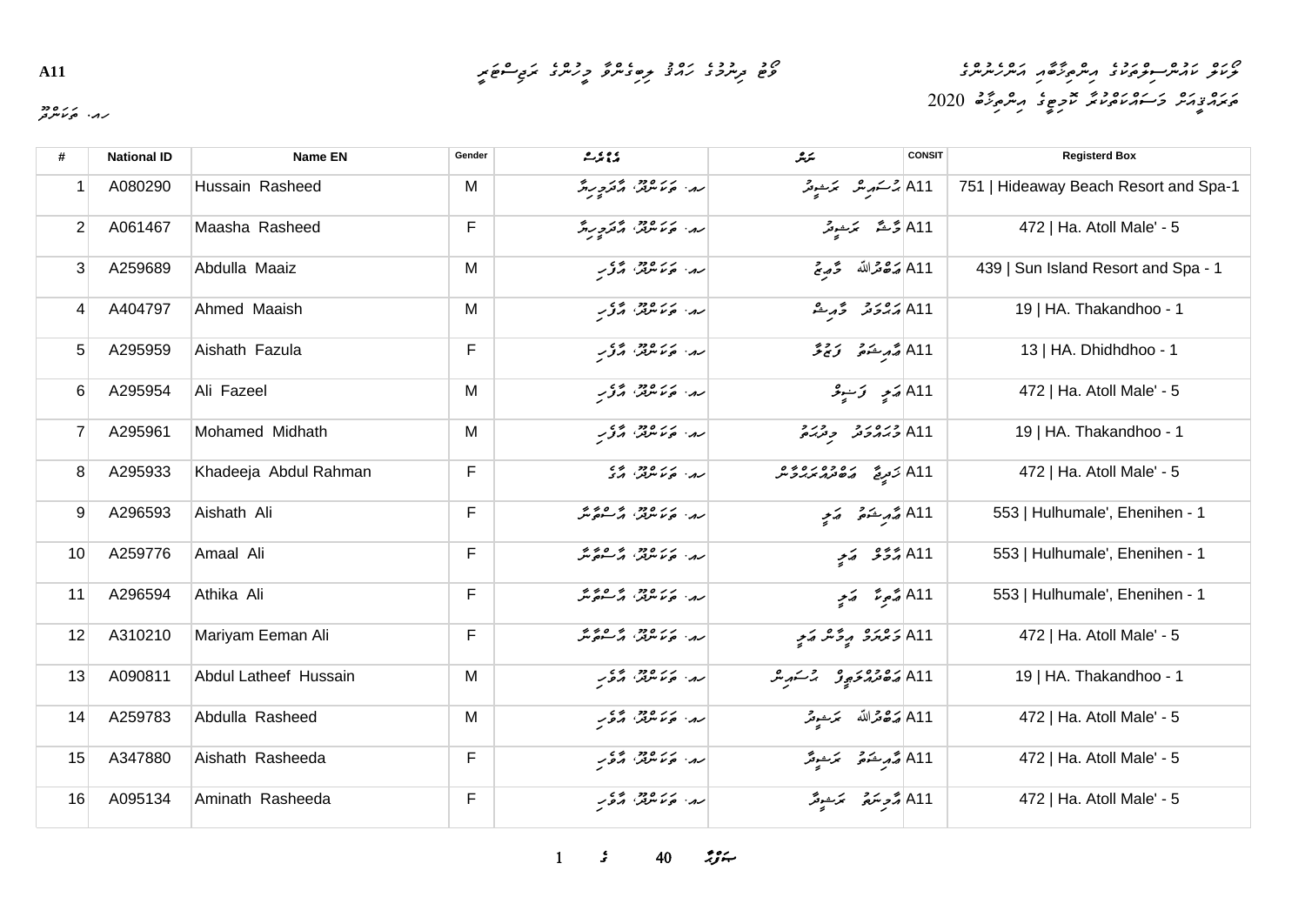ޕާރލިމެންޓްގެ މެމްބަރުން އިންތިޚާބުކުރުމަށް ބޭއްވޭ އިންތިޚާބާއި ކައުންސިލް އިންތިޚާބު 2020 | ވޯޓު ދިނުމުގެ ހައްގު ލިބިގެންވާ މީހުންގެ ނަމުގެ ލިސްޓު | A11

ހއ. ތަކަންދޫ

| # | National ID | Name EN | Gender | ގެޔުގެ ނަން | ނަން | CONSIT | Registerd Box |
|---|---|---|---|---|---|---|---|
| 1 | A080290 | Hussain Rasheed | M | ހއ. ތަކަންދޫ، އާރަލިހިޔާ | ހުސައިން ރަޝީދު | A11 | 751 \| Hideaway Beach Resort and Spa-1 |
| 2 | A061467 | Maasha Rasheed | F | ހއ. ތަކަންދޫ، އާރަލިހިޔާ | މާޝާ ރަޝީދު | A11 | 472 \| Ha. Atoll Male' - 5 |
| 3 | A259689 | Abdulla Maaiz | M | ހއ. ތަކަންދޫ، އަލީރި | އަބްދުﷲ މާއިޒު | A11 | 439 \| Sun Island Resort and Spa - 1 |
| 4 | A404797 | Ahmed Maaish | M | ހއ. ތަކަންދޫ، އަލީރި | އަޙްމަދު މާއިޝް | A11 | 19 \| HA. Thakandhoo - 1 |
| 5 | A295959 | Aishath Fazula | F | ހއ. ތަކަންދޫ، އަލީރި | އާއިޝަތު ފަޟުލާ | A11 | 13 \| HA. Dhidhdhoo - 1 |
| 6 | A295954 | Ali Fazeel | M | ހއ. ތަކަންދޫ، އަލީރި | އަލި ފަޒީލް | A11 | 472 \| Ha. Atoll Male' - 5 |
| 7 | A295961 | Mohamed Midhath | M | ހއ. ތަކަންދޫ، އަލީރި | މުޙައްމަދު މިދުޙަތު | A11 | 19 \| HA. Thakandhoo - 1 |
| 8 | A295933 | Khadeeja Abdul Rahman | F | ހއ. ތަކަންދޫ، އަމާ | ޚަދީޖާ އަބްދުއްރަޙްމާން | A11 | 472 \| Ha. Atoll Male' - 5 |
| 9 | A296593 | Aishath Ali | F | ހއ. ތަކަންދޫ، އަސްރެވާން | އާއިޝަތު އަލި | A11 | 553 \| Hulhumale', Ehenihen - 1 |
| 10 | A259776 | Amaal Ali | F | ހއ. ތަކަންދޫ، އަސްރެވާން | އަމާލް އަލި | A11 | 553 \| Hulhumale', Ehenihen - 1 |
| 11 | A296594 | Athika Ali | F | ހއ. ތަކަންދޫ، އަސްރެވާން | އާތިކާ އަލި | A11 | 553 \| Hulhumale', Ehenihen - 1 |
| 12 | A310210 | Mariyam Eeman Ali | F | ހއ. ތަކަންދޫ، އަސްރެވާން | މަރިޔަމް އީމާން އަލި | A11 | 472 \| Ha. Atoll Male' - 5 |
| 13 | A090811 | Abdul Latheef Hussain | M | ހއ. ތަކަންދޫ، އަވަރި | އަބްދުއްލަޠީފް ހުސައިން | A11 | 19 \| HA. Thakandhoo - 1 |
| 14 | A259783 | Abdulla Rasheed | M | ހއ. ތަކަންދޫ، އަވަރި | އަބްދުﷲ ރަޝީދު | A11 | 472 \| Ha. Atoll Male' - 5 |
| 15 | A347880 | Aishath Rasheeda | F | ހއ. ތަކަންދޫ، އަވަރި | އާއިޝަތު ރަޝީދާ | A11 | 472 \| Ha. Atoll Male' - 5 |
| 16 | A095134 | Aminath Rasheeda | F | ހއ. ތަކަންދޫ، އަވަރި | އާމިނަތު ރަޝީދާ | A11 | 472 \| Ha. Atoll Male' - 5 |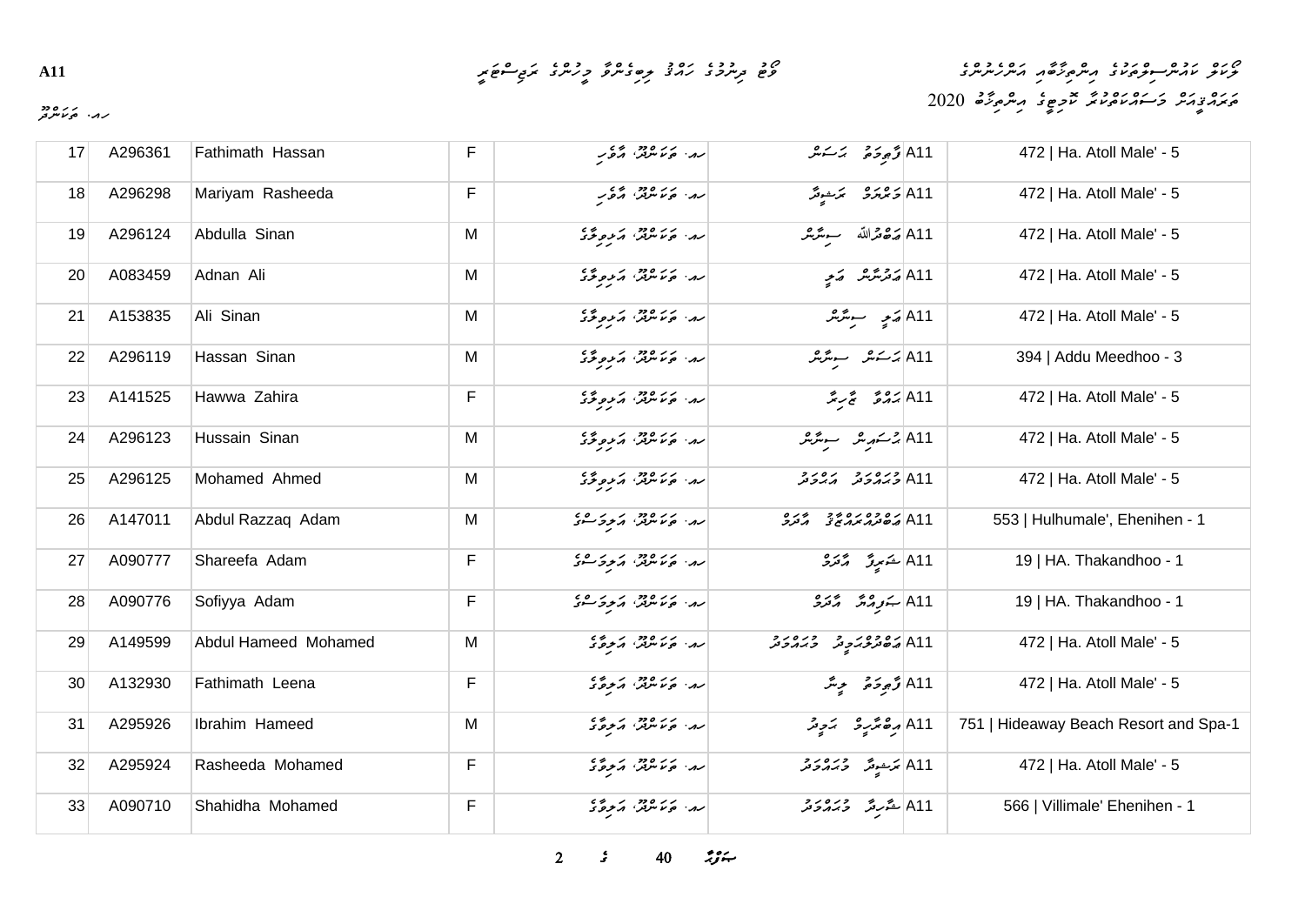| 17 | A296361 | Fathimath Hassan | F | ހއ. ތަކަންދޫ، އޮލެ | A11 ފާތިމަތު ޙަސަން | 472 \| Ha. Atoll Male' - 5 |
|---|---|---|---|---|---|---|
| 18 | A296298 | Mariyam Rasheeda | F | ހއ. ތަކަންދޫ، އޮލެ | A11 މަރިޔަމް ރަޝީދާ | 472 \| Ha. Atoll Male' - 5 |
| 19 | A296124 | Abdulla Sinan | M | ހއ. ތަކަންދޫ، އަލިވިލާގެ | A11 އަބްދުﷲ ސިނާން | 472 \| Ha. Atoll Male' - 5 |
| 20 | A083459 | Adnan Ali | M | ހއ. ތަކަންދޫ، އަލިވިލާގެ | A11 އަދްނާން އަލި | 472 \| Ha. Atoll Male' - 5 |
| 21 | A153835 | Ali Sinan | M | ހއ. ތަކަންދޫ، އަލިވިލާގެ | A11 އަލި ސިނާން | 472 \| Ha. Atoll Male' - 5 |
| 22 | A296119 | Hassan Sinan | M | ހއ. ތަކަންދޫ، އަލިވިލާގެ | A11 ހަސަން ސިނާން | 394 \| Addu Meedhoo - 3 |
| 23 | A141525 | Hawwa Zahira | F | ހއ. ތަކަންދޫ، އަލިވިލާގެ | A11 ހައްވާ ޒާހިރާ | 472 \| Ha. Atoll Male' - 5 |
| 24 | A296123 | Hussain Sinan | M | ހއ. ތަކަންދޫ، އަލިވިލާގެ | A11 ހުސައިން ސިނާން | 472 \| Ha. Atoll Male' - 5 |
| 25 | A296125 | Mohamed Ahmed | M | ހއ. ތަކަންދޫ، އަލިވިލާގެ | A11 މުހައްމަދު އަހްމަދު | 472 \| Ha. Atoll Male' - 5 |
| 26 | A147011 | Abdul Razzaq Adam | M | ހއ. ތަކަންދޫ، އަލިވަސަންގެ | A11 އަބްދުއްރައްޒާގު އާދަމް | 553 \| Hulhumale', Ehenihen - 1 |
| 27 | A090777 | Shareefa Adam | F | ހއ. ތަކަންދޫ، އަލިވަސަންގެ | A11 ޝަރީފާ އާދަމް | 19 \| HA. Thakandhoo - 1 |
| 28 | A090776 | Sofiyya Adam | F | ހއ. ތަކަންދޫ، އަލިވަސަންގެ | A11 ސޮފިއްޔާ އާދަމް | 19 \| HA. Thakandhoo - 1 |
| 29 | A149599 | Abdul Hameed Mohamed | M | ހއ. ތަކަންދޫ، އަލިވާގެ | A11 އަބްދުލްހަމީދު މުހައްމަދު | 472 \| Ha. Atoll Male' - 5 |
| 30 | A132930 | Fathimath Leena | F | ހއ. ތަކަންދޫ، އަލިވާގެ | A11 ފާތިމަތު ލީނާ | 472 \| Ha. Atoll Male' - 5 |
| 31 | A295926 | Ibrahim Hameed | M | ހއ. ތަކަންދޫ، އަލިވާގެ | A11 އިބްރާހީމް ހަމީދު | 751 \| Hideaway Beach Resort and Spa-1 |
| 32 | A295924 | Rasheeda Mohamed | F | ހއ. ތަކަންދޫ، އަލިވާގެ | A11 ރަޝީދާ މުހައްމަދު | 472 \| Ha. Atoll Male' - 5 |
| 33 | A090710 | Shahidha Mohamed | F | ހއ. ތަކަންދޫ، އަލިވާގެ | A11 ޝާހިދާ މުހައްމަދު | 566 \| Villimale' Ehenihen - 1 |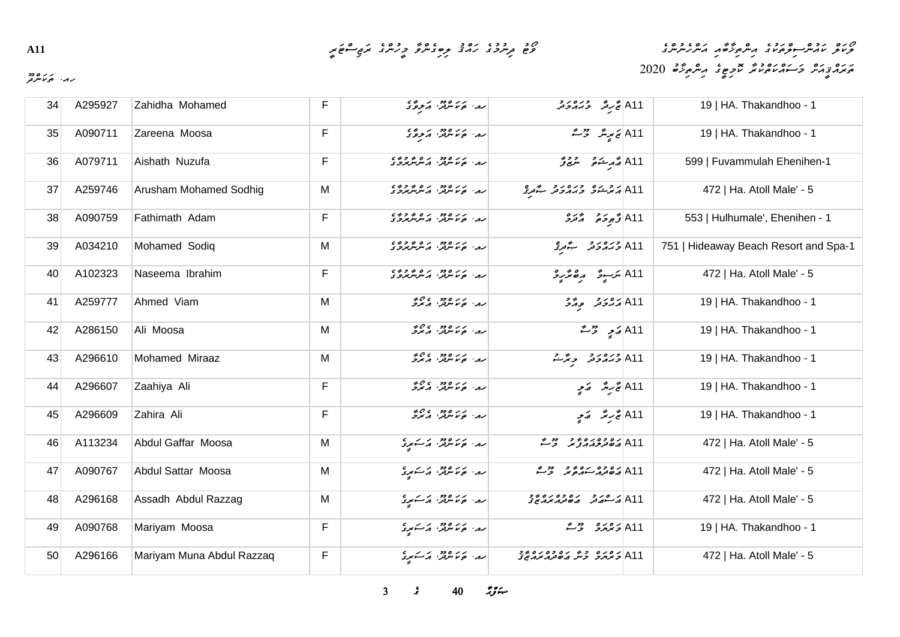| 34 | A295927 | Zahidha Mohamed | F | ހދ. ތަކަންދޫ، އަލިވާގެ | A11 ޒާހިދާ މުޙައްމަދު | 19 \| HA. Thakandhoo - 1 |
|---|---|---|---|---|---|---|
| 35 | A090711 | Zareena Moosa | F | ހދ. ތަކަންދޫ، އަލިވާގެ | A11 ޒަރީނާ މޫސާ | 19 \| HA. Thakandhoo - 1 |
| 36 | A079711 | Aishath Nuzufa | F | ހދ. ތަކަންދޫ، އަންނާރުމާގެ | A11 އާއިޝަތު ނުޒުފާ | 599 \| Fuvammulah Ehenihen-1 |
| 37 | A259746 | Arusham Mohamed Sodhig | M | ހދ. ތަކަންދޫ، އަންނާރުމާގެ | A11 އަރުޝަމް މުޙައްމަދު ޞާދިޤު | 472 \| Ha. Atoll Male' - 5 |
| 38 | A090759 | Fathimath Adam | F | ހދ. ތަކަންދޫ، އަންނާރުމާގެ | A11 ފާތިމަތު އާދަމް | 553 \| Hulhumale', Ehenihen - 1 |
| 39 | A034210 | Mohamed Sodiq | M | ހދ. ތަކަންދޫ، އަންނާރުމާގެ | A11 މުޙައްމަދު ޞާދިޤު | 751 \| Hideaway Beach Resort and Spa-1 |
| 40 | A102323 | Naseema Ibrahim | F | ހދ. ތަކަންދޫ، އަންނާރުމާގެ | A11 ނަސީމާ އިބްރާހީމް | 472 \| Ha. Atoll Male' - 5 |
| 41 | A259777 | Ahmed Viam | M | ހދ. ތަކަންދޫ، އަރަލި | A11 އަޙްމަދު ވިޔާމް | 19 \| HA. Thakandhoo - 1 |
| 42 | A286150 | Ali Moosa | M | ހދ. ތަކަންދޫ، އަރަލި | A11 އަލި މޫސާ | 19 \| HA. Thakandhoo - 1 |
| 43 | A296610 | Mohamed Miraaz | M | ހދ. ތަކަންދޫ، އަރަލި | A11 މުޙައްމަދު މިރާޒް | 19 \| HA. Thakandhoo - 1 |
| 44 | A296607 | Zaahiya Ali | F | ހދ. ތަކަންދޫ، އަރަލި | A11 ޒާހިޔާ އަލި | 19 \| HA. Thakandhoo - 1 |
| 45 | A296609 | Zahira Ali | F | ހދ. ތަކަންދޫ، އަރަލި | A11 ޒާހިރާ އަލި | 19 \| HA. Thakandhoo - 1 |
| 46 | A113234 | Abdul Gaffar Moosa | M | ހދ. ތަކަންދޫ، އަސަރީގެ | A11 އަބްދުލްޣައްފާރު މޫސާ | 472 \| Ha. Atoll Male' - 5 |
| 47 | A090767 | Abdul Sattar Moosa | M | ހދ. ތަކަންދޫ، އަސަރީގެ | A11 އަބްދުއްސައްތާރު މޫސާ | 472 \| Ha. Atoll Male' - 5 |
| 48 | A296168 | Assadh Abdul Razzag | M | ހދ. ތަކަންދޫ، އަސަރީގެ | A11 އަސްޢަދު އަބްދުއްރައްޒާޤު | 472 \| Ha. Atoll Male' - 5 |
| 49 | A090768 | Mariyam Moosa | F | ހދ. ތަކަންދޫ، އަސަރީގެ | A11 މަރިޔަމް މޫސާ | 19 \| HA. Thakandhoo - 1 |
| 50 | A296166 | Mariyam Muna Abdul Razzaq | F | ހދ. ތަކަންދޫ، އަސަރީގެ | A11 މަރިޔަމް މުނާ އަބްދުއްރައްޒާޤު | 472 \| Ha. Atoll Male' - 5 |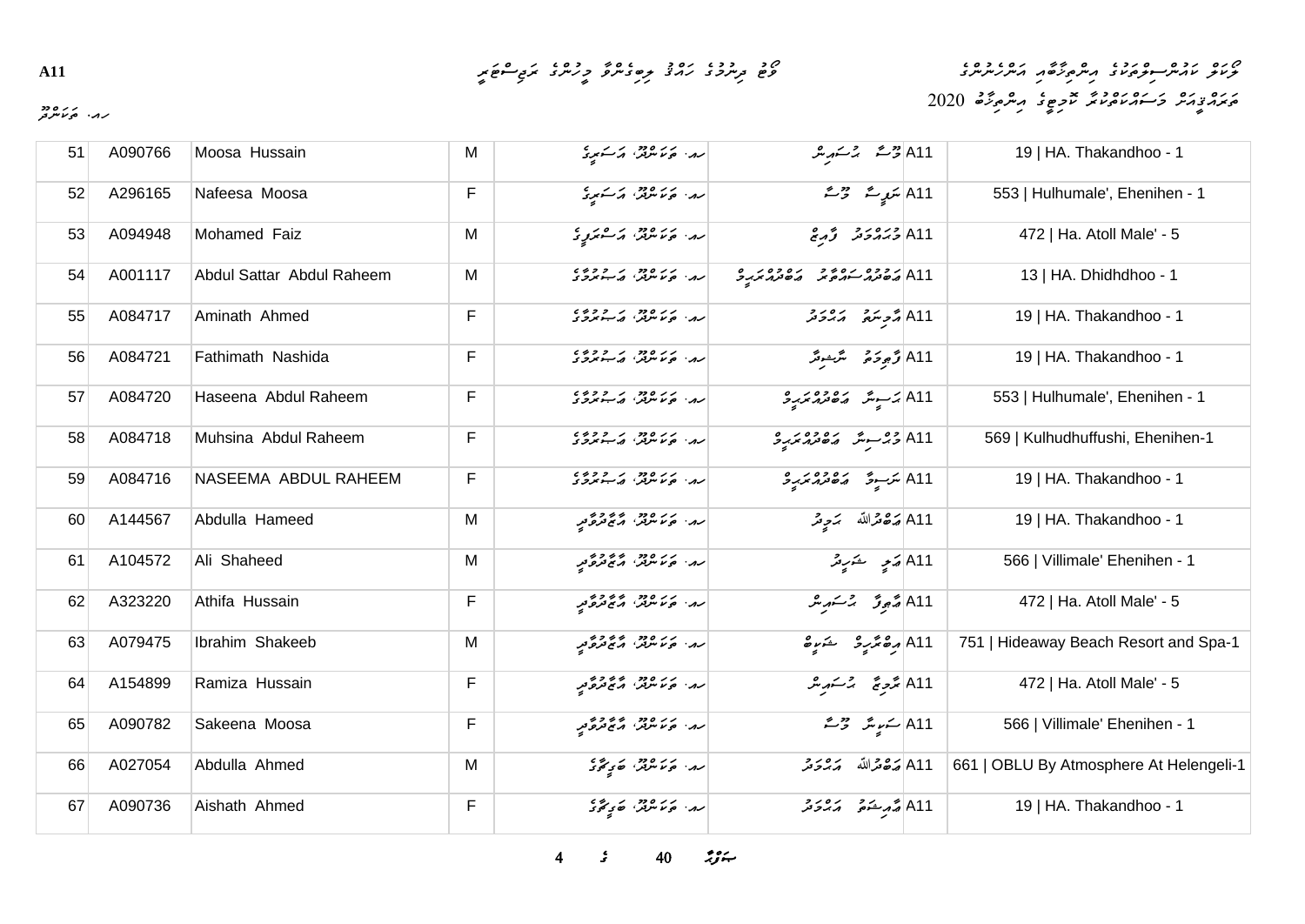| 51 | A090766 | Moosa Hussain | M | ހދ. ތަކަންދޫ، އަސަރީގެ | A11 މޫސާ ހުސައިން | 19 \| HA. Thakandhoo - 1 |
|---|---|---|---|---|---|---|
| 52 | A296165 | Nafeesa Moosa | F | ހދ. ތަކަންދޫ، އަސަރީގެ | A11 ނަފީސާ މޫސާ | 553 \| Hulhumale', Ehenihen - 1 |
| 53 | A094948 | Mohamed Faiz | M | ހދ. ތަކަންދޫ، އަސްތަރީގެ | A11 މުހައްމަދު ފާއިޒު | 472 \| Ha. Atoll Male' - 5 |
| 54 | A001117 | Abdul Sattar Abdul Raheem | M | ހދ. ތަކަންދޫ، އަސްމާރުގެ | A11 އަބްދުއްސައްތާރު އަބްދުއްރަޙީމް | 13 \| HA. Dhidhdhoo - 1 |
| 55 | A084717 | Aminath Ahmed | F | ހދ. ތަކަންދޫ، އަސްމާރުގެ | A11 އާމިނަތު އަހްމަދު | 19 \| HA. Thakandhoo - 1 |
| 56 | A084721 | Fathimath Nashida | F | ހދ. ތަކަންދޫ، އަސްމާރުގެ | A11 ފާތިމަތު ނާޝިދާ | 19 \| HA. Thakandhoo - 1 |
| 57 | A084720 | Haseena Abdul Raheem | F | ހދ. ތަކަންދޫ، އަސްމާރުގެ | A11 ހަސީނާ އަބްދުއްރަޙީމް | 553 \| Hulhumale', Ehenihen - 1 |
| 58 | A084718 | Muhsina Abdul Raheem | F | ހދ. ތަކަންދޫ، އަސްމާރުގެ | A11 މުޙްސިނާ އަބްދުއްރަޙީމް | 569 \| Kulhudhuffushi, Ehenihen-1 |
| 59 | A084716 | NASEEMA ABDUL RAHEEM | F | ހދ. ތަކަންދޫ، އަސްމާރުގެ | A11 ނަސީމާ އަބްދުއްރަޙީމް | 19 \| HA. Thakandhoo - 1 |
| 60 | A144567 | Abdulla Hameed | M | ހދ. ތަކަންދޫ، އާޒާދުވާދީ | A11 އަބްދުﷲ ހަމީދު | 19 \| HA. Thakandhoo - 1 |
| 61 | A104572 | Ali Shaheed | M | ހދ. ތަކަންދޫ، އާޒާދުވާދީ | A11 އަލީ ޝަހީދު | 566 \| Villimale' Ehenihen - 1 |
| 62 | A323220 | Athifa Hussain | F | ހދ. ތަކަންދޫ، އާޒާދުވާދީ | A11 އާތިފާ ހުސައިން | 472 \| Ha. Atoll Male' - 5 |
| 63 | A079475 | Ibrahim Shakeeb | M | ހދ. ތަކަންދޫ، އާޒާދުވާދީ | A11 އިބްރާހީމް ޝަކީބު | 751 \| Hideaway Beach Resort and Spa-1 |
| 64 | A154899 | Ramiza Hussain | F | ހދ. ތަކަންދޫ، އާޒާދުވާދީ | A11 ރާމިޒާ ހުސައިން | 472 \| Ha. Atoll Male' - 5 |
| 65 | A090782 | Sakeena Moosa | F | ހދ. ތަކަންދޫ، އާޒާދުވާދީ | A11 ސަކީނާ މޫސާ | 566 \| Villimale' Ehenihen - 1 |
| 66 | A027054 | Abdulla Ahmed | M | ހދ. ތަކަންދޫ، ބަގީޗާގެ | A11 އަބްދުﷲ އަހްމަދު | 661 \| OBLU By Atmosphere At Helengeli-1 |
| 67 | A090736 | Aishath Ahmed | F | ހދ. ތަކަންދޫ، ބަގީޗާގެ | A11 އާއިޝަތު އަހްމަދު | 19 \| HA. Thakandhoo - 1 |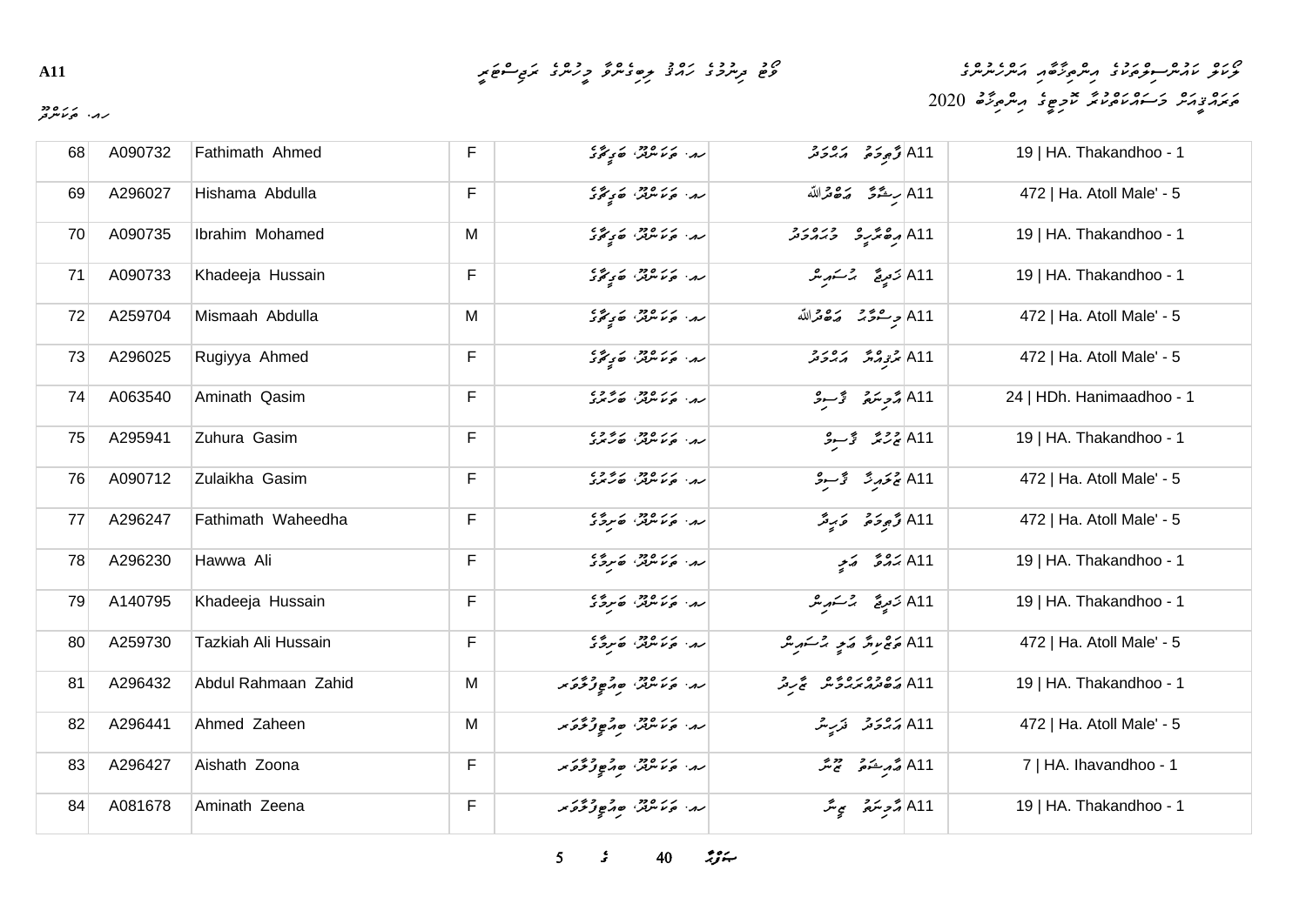| 68 | A090732 | Fathimath Ahmed | F | ހދ. ތަކަންދޫ، ބަލިކާގެ | A11 ފާތިމަތު އަޙްމަދު | 19 \| HA. Thakandhoo - 1 |
|---|---|---|---|---|---|---|
| 69 | A296027 | Hishama Abdulla | F | ހދ. ތަކަންދޫ، ބަލިކާގެ | A11 ހިޝާމާ އަބްދުﷲ | 472 \| Ha. Atoll Male' - 5 |
| 70 | A090735 | Ibrahim Mohamed | M | ހދ. ތަކަންދޫ، ބަލިކާގެ | A11 އިބްރާހީމް މުޙައްމަދު | 19 \| HA. Thakandhoo - 1 |
| 71 | A090733 | Khadeeja Hussain | F | ހދ. ތަކަންދޫ، ބަލިކާގެ | A11 ޚަދީޖާ ހުސައިން | 19 \| HA. Thakandhoo - 1 |
| 72 | A259704 | Mismaah Abdulla | M | ހދ. ތަކަންދޫ، ބަލިކާގެ | A11 މިސްމާޙް އަބްދުﷲ | 472 \| Ha. Atoll Male' - 5 |
| 73 | A296025 | Rugiyya Ahmed | F | ހދ. ތަކަންދޫ، ބަލިކާގެ | A11 ރުގިއްޔާ އަޙްމަދު | 472 \| Ha. Atoll Male' - 5 |
| 74 | A063540 | Aminath Qasim | F | ހދ. ތަކަންދޫ، ބަހާރުގެ | A11 އާމިނަތު ޤާސިމް | 24 \| HDh. Hanimaadhoo - 1 |
| 75 | A295941 | Zuhura Gasim | F | ހދ. ތަކަންދޫ، ބަހާރުގެ | A11 ޒުހުރާ ގާސިމް | 19 \| HA. Thakandhoo - 1 |
| 76 | A090712 | Zulaikha Gasim | F | ހދ. ތަކަންދޫ، ބަހާރުގެ | A11 ޒުލައިޚާ ގާސިމް | 472 \| Ha. Atoll Male' - 5 |
| 77 | A296247 | Fathimath Waheedha | F | ހދ. ތަކަންދޫ، ބަނދުވާގެ | A11 ފާތިމަތު ވަޙީދާ | 472 \| Ha. Atoll Male' - 5 |
| 78 | A296230 | Hawwa Ali | F | ހދ. ތަކަންދޫ، ބަނދުވާގެ | A11 ހައްވާ އަލި | 19 \| HA. Thakandhoo - 1 |
| 79 | A140795 | Khadeeja Hussain | F | ހދ. ތަކަންދޫ، ބަނދުވާގެ | A11 ޚަދީޖާ ހުސައިން | 19 \| HA. Thakandhoo - 1 |
| 80 | A259730 | Tazkiah Ali Hussain | F | ހދ. ތަކަންދޫ، ބަނދުވާގެ | A11 ތަޒްކިޔާ އަލި ހުސައިން | 472 \| Ha. Atoll Male' - 5 |
| 81 | A296432 | Abdul Rahmaan Zahid | M | ހދ. ތަކަންދޫ، ބިއުޓިފުލްވަރ | A11 އަބްދުއްރަޙްމާން ޒާހިދު | 19 \| HA. Thakandhoo - 1 |
| 82 | A296441 | Ahmed Zaheen | M | ހދ. ތަކަންދޫ، ބިއުޓިފުލްވަރ | A11 އަޙްމަދު ޒަހީން | 472 \| Ha. Atoll Male' - 5 |
| 83 | A296427 | Aishath Zoona | F | ހދ. ތަކަންދޫ، ބިއުޓިފުލްވަރ | A11 އާއިޝަތު ޒޫނާ | 7 \| HA. Ihavandhoo - 1 |
| 84 | A081678 | Aminath Zeena | F | ހދ. ތަކަންދޫ، ބިއުޓިފުލްވަރ | A11 އާމިނަތު ޒީނާ | 19 \| HA. Thakandhoo - 1 |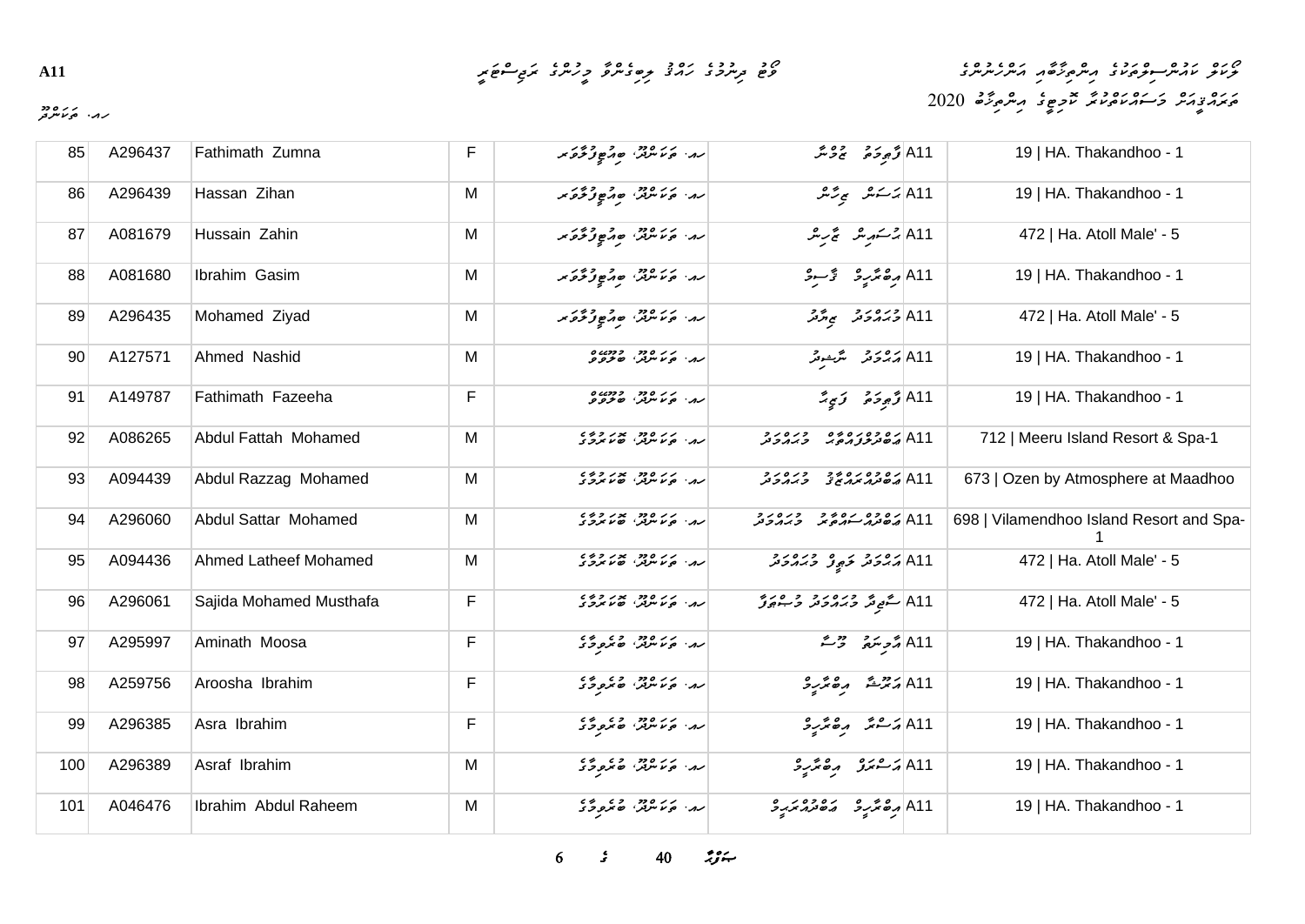| 85 | A296437 | Fathimath Zumna | F | ހދ. ތަކަންދޫ، ބެއުޖިފުވާރަ | A11 ފާތިމަތު ޒުމްނާ | 19 \| HA. Thakandhoo - 1 |
|---|---|---|---|---|---|---|
| 86 | A296439 | Hassan Zihan | M | ހދ. ތަކަންދޫ، ބެއުޖިފުވާރަ | A11 ހަސަން ޒިހާން | 19 \| HA. Thakandhoo - 1 |
| 87 | A081679 | Hussain Zahin | M | ހދ. ތަކަންދޫ، ބެއުޖިފުވާރަ | A11 ހުސައިން ޒާހިން | 472 \| Ha. Atoll Male' - 5 |
| 88 | A081680 | Ibrahim Gasim | M | ހދ. ތަކަންދޫ، ބެއުޖިފުވާރަ | A11 އިބްރާހީމް ޤާސިމް | 19 \| HA. Thakandhoo - 1 |
| 89 | A296435 | Mohamed Ziyad | M | ހދ. ތަކަންދޫ، ބެއުޖިފުވާރަ | A11 މުހައްމަދު ޒިޔާދު | 472 \| Ha. Atoll Male' - 5 |
| 90 | A127571 | Ahmed Nashid | M | ހދ. ތަކަންދޫ، ބުރުގޫގެ | A11 އަހްމަދު ނާޝިދު | 19 \| HA. Thakandhoo - 1 |
| 91 | A149787 | Fathimath Fazeeha | F | ހދ. ތަކަންދޫ، ބުރުގޫގެ | A11 ފާތިމަތު ފަޒީހާ | 19 \| HA. Thakandhoo - 1 |
| 92 | A086265 | Abdul Fattah Mohamed | M | ހދ. ތަކަންދޫ، ބޯކަރުގެ | A11 އަބްދުލްފައްތާހް މުހައްމަދު | 712 \| Meeru Island Resort & Spa-1 |
| 93 | A094439 | Abdul Razzag Mohamed | M | ހދ. ތަކަންދޫ، ބޯކަރުގެ | A11 އަބްދުއްރައްޒާގު މުހައްމަދު | 673 \| Ozen by Atmosphere at Maadhoo |
| 94 | A296060 | Abdul Sattar Mohamed | M | ހދ. ތަކަންދޫ، ބޯކަރުގެ | A11 އަބްދުއްސައްތާރު މުހައްމަދު | 698 \| Vilamendhoo Island Resort and Spa-1 |
| 95 | A094436 | Ahmed Latheef Mohamed | M | ހދ. ތަކަންދޫ، ބޯކަރުގެ | A11 އަހްމަދު ލަތީފް މުހައްމަދު | 472 \| Ha. Atoll Male' - 5 |
| 96 | A296061 | Sajida Mohamed Musthafa | F | ހދ. ތަކަންދޫ، ބޯކަރުގެ | A11 ސާޖިދާ މުހައްމަދު މުސްތަފާ | 472 \| Ha. Atoll Male' - 5 |
| 97 | A295997 | Aminath Moosa | F | ހދ. ތަކަންދޫ، ބުރުވިލާގެ | A11 އާމިނަތު މޫސާ | 19 \| HA. Thakandhoo - 1 |
| 98 | A259756 | Aroosha Ibrahim | F | ހދ. ތަކަންދޫ، ބުރުވިލާގެ | A11 އަރޫޝާ އިބްރާހީމް | 19 \| HA. Thakandhoo - 1 |
| 99 | A296385 | Asra Ibrahim | F | ހދ. ތަކަންދޫ، ބުރުވިލާގެ | A11 އަސްރާ އިބްރާހީމް | 19 \| HA. Thakandhoo - 1 |
| 100 | A296389 | Asraf Ibrahim | M | ހދ. ތަކަންދޫ، ބުރުވިލާގެ | A11 އަސްރަފް އިބްރާހީމް | 19 \| HA. Thakandhoo - 1 |
| 101 | A046476 | Ibrahim Abdul Raheem | M | ހދ. ތަކަންދޫ، ބުރުވިލާގެ | A11 އިބްރާހީމް އަބްދުއްރަޙީމް | 19 \| HA. Thakandhoo - 1 |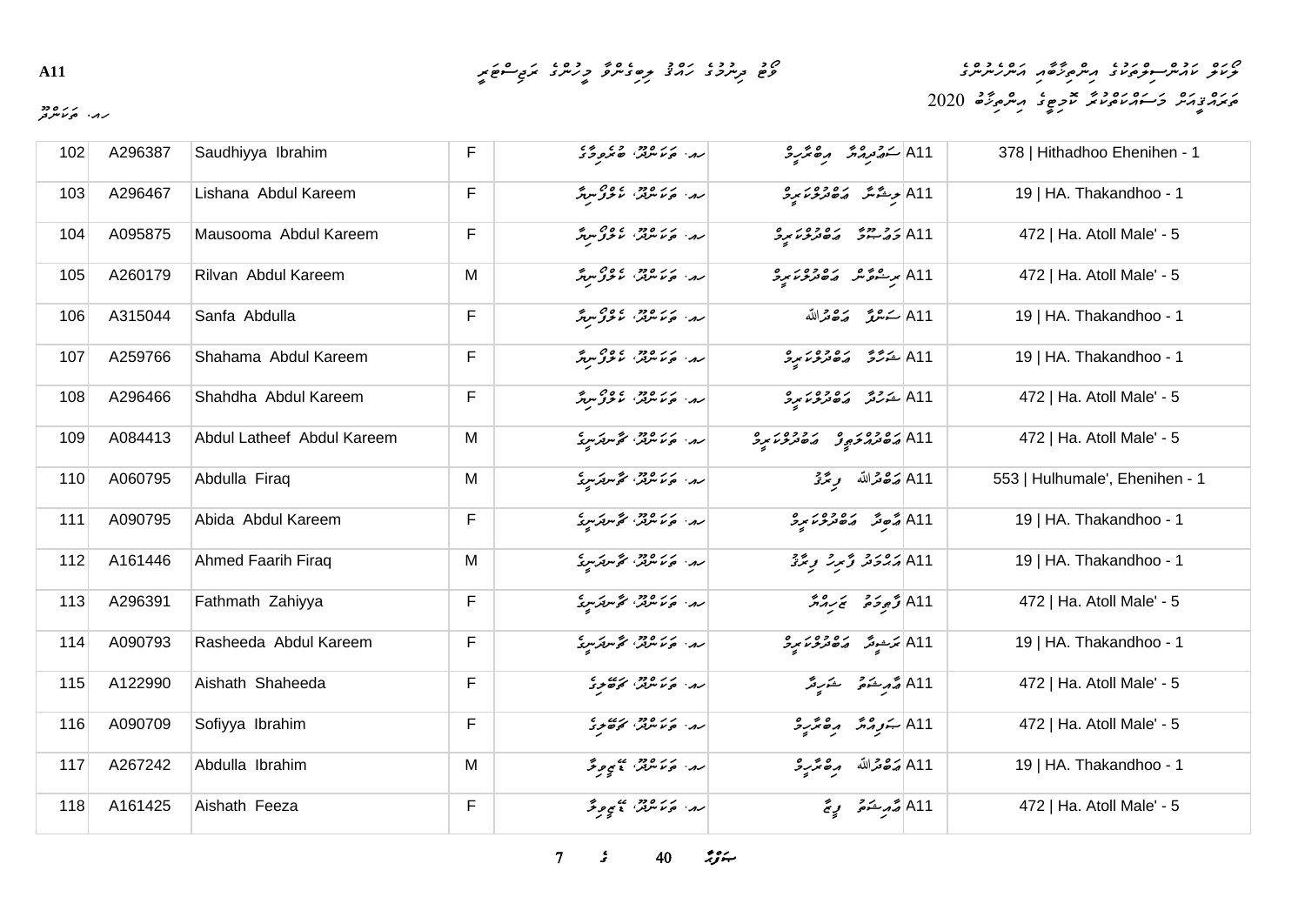| 102 | A296387 | Saudhiyya Ibrahim | F | ހދ. ތަކަންދޫ، ބަނޑުވާގެ | A11 ސައުދިއްޔާ އިބްރާހީމް | 378 \| Hithadhoo Ehenihen - 1 |
|---|---|---|---|---|---|---|
| 103 | A296467 | Lishana Abdul Kareem | F | ހދ. ތަކަންދޫ، ކެލްވާނިޔާ | A11 ލިޝާނާ އަބްދުލްކަރީމް | 19 \| HA. Thakandhoo - 1 |
| 104 | A095875 | Mausooma Abdul Kareem | F | ހދ. ތަކަންދޫ، ކެލްވާނިޔާ | A11 މައުސޫމާ އަބްދުލްކަރީމް | 472 \| Ha. Atoll Male' - 5 |
| 105 | A260179 | Rilvan Abdul Kareem | M | ހދ. ތަކަންދޫ، ކެލްވާނިޔާ | A11 ރިލްވާން އަބްދުލްކަރީމް | 472 \| Ha. Atoll Male' - 5 |
| 106 | A315044 | Sanfa Abdulla | F | ހދ. ތަކަންދޫ، ކެލްވާނިޔާ | A11 ސަންފާ އަބްދުﷲ | 19 \| HA. Thakandhoo - 1 |
| 107 | A259766 | Shahama Abdul Kareem | F | ހދ. ތަކަންދޫ، ކެލްވާނިޔާ | A11 ޝަހާމާ އަބްދުލްކަރީމް | 19 \| HA. Thakandhoo - 1 |
| 108 | A296466 | Shahdha Abdul Kareem | F | ހދ. ތަކަންދޫ، ކެލްވާނިޔާ | A11 ޝަހްދާ އަބްދުލްކަރީމް | 472 \| Ha. Atoll Male' - 5 |
| 109 | A084413 | Abdul Latheef Abdul Kareem | M | ހދ. ތަކަންދޫ، ގޮސްދަރިގެ | A11 އަބްދުއްލަތީފް އަބްދުލްކަރީމް | 472 \| Ha. Atoll Male' - 5 |
| 110 | A060795 | Abdulla Firaq | M | ހދ. ތަކަންދޫ، ގޮސްދަރިގެ | A11 އަބްދުﷲ ފިރާޤު | 553 \| Hulhumale', Ehenihen - 1 |
| 111 | A090795 | Abida Abdul Kareem | F | ހދ. ތަކަންދޫ، ގޮސްދަރިގެ | A11 އާބިދާ އަބްދުލްކަރީމް | 19 \| HA. Thakandhoo - 1 |
| 112 | A161446 | Ahmed Faarih Firaq | M | ހދ. ތަކަންދޫ، ގޮސްދަރިގެ | A11 އަހްމަދު ފާރިހް ފިރާޤު | 19 \| HA. Thakandhoo - 1 |
| 113 | A296391 | Fathmath Zahiyya | F | ހދ. ތަކަންދޫ، ގޮސްދަރިގެ | A11 ފާތިމަތު ޒާހިއްޔާ | 472 \| Ha. Atoll Male' - 5 |
| 114 | A090793 | Rasheeda Abdul Kareem | F | ހދ. ތަކަންދޫ، ގޮސްދަރިގެ | A11 ރަޝީދާ އަބްދުލްކަރީމް | 19 \| HA. Thakandhoo - 1 |
| 115 | A122990 | Aishath Shaheeda | F | ހދ. ތަކަންދޫ، ގުލްބަގީ | A11 އާއިޝަތު ޝަހީދާ | 472 \| Ha. Atoll Male' - 5 |
| 116 | A090709 | Sofiyya Ibrahim | F | ހދ. ތަކަންދޫ، ގުލްބަގީ | A11 ސޯފިއްޔާ އިބްރާހީމް | 472 \| Ha. Atoll Male' - 5 |
| 117 | A267242 | Abdulla Ibrahim | M | ހދ. ތަކަންދޫ، ގްރީންވިލާ | A11 އަބްދުﷲ އިބްރާހީމް | 19 \| HA. Thakandhoo - 1 |
| 118 | A161425 | Aishath Feeza | F | ހދ. ތަކަންދޫ، ގްރީންވިލާ | A11 އާއިޝަތު ފީޒާ | 472 \| Ha. Atoll Male' - 5 |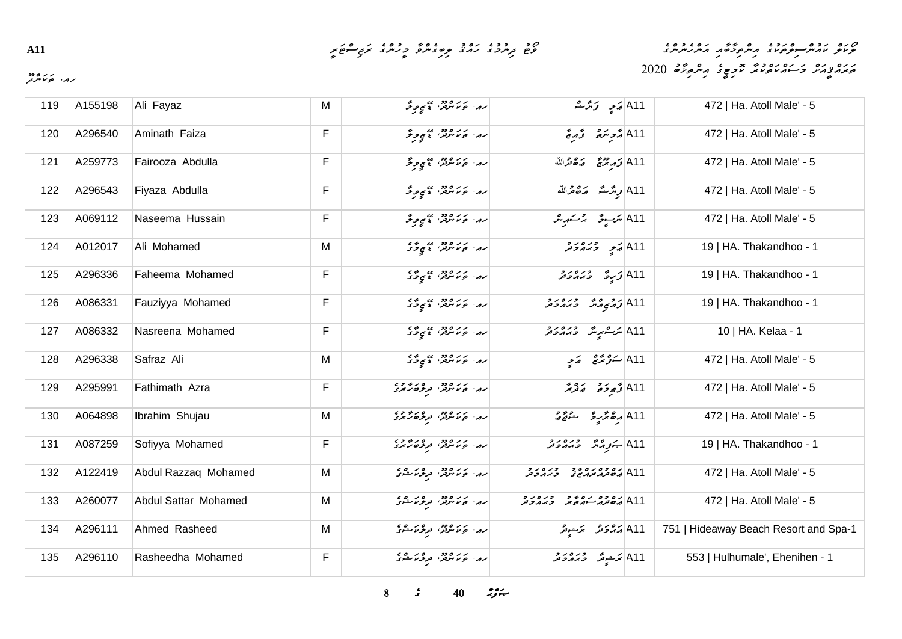| 119 | A155198 | Ali Fayaz | M | ހދ. ތަކަންދޫ، ޕާމްވިލާ | A11 އަލީ ފައްޔާޒް | 472 \| Ha. Atoll Male' - 5 |
|---|---|---|---|---|---|---|
| 120 | A296540 | Aminath Faiza | F | ހދ. ތަކަންދޫ، ޕާމްވިލާ | A11 އާމިނަތު ފާއިޒާ | 472 \| Ha. Atoll Male' - 5 |
| 121 | A259773 | Fairooza Abdulla | F | ހދ. ތަކަންދޫ، ޕާމްވިލާ | A11 ފައިރޫޒާ އަބްދުﷲ | 472 \| Ha. Atoll Male' - 5 |
| 122 | A296543 | Fiyaza Abdulla | F | ހދ. ތަކަންދޫ، ޕާމްވިލާ | A11 ފިޔާޒާ އަބްދުﷲ | 472 \| Ha. Atoll Male' - 5 |
| 123 | A069112 | Naseema Hussain | F | ހދ. ތަކަންދޫ، ޕާމްވިލާ | A11 ނަސީމާ ހުސައިން | 472 \| Ha. Atoll Male' - 5 |
| 124 | A012017 | Ali Mohamed | M | ހދ. ތަކަންދޫ، ޕާމްގެ | A11 އަލީ މުހައްމަދު | 19 \| HA. Thakandhoo - 1 |
| 125 | A296336 | Faheema Mohamed | F | ހދ. ތަކަންދޫ، ޕާމްގެ | A11 ފަހީމާ މުހައްމަދު | 19 \| HA. Thakandhoo - 1 |
| 126 | A086331 | Fauziyya Mohamed | F | ހދ. ތަކަންދޫ، ޕާމްގެ | A11 ފައުޒިއްޔާ މުހައްމަދު | 19 \| HA. Thakandhoo - 1 |
| 127 | A086332 | Nasreena Mohamed | F | ހދ. ތަކަންދޫ، ޕާމްގެ | A11 ނަސްރީނާ މުހައްމަދު | 10 \| HA. Kelaa - 1 |
| 128 | A296338 | Safraz Ali | M | ހދ. ތަކަންދޫ، ޕާމްގެ | A11 ސަފްރާޒް އަލީ | 472 \| Ha. Atoll Male' - 5 |
| 129 | A295991 | Fathimath Azra | F | ހދ. ތަކަންދޫ، ދިލްބަހާރުގެ | A11 ފާތިމަތު އަޒްރާ | 472 \| Ha. Atoll Male' - 5 |
| 130 | A064898 | Ibrahim Shujau | M | ހދ. ތަކަންދޫ، ދިލްބަހާރުގެ | A11 އިބްރާހިމް ޝުޖާޢު | 472 \| Ha. Atoll Male' - 5 |
| 131 | A087259 | Sofiyya Mohamed | F | ހދ. ތަކަންދޫ، ދިލްބަހާރުގެ | A11 ސޯފިއްޔާ މުހައްމަދު | 19 \| HA. Thakandhoo - 1 |
| 132 | A122419 | Abdul Razzaq Mohamed | M | ހދ. ތަކަންދޫ، ދިލްކަށުގެ | A11 އަބްދުއްރައްޒާގު މުހައްމަދު | 472 \| Ha. Atoll Male' - 5 |
| 133 | A260077 | Abdul Sattar Mohamed | M | ހދ. ތަކަންދޫ، ދިލްކަށުގެ | A11 އަބްދުއްސައްތާރު މުހައްމަދު | 472 \| Ha. Atoll Male' - 5 |
| 134 | A296111 | Ahmed Rasheed | M | ހދ. ތަކަންދޫ، ދިލްކަށުގެ | A11 އަހުމަދު ރަޝީދު | 751 \| Hideaway Beach Resort and Spa-1 |
| 135 | A296110 | Rasheedha Mohamed | F | ހދ. ތަކަންދޫ، ދިލްކަށުގެ | A11 ރަޝީދާ މުހައްމަދު | 553 \| Hulhumale', Ehenihen - 1 |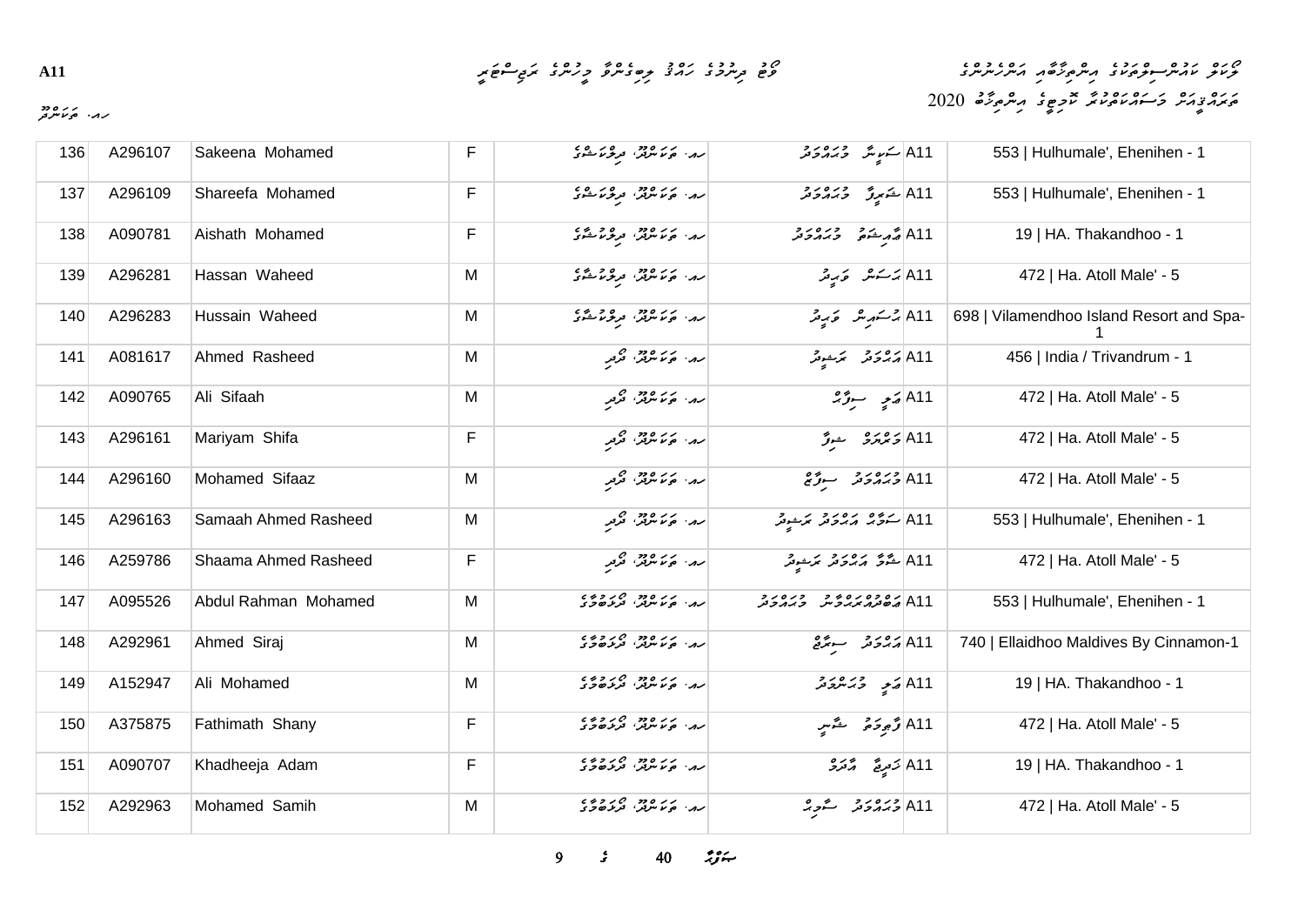| 136 | A296107 | Sakeena Mohamed | F | ހއ. ތަކަންދޫ، ދިލްޝާދުގެ | A11 ސަކީނާ މުޙައްމަދު | 553 \| Hulhumale', Ehenihen - 1 |
|---|---|---|---|---|---|---|
| 137 | A296109 | Shareefa Mohamed | F | ހއ. ތަކަންދޫ، ދިލްޝާދުގެ | A11 ޝަރީފާ މުޙައްމަދު | 553 \| Hulhumale', Ehenihen - 1 |
| 138 | A090781 | Aishath Mohamed | F | ހއ. ތަކަންދޫ، ދިލްޝާދުގެ | A11 އާއިޝަތު މުޙައްމަދު | 19 \| HA. Thakandhoo - 1 |
| 139 | A296281 | Hassan Waheed | M | ހއ. ތަކަންދޫ، ދިލްޝާދުގެ | A11 ހަސަން ވަޙީދު | 472 \| Ha. Atoll Male' - 5 |
| 140 | A296283 | Hussain Waheed | M | ހއ. ތަކަންދޫ، ދިލްޝާދުގެ | A11 ހުސައިން ވަޙީދު | 698 \| Vilamendhoo Island Resort and Spa-1 |
| 141 | A081617 | Ahmed Rasheed | M | ހއ. ތަކަންދޫ، ދޮރި | A11 އަޙްމަދު ރަޝީދު | 456 \| India / Trivandrum - 1 |
| 142 | A090765 | Ali Sifaah | M | ހއ. ތަކަންދޫ، ދޮރި | A11 އަލީ ސިފާޙް | 472 \| Ha. Atoll Male' - 5 |
| 143 | A296161 | Mariyam Shifa | F | ހއ. ތަކަންދޫ، ދޮރި | A11 މަރިޔަމް ޝިފާ | 472 \| Ha. Atoll Male' - 5 |
| 144 | A296160 | Mohamed Sifaaz | M | ހއ. ތަކަންދޫ، ދޮރި | A11 މުޙައްމަދު ސިފާޒް | 472 \| Ha. Atoll Male' - 5 |
| 145 | A296163 | Samaah Ahmed Rasheed | M | ހއ. ތަކަންދޫ، ދޮރި | A11 ސަމާޙް އަޙްމަދު ރަޝީދު | 553 \| Hulhumale', Ehenihen - 1 |
| 146 | A259786 | Shaama Ahmed Rasheed | F | ހއ. ތަކަންދޫ، ދޮރި | A11 ޝާމާ އަޙްމަދު ރަޝީދު | 472 \| Ha. Atoll Male' - 5 |
| 147 | A095526 | Abdul Rahman Mohamed | M | ހއ. ތަކަންދޫ، ދޮރުބާގެ | A11 އަބްދުއްރަޙްމާން މުޙައްމަދު | 553 \| Hulhumale', Ehenihen - 1 |
| 148 | A292961 | Ahmed Siraj | M | ހއ. ތަކަންދޫ، ދޮރުބާގެ | A11 އަޙްމަދު ސިރާޖު | 740 \| Ellaidhoo Maldives By Cinnamon-1 |
| 149 | A152947 | Ali Mohamed | M | ހއ. ތަކަންދޫ، ދޮރުބާގެ | A11 އަލީ މުޙަންމަދު | 19 \| HA. Thakandhoo - 1 |
| 150 | A375875 | Fathimath Shany | F | ހއ. ތަކަންދޫ، ދޮރުބާގެ | A11 ފާތިމަތު ޝާނީ | 472 \| Ha. Atoll Male' - 5 |
| 151 | A090707 | Khadheeja Adam | F | ހއ. ތަކަންދޫ، ދޮރުބާގެ | A11 ޚަދީޖާ އާދަމް | 19 \| HA. Thakandhoo - 1 |
| 152 | A292963 | Mohamed Samih | M | ހއ. ތަކަންދޫ، ދޮރުބާގެ | A11 މުޙައްމަދު ސާމިޙް | 472 \| Ha. Atoll Male' - 5 |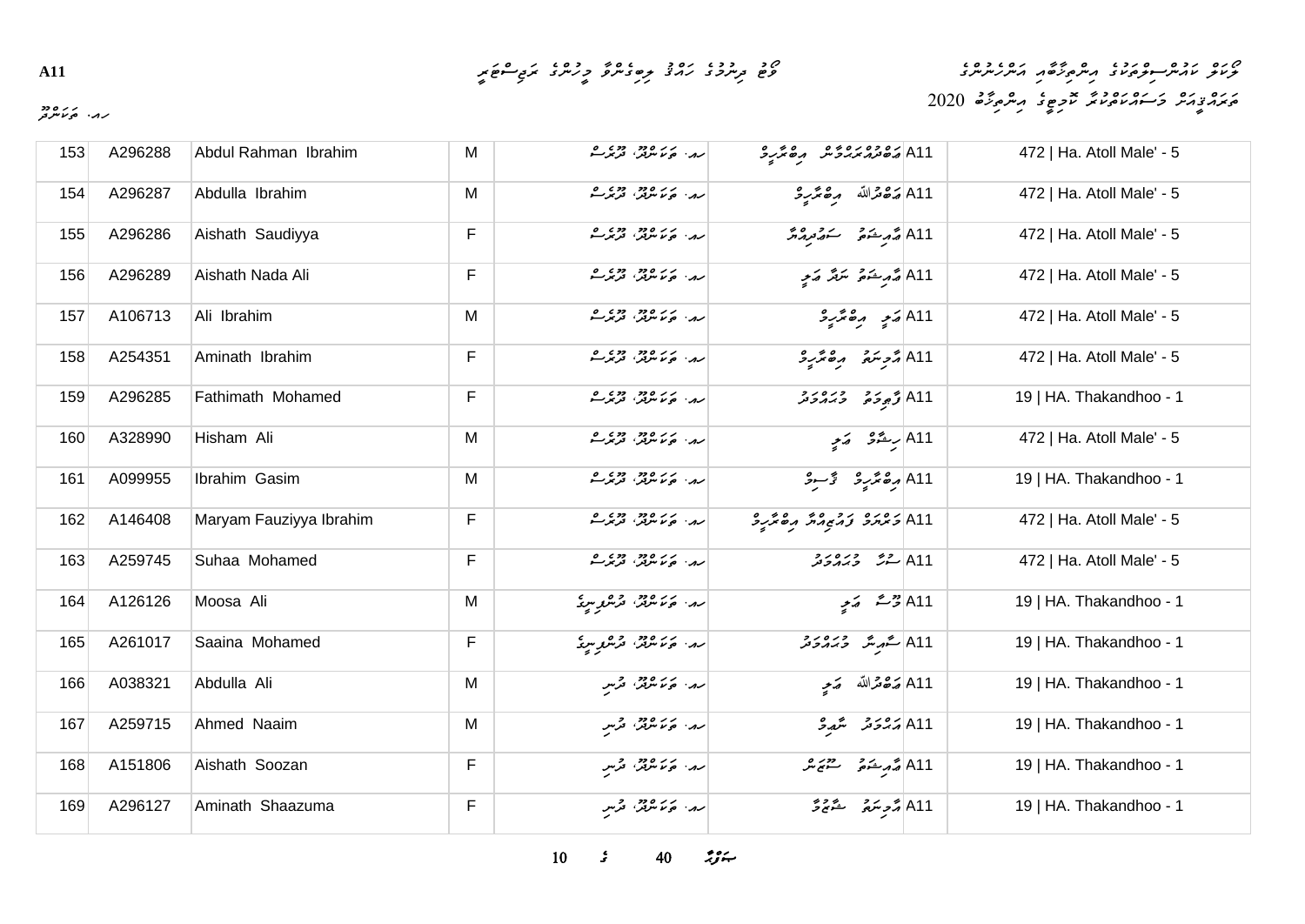| 153 | A296288 | Abdul Rahman Ibrahim | M | رەپ ئوترىشتى، تریر شە | A11 مەھەرمىزىرگىزىش مەھەترىرى | 472 \| Ha. Atoll Male' - 5 |
|---|---|---|---|---|---|---|
| 154 | A296287 | Abdulla Ibrahim | M | رەپ ئوترىشتى، تریر شە | A11 مَەھەقراللە مەھەترىرى | 472 \| Ha. Atoll Male' - 5 |
| 155 | A296286 | Aishath Saudiyya | F | رەپ ئوترىشتى، تریر شە | A11 مەمرىشقۇ سەمەمرەمگ | 472 \| Ha. Atoll Male' - 5 |
| 156 | A296289 | Aishath Nada Ali | F | رەپ ئوترىشتى، تریر شە | A11 مەمرىشقۇ سَرَقَرَ مَەمِ | 472 \| Ha. Atoll Male' - 5 |
| 157 | A106713 | Ali Ibrahim | M | رەپ ئوترىشتى، تریر شە | A11 مَەمِ مەھەترىرى | 472 \| Ha. Atoll Male' - 5 |
| 158 | A254351 | Aminath Ibrahim | F | رەپ ئوترىشتى، تریر شە | A11 مُەمِّسَرَمْ مەھەترىرى | 472 \| Ha. Atoll Male' - 5 |
| 159 | A296285 | Fathimath Mohamed | F | رەپ ئوترىشتى، تریر شە | A11 وَّجِوَمْ وَبَرَمُوَمْر | 19 \| HA. Thakandhoo - 1 |
| 160 | A328990 | Hisham Ali | M | رەپ ئوترىشتى، تریر شە | A11 رِشَوْ مَەمِ | 472 \| Ha. Atoll Male' - 5 |
| 161 | A099955 | Ibrahim Gasim | M | رەپ ئوترىشتى، تریر شە | A11 مەھەترىرى تَحْسِرْ | 19 \| HA. Thakandhoo - 1 |
| 162 | A146408 | Maryam Fauziyya Ibrahim | F | رەپ ئوترىشتى، تریر شە | A11 وَسْرَمَرْ وَمْرُمْ مُسْرٌ مەھەترىرى | 472 \| Ha. Atoll Male' - 5 |
| 163 | A259745 | Suhaa Mohamed | F | رەپ ئوترىشتى، تریر شە | A11 سِرْمَ وَبَرَمُوَمْر | 472 \| Ha. Atoll Male' - 5 |
| 164 | A126126 | Moosa Ali | M | رەپ ئوترىشتى، قرىشرو سرىگ | A11 وَّسُّ مَەمِ | 19 \| HA. Thakandhoo - 1 |
| 165 | A261017 | Saaina Mohamed | F | رەپ ئوترىشتى، قرىشرو سرىگ | A11 سُمْرِسَّ وَبَرَمُوَمْر | 19 \| HA. Thakandhoo - 1 |
| 166 | A038321 | Abdulla Ali | M | رەپ ئوترىشتى، ترسر | A11 مَەھەقراللە مَەمِ | 19 \| HA. Thakandhoo - 1 |
| 167 | A259715 | Ahmed Naaim | M | رەپ ئوترىشتى، ترسر | A11 مَرْمَوَمْر سَمْرِوْ | 19 \| HA. Thakandhoo - 1 |
| 168 | A151806 | Aishath Soozan | F | رەپ ئوترىشتى، ترسر | A11 مەمرىشقۇ سُمْجَسْ | 19 \| HA. Thakandhoo - 1 |
| 169 | A296127 | Aminath Shaazuma | F | رەپ ئوترىشتى، ترسر | A11 مُەمِّسَرَمْ شَمْجَوْ | 19 \| HA. Thakandhoo - 1 |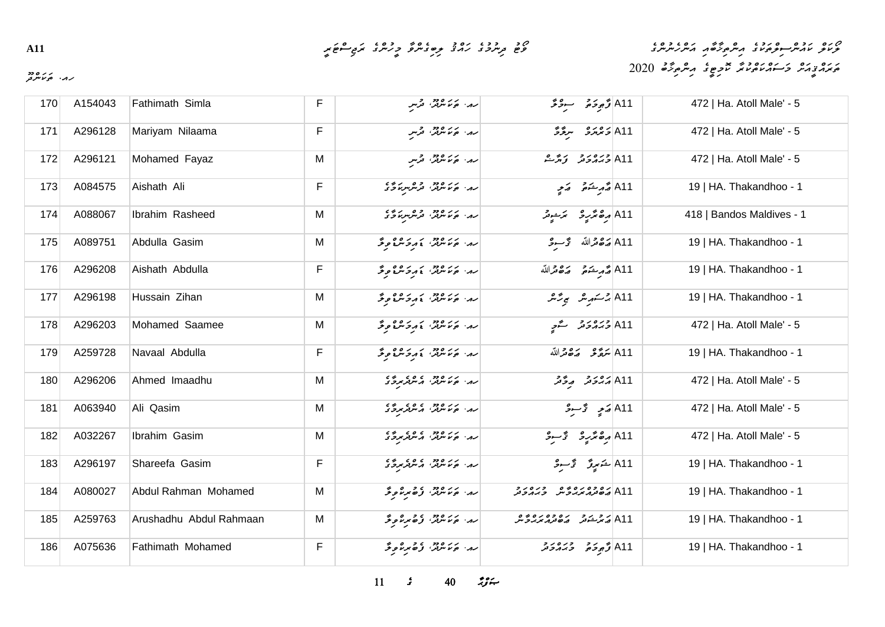| 170 | A154043 | Fathimath Simla | F | رە. ھَ ئَا سْرَقْرُ. قْرْسِر | A11 ژَجِ وَحْرَ مِسوِ قَّ | 472 \| Ha. Atoll Male' - 5 |
|---|---|---|---|---|---|---|
| 171 | A296128 | Mariyam Nilaama | F | رە. ھَ ئَا سْرَقْرُ. قْرْسِر | A11 ئَ مَرْمَرْ دُ سِرِ قَرَّ | 472 \| Ha. Atoll Male' - 5 |
| 172 | A296121 | Mohamed Fayaz | M | رە. ھَ ئَا سْرَقْرُ. قْرْسِر | A11 دُبَرْ دُوَ قُرْ دَرْ سْ | 472 \| Ha. Atoll Male' - 5 |
| 173 | A084575 | Aishath Ali | F | رە. ھَ ئَا سْرَقْرُ. قْرْسْرِسِرَ دَّ ئ | A11 ئُمِ شَوْ أَ مِ | 19 \| HA. Thakandhoo - 1 |
| 174 | A088067 | Ibrahim Rasheed | M | رە. ھَ ئَا سْرَقْرُ. قْرْسْرِسِرَ دَّ ئ | A11 مِ ھُ ئَرِ وُ بَرَشِيْ قْرُ | 418 \| Bandos Maldives - 1 |
| 175 | A089751 | Abdulla Gasim | M | رە. ھَ ئَا سْرَقْرُ. ءَ مِرِ دَ سْرٌ ءُ وِ ئَ | A11 أَرَە قْرُ اللّه تَوَسْرِ وُ | 19 \| HA. Thakandhoo - 1 |
| 176 | A296208 | Aishath Abdulla | F | رە. ھَ ئَا سْرَقْرُ. ءَ مِرِ دَ سْرٌ ءُ وِ ئَ | A11 ئُمِ شَوْ أَرَە قْرُ اللّه | 19 \| HA. Thakandhoo - 1 |
| 177 | A296198 | Hussain Zihan | M | رە. ھَ ئَا سْرَقْرُ. ءَ مِرِ دَ سْرٌ ءُ وِ ئَ | A11 بُرْ سَمِرِ سْرُ بِي رُ سْرُ | 19 \| HA. Thakandhoo - 1 |
| 178 | A296203 | Mohamed Saamee | M | رە. ھَ ئَا سْرَقْرُ. ءَ مِرِ دَ سْرٌ ءُ وِ ئَ | A11 دُبَرْ دُوَ قُرْ سَّوِ | 472 \| Ha. Atoll Male' - 5 |
| 179 | A259728 | Navaal Abdulla | F | رە. ھَ ئَا سْرَقْرُ. ءَ مِرِ دَ سْرٌ ءُ وِ ئَ | A11 سَرَّ قُرْ أَرَە قْرُ اللّه | 19 \| HA. Thakandhoo - 1 |
| 180 | A296206 | Ahmed Imaadhu | M | رە. ھَ ئَا سْرَقْرُ. ءُ سْرُ قْرِ مِرِ دُّ ئ | A11 أَرْ دَ قْرُ مِ دَّ قْرُ | 472 \| Ha. Atoll Male' - 5 |
| 181 | A063940 | Ali Qasim | M | رە. ھَ ئَا سْرَقْرُ. ءُ سْرُ قْرِ مِرِ دُّ ئ | A11 أَ مِ تَوَسْرِ وُ | 472 \| Ha. Atoll Male' - 5 |
| 182 | A032267 | Ibrahim Gasim | M | رە. ھَ ئَا سْرَقْرُ. ءُ سْرُ قْرِ مِرِ دُّ ئ | A11 مِ ھُ ئَرِ وُ تَوَسْرِ وُ | 472 \| Ha. Atoll Male' - 5 |
| 183 | A296197 | Shareefa Gasim | F | رە. ھَ ئَا سْرَقْرُ. ءُ سْرُ قْرِ مِرِ دُّ ئ | A11 شَمِرِ رُّ تَوَسْرِ وُ | 19 \| HA. Thakandhoo - 1 |
| 184 | A080027 | Abdul Rahman Mohamed | M | رە. ھَ ئَا سْرَقْرُ. ژُ ھُ مِرِ سْرُ وِ ئَ | A11 أَرَە قْرُ رَ مِرَ رُ قَرْ سْرُ دُبَرْ دُوَ قُرْ | 19 \| HA. Thakandhoo - 1 |
| 185 | A259763 | Arushadhu Abdul Rahmaan | M | رە. ھَ ئَا سْرَقْرُ. ژُ ھُ مِرِ سْرُ وِ ئَ | A11 أَ بَرْ شَوَ قْرُ أَرَە قْرُ رَ مِرَ رُ قَرْ سْرُ | 19 \| HA. Thakandhoo - 1 |
| 186 | A075636 | Fathimath Mohamed | F | رە. ھَ ئَا سْرَقْرُ. ژُ ھُ مِرِ سْرُ وِ ئَ | A11 ژَجِ وَحْرَ دُبَرْ دُوَ قُرْ | 19 \| HA. Thakandhoo - 1 |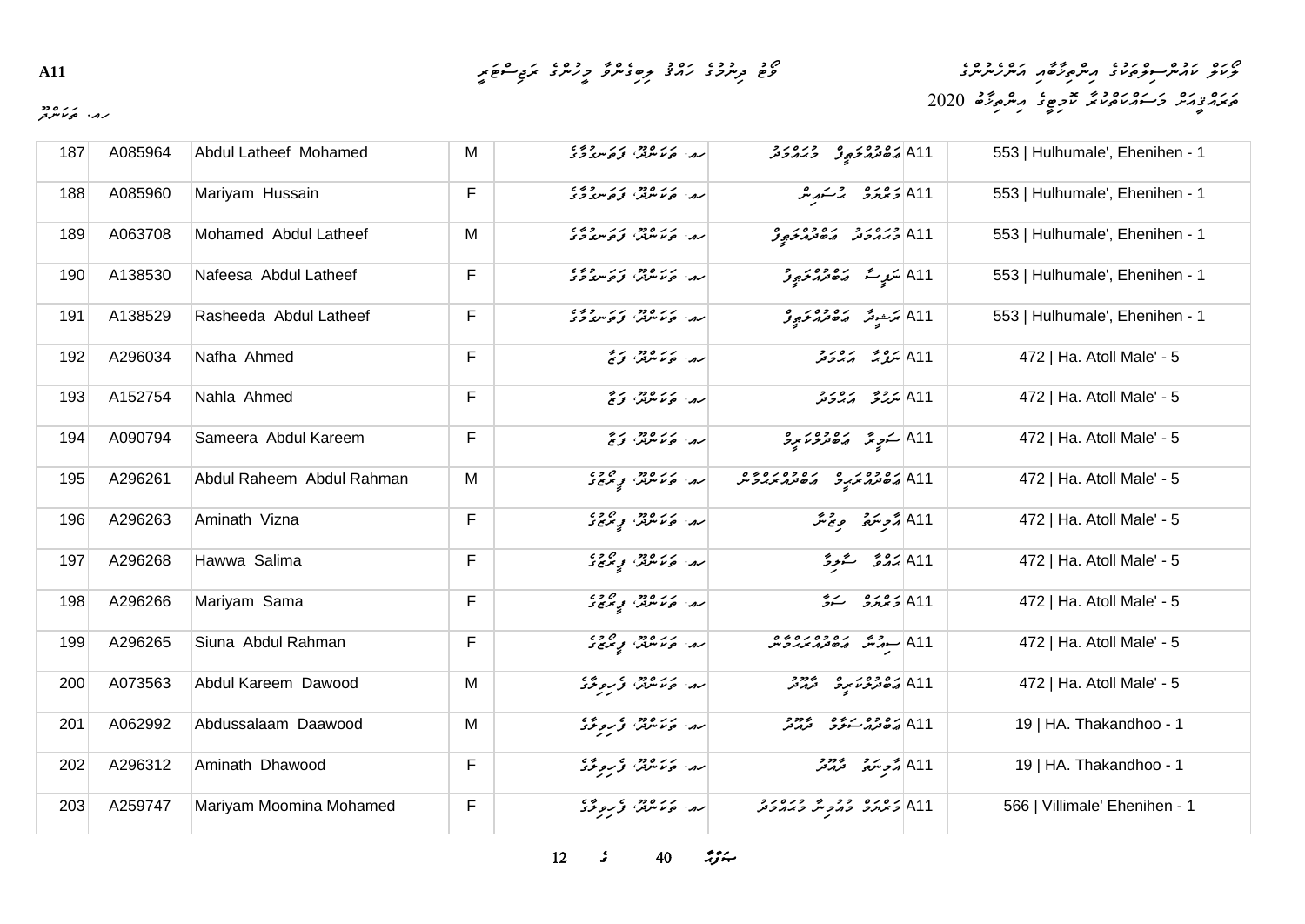| 187 | A085964 | Abdul Latheef Mohamed | M | رە. ھَوَسْرُوْ، وَھَسِرِدَّرْ | A11 مەھىرمەنجۇ دېرمەدىر | 553 \| Hulhumale', Ehenihen - 1 |
|---|---|---|---|---|---|---|
| 188 | A085960 | Mariyam Hussain | F | رە. ھَوَسْرُوْ، وَھَسِرِدَّرْ | A11 ئەمەرد جەسەرىش | 553 \| Hulhumale', Ehenihen - 1 |
| 189 | A063708 | Mohamed Abdul Latheef | M | رە. ھَوَسْرُوْ، وَھَسِرِدَّرْ | A11 دېرمەدىر مەھىرمەنجۇ | 553 \| Hulhumale', Ehenihen - 1 |
| 190 | A138530 | Nafeesa Abdul Latheef | F | رە. ھَوَسْرُوْ، وَھَسِرِدَّرْ | A11 سَرِیسٌ مەھىرمەنجۇ | 553 \| Hulhumale', Ehenihen - 1 |
| 191 | A138529 | Rasheeda Abdul Latheef | F | رە. ھَوَسْرُوْ، وَھَسِرِدَّرْ | A11 ترشيتر مەھىرمەنجۇ | 553 \| Hulhumale', Ehenihen - 1 |
| 192 | A296034 | Nafha Ahmed | F | رە. ھَوَسْرُوْ، وَجٌ | A11 سَرْبٌ مەردىر | 472 \| Ha. Atoll Male' - 5 |
| 193 | A152754 | Nahla Ahmed | F | رە. ھَوَسْرُوْ، وَجٌ | A11 سَرْدٌ مەردىر | 472 \| Ha. Atoll Male' - 5 |
| 194 | A090794 | Sameera Abdul Kareem | F | رە. ھَوَسْرُوْ، وَجٌ | A11 سَوِيرٌ مەھىرىرىرى | 472 \| Ha. Atoll Male' - 5 |
| 195 | A296261 | Abdul Raheem Abdul Rahman | M | رە. ھَوَسْرُوْ، وِيرْجٌ | A11 مەھىرمەترىر مەھىرمەترىرىش | 472 \| Ha. Atoll Male' - 5 |
| 196 | A296263 | Aminath Vizna | F | رە. ھَوَسْرُوْ، وِيرْجٌ | A11 مُحِسَمُ وِجْسٌ | 472 \| Ha. Atoll Male' - 5 |
| 197 | A296268 | Hawwa Salima | F | رە. ھَوَسْرُوْ، وِيرْجٌ | A11 رَدَّوٌ سَّعِدٌ | 472 \| Ha. Atoll Male' - 5 |
| 198 | A296266 | Mariyam Sama | F | رە. ھَوَسْرُوْ، وِيرْجٌ | A11 ئەمەرد سَدٌ | 472 \| Ha. Atoll Male' - 5 |
| 199 | A296265 | Siuna Abdul Rahman | F | رە. ھَوَسْرُوْ، وِيرْجٌ | A11 سِدْسٌ مەھىرمەترىرىش | 472 \| Ha. Atoll Male' - 5 |
| 200 | A073563 | Abdul Kareem Dawood | M | رە. ھَوَسْرُوْ، وِرِوِّگٌ | A11 مەھىرىرىرى ترمەتر | 472 \| Ha. Atoll Male' - 5 |
| 201 | A062992 | Abdussalaam Daawood | M | رە. ھَوَسْرُوْ، وِرِوِّگٌ | A11 مەھىرمەسَرَّو ترمەتر | 19 \| HA. Thakandhoo - 1 |
| 202 | A296312 | Aminath Dhawood | F | رە. ھَوَسْرُوْ، وِرِوِّگٌ | A11 مُحِسَمُ ترمەتر | 19 \| HA. Thakandhoo - 1 |
| 203 | A259747 | Mariyam Moomina Mohamed | F | رە. ھَوَسْرُوْ، وِرِوِّگٌ | A11 ئەمەرد دېرمىش دېرمەدىر | 566 \| Villimale' Ehenihen - 1 |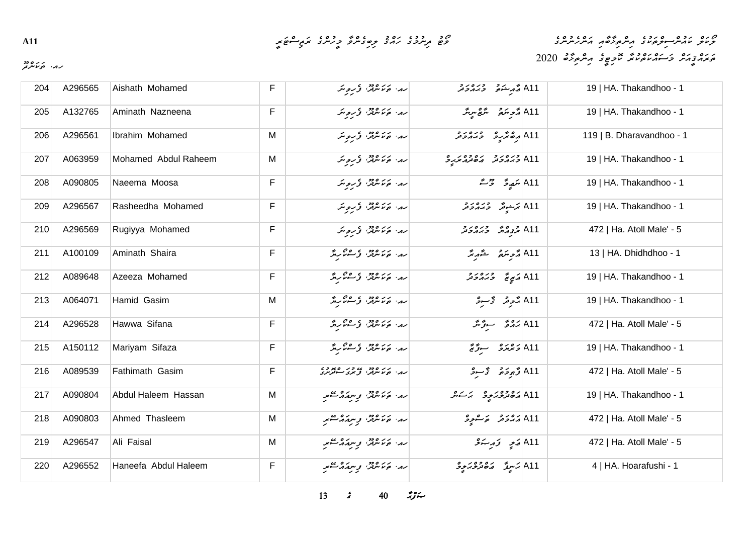| 204 | A296565 | Aishath Mohamed | F | ހއ. ތަކަންދޫ، ފެހިވިނަ | A11 އައިޝަތު މުހައްމަދު | 19 \| HA. Thakandhoo - 1 |
|---|---|---|---|---|---|---|
| 205 | A132765 | Aminath Nazneena | F | ހއ. ތަކަންދޫ، ފެހިވިނަ | A11 އާމިނަތު ނަޒްނީނާ | 19 \| HA. Thakandhoo - 1 |
| 206 | A296561 | Ibrahim Mohamed | M | ހއ. ތަކަންދޫ، ފެހިވިނަ | A11 އިބްރާހީމް މުހައްމަދު | 119 \| B. Dharavandhoo - 1 |
| 207 | A063959 | Mohamed Abdul Raheem | M | ހއ. ތަކަންދޫ، ފެހިވިނަ | A11 މުހައްމަދު އަބްދުއްރަހީމް | 19 \| HA. Thakandhoo - 1 |
| 208 | A090805 | Naeema Moosa | F | ހއ. ތަކަންދޫ، ފެހިވިނަ | A11 ނައީމާ މޫސާ | 19 \| HA. Thakandhoo - 1 |
| 209 | A296567 | Rasheedha Mohamed | F | ހއ. ތަކަންދޫ، ފެހިވިނަ | A11 ރަޝީދާ މުހައްމަދު | 19 \| HA. Thakandhoo - 1 |
| 210 | A296569 | Rugiyya Mohamed | F | ހއ. ތަކަންދޫ، ފެހިވިނަ | A11 ރުގިއްޔާ މުހައްމަދު | 472 \| Ha. Atoll Male' - 5 |
| 211 | A100109 | Aminath Shaira | F | ހއ. ތަކަންދޫ، ފެސްޓިވަލް | A11 އާމިނަތު ޝާއިރާ | 13 \| HA. Dhidhdhoo - 1 |
| 212 | A089648 | Azeeza Mohamed | F | ހއ. ތަކަންދޫ، ފެސްޓިވަލް | A11 އަޒީޒާ މުހައްމަދު | 19 \| HA. Thakandhoo - 1 |
| 213 | A064071 | Hamid Gasim | M | ހއ. ތަކަންދޫ، ފެސްޓިވަލް | A11 ހާމިދު ޤާސިމު | 19 \| HA. Thakandhoo - 1 |
| 214 | A296528 | Hawwa Sifana | F | ހއ. ތަކަންދޫ، ފެސްޓިވަލް | A11 ހައްވާ ސިފާނާ | 472 \| Ha. Atoll Male' - 5 |
| 215 | A150112 | Mariyam Sifaza | F | ހއ. ތަކަންދޫ، ފެސްޓިވަލް | A11 މަރިޔަމް ސިފާޒާ | 19 \| HA. Thakandhoo - 1 |
| 216 | A089539 | Fathimath Gasim | F | ހއ. ތަކަންދޫ، ފެހިރަށް ސްޓޯރސް | A11 ފާތިމަތު ޤާސިމު | 472 \| Ha. Atoll Male' - 5 |
| 217 | A090804 | Abdul Haleem Hassan | M | ހއ. ތަކަންދޫ، ފިނިފެންމާގެ | A11 އަބްދުލްހަލީމް ހަސަން | 19 \| HA. Thakandhoo - 1 |
| 218 | A090803 | Ahmed Thasleem | M | ހއ. ތަކަންދޫ، ފިނިފެންމާގެ | A11 އަހުމަދު ތަސްލީމް | 472 \| Ha. Atoll Male' - 5 |
| 219 | A296547 | Ali Faisal | M | ހއ. ތަކަންދޫ، ފިނިފެންމާގެ | A11 އަލީ ފައިސަލް | 472 \| Ha. Atoll Male' - 5 |
| 220 | A296552 | Haneefa Abdul Haleem | F | ހއ. ތަކަންދޫ، ފިނިފެންމާގެ | A11 ހަނީފާ އަބްދުލްހަލީމް | 4 \| HA. Hoarafushi - 1 |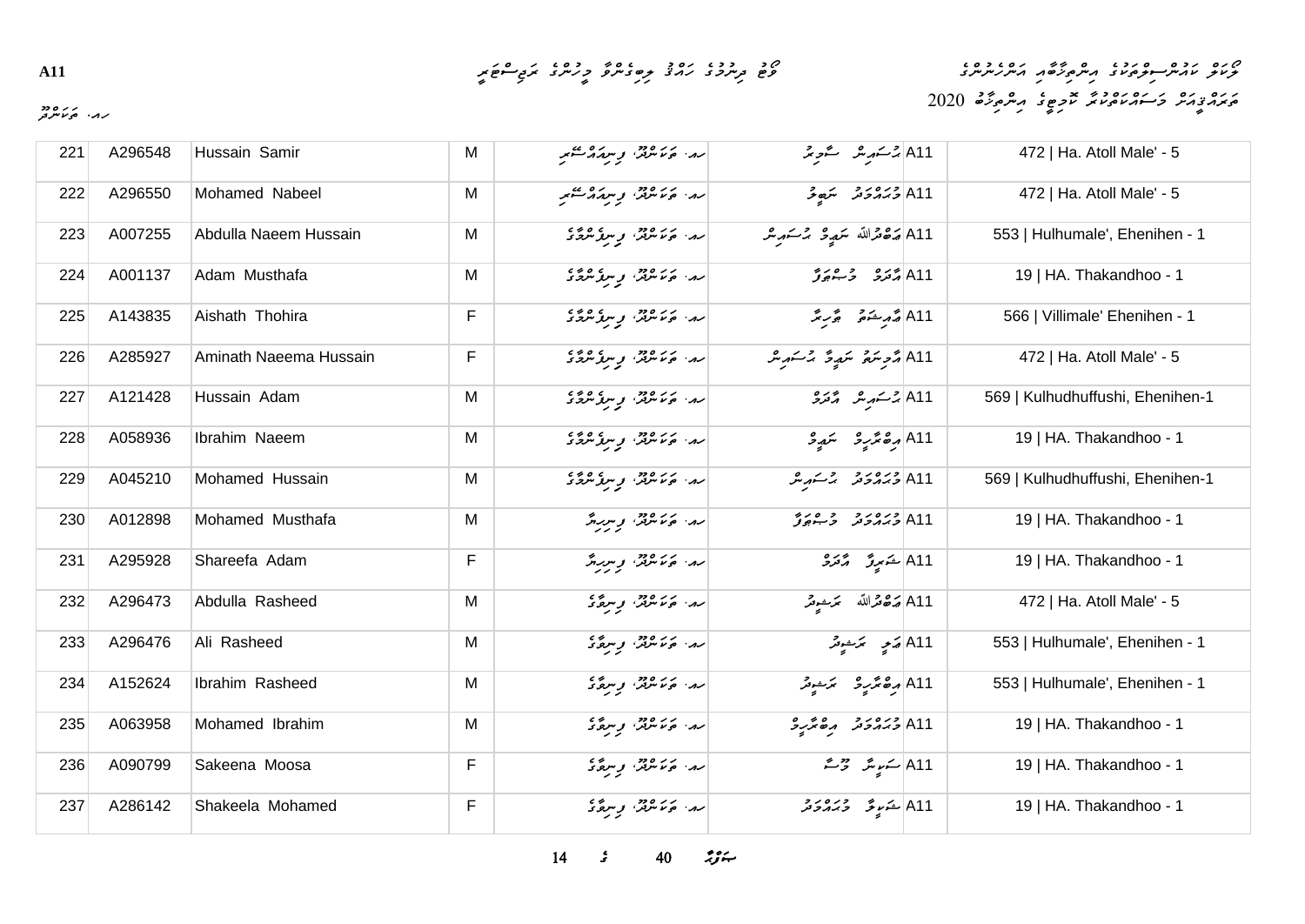| 221 | A296548 | Hussain Samir | M | ހދ. ތަކަންދޫ. ފިނިޔާއޮސްޓަރ | A11 ޙުސައިން ސާމިރު | 472 \| Ha. Atoll Male' - 5 |
|---|---|---|---|---|---|---|
| 222 | A296550 | Mohamed Nabeel | M | ހދ. ތަކަންދޫ. ފިނިޔާއޮސްޓަރ | A11 މުހައްމަދު ނަބީލް | 472 \| Ha. Atoll Male' - 5 |
| 223 | A007255 | Abdulla Naeem Hussain | M | ހދ. ތަކަންދޫ. ފިނިފެންމާގެ | A11 އަބްދުاللهِ ނައީމް ޙުސައިން | 553 \| Hulhumale', Ehenihen - 1 |
| 224 | A001137 | Adam Musthafa | M | ހދ. ތަކަންދޫ. ފިނިފެންމާގެ | A11 އާދަމް މުސްތަފާ | 19 \| HA. Thakandhoo - 1 |
| 225 | A143835 | Aishath Thohira | F | ހދ. ތަކަންދޫ. ފިނިފެންމާގެ | A11 އާއިޝަތު ޠާހިރާ | 566 \| Villimale' Ehenihen - 1 |
| 226 | A285927 | Aminath Naeema Hussain | F | ހދ. ތަކަންދޫ. ފިނިފެންމާގެ | A11 އާމިނަތު ނައީމާ ޙުސައިން | 472 \| Ha. Atoll Male' - 5 |
| 227 | A121428 | Hussain Adam | M | ހދ. ތަކަންދޫ. ފިނިފެންމާގެ | A11 ޙުސައިން އާދަމް | 569 \| Kulhudhuffushi, Ehenihen-1 |
| 228 | A058936 | Ibrahim Naeem | M | ހދ. ތަކަންދޫ. ފިނިފެންމާގެ | A11 އިބްރާހީމް ނައީމް | 19 \| HA. Thakandhoo - 1 |
| 229 | A045210 | Mohamed Hussain | M | ހދ. ތަކަންދޫ. ފިނިފެންމާގެ | A11 މުހައްމަދު ޙުސައިން | 569 \| Kulhudhuffushi, Ehenihen-1 |
| 230 | A012898 | Mohamed Musthafa | M | ހދ. ތަކަންދޫ. ފިނިހިރާ | A11 މުހައްމަދު މުސްތަފާ | 19 \| HA. Thakandhoo - 1 |
| 231 | A295928 | Shareefa Adam | F | ހދ. ތަކަންދޫ. ފިނިހިރާ | A11 ޝަރީފާ އާދަމް | 19 \| HA. Thakandhoo - 1 |
| 232 | A296473 | Abdulla Rasheed | M | ހދ. ތަކަންދޫ. ފިނިވާގެ | A11 އަބްދުاللهِ ރަޝީދު | 472 \| Ha. Atoll Male' - 5 |
| 233 | A296476 | Ali Rasheed | M | ހދ. ތަކަންދޫ. ފިނިވާގެ | A11 އަލި ރަޝީދު | 553 \| Hulhumale', Ehenihen - 1 |
| 234 | A152624 | Ibrahim Rasheed | M | ހދ. ތަކަންދޫ. ފިނިވާގެ | A11 އިބްރާހީމް ރަޝީދު | 553 \| Hulhumale', Ehenihen - 1 |
| 235 | A063958 | Mohamed Ibrahim | M | ހދ. ތަކަންދޫ. ފިނިވާގެ | A11 މުހައްމަދު އިބްރާހީމް | 19 \| HA. Thakandhoo - 1 |
| 236 | A090799 | Sakeena Moosa | F | ހދ. ތަކަންދޫ. ފިނިވާގެ | A11 ސަކީނާ މޫސާ | 19 \| HA. Thakandhoo - 1 |
| 237 | A286142 | Shakeela Mohamed | F | ހދ. ތަކަންދޫ. ފިނިވާގެ | A11 ޝަކީލާ މުހައްމަދު | 19 \| HA. Thakandhoo - 1 |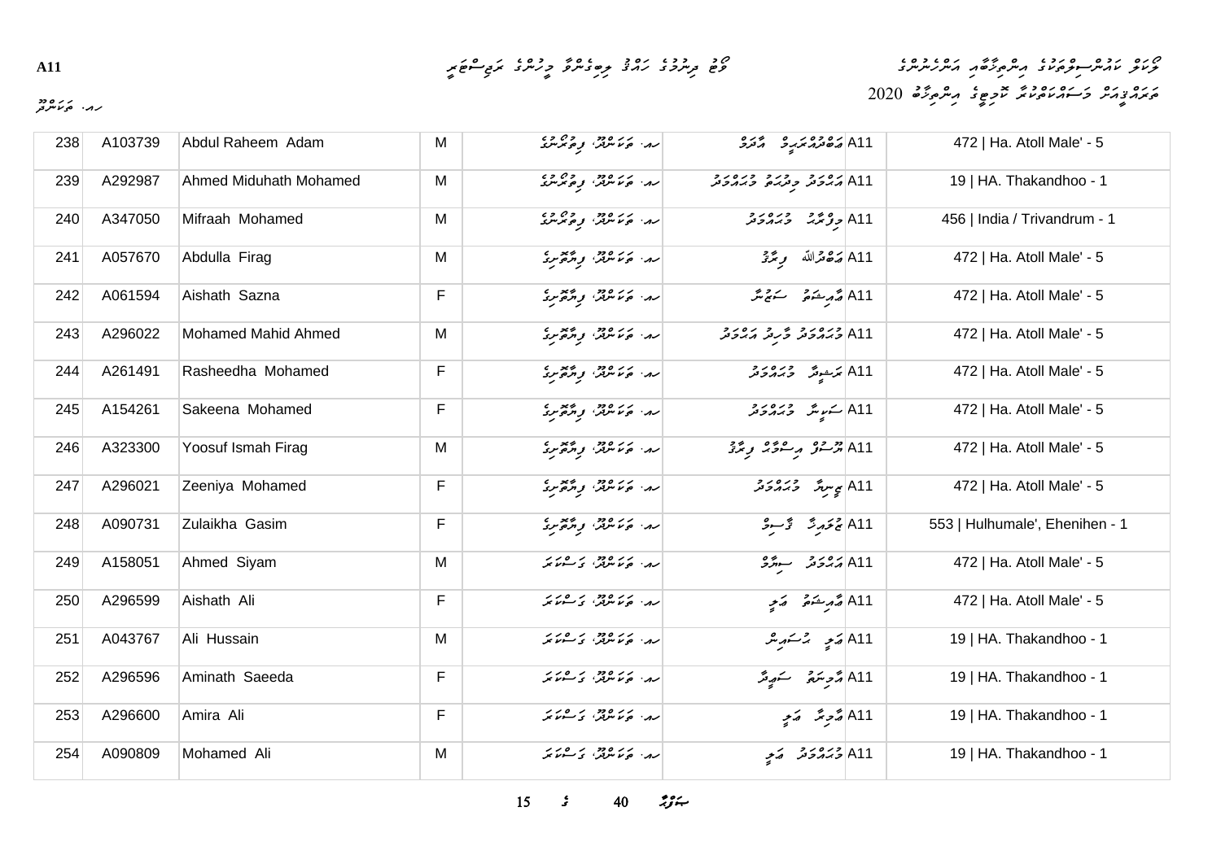| 238 | A103739 | Abdul Raheem Adam | M | رہ· ھَرَسْرُتْرُ، وِھُوَسْرُ | A11 مَھْتْرُمْ مَرَبِرْ مُرْمُرْ | 472 \| Ha. Atoll Male' - 5 |
|---|---|---|---|---|---|---|
| 239 | A292987 | Ahmed Miduhath Mohamed | M | رہ· ھَرَسْرُتْرُ، وِھُوَسْرُ | A11 مَرْدَدْ وِدْرَهْ دْبَرْدْدْ | 19 \| HA. Thakandhoo - 1 |
| 240 | A347050 | Mifraah Mohamed | M | رہ· ھَرَسْرُتْرُ، وِھُوَسْرُ | A11 وِدْمُرْ دْبَرْدْدْ | 456 \| India / Trivandrum - 1 |
| 241 | A057670 | Abdulla Firag | M | رہ· ھَرَسْرُتْرُ، وِرُھْبِرُ | A11 مَھْتْرُاللہ وِبَرْدْ | 472 \| Ha. Atoll Male' - 5 |
| 242 | A061594 | Aishath Sazna | F | رہ· ھَرَسْرُتْرُ، وِرُھْبِرُ | A11 مُرْشَھْ سَجْسُ | 472 \| Ha. Atoll Male' - 5 |
| 243 | A296022 | Mohamed Mahid Ahmed | M | رہ· ھَرَسْرُتْرُ، وِرُھْبِرُ | A11 دْبَرْدْدْ دَرِدْ مَرْدَدْ | 472 \| Ha. Atoll Male' - 5 |
| 244 | A261491 | Rasheedha Mohamed | F | رہ· ھَرَسْرُتْرُ، وِرُھْبِرُ | A11 بَرْشِدَ دْبَرْدْدْ | 472 \| Ha. Atoll Male' - 5 |
| 245 | A154261 | Sakeena Mohamed | F | رہ· ھَرَسْرُتْرُ، وِرُھْبِرُ | A11 سَرِسُ دْبَرْدْدْ | 472 \| Ha. Atoll Male' - 5 |
| 246 | A323300 | Yoosuf Ismah Firag | M | رہ· ھَرَسْرُتْرُ، وِرُھْبِرُ | A11 دْرْسُوْ مِرْسُدُرْ وِبَرْدْ | 472 \| Ha. Atoll Male' - 5 |
| 247 | A296021 | Zeeniya Mohamed | F | رہ· ھَرَسْرُتْرُ، وِرُھْبِرُ | A11 بِسِرِدُ دْبَرْدْدْ | 472 \| Ha. Atoll Male' - 5 |
| 248 | A090731 | Zulaikha Gasim | F | رہ· ھَرَسْرُتْرُ، وِرُھْبِرُ | A11 جْحَرِدُ دُسِدْ | 553 \| Hulhumale', Ehenihen - 1 |
| 249 | A158051 | Ahmed Siyam | M | رہ· ھَرَسْرُتْرُ، دَسْرَسَ | A11 مَرْدَدْ سِبِرُدْ | 472 \| Ha. Atoll Male' - 5 |
| 250 | A296599 | Aishath Ali | F | رہ· ھَرَسْرُتْرُ، دَسْرَسَ | A11 مُرْشَھْ مَعِ | 472 \| Ha. Atoll Male' - 5 |
| 251 | A043767 | Ali Hussain | M | رہ· ھَرَسْرُتْرُ، دَسْرَسَ | A11 مَعِ بُرْسَهِرْ | 19 \| HA. Thakandhoo - 1 |
| 252 | A296596 | Aminath Saeeda | F | رہ· ھَرَسْرُتْرُ، دَسْرَسَ | A11 مُدِسَهْ سَهِدُ | 19 \| HA. Thakandhoo - 1 |
| 253 | A296600 | Amira Ali | F | رہ· ھَرَسْرُتْرُ، دَسْرَسَ | A11 مُدِبُرُ مَعِ | 19 \| HA. Thakandhoo - 1 |
| 254 | A090809 | Mohamed Ali | M | رہ· ھَرَسْرُتْرُ، دَسْرَسَ | A11 دْبَرْدْدْ مَعِ | 19 \| HA. Thakandhoo - 1 |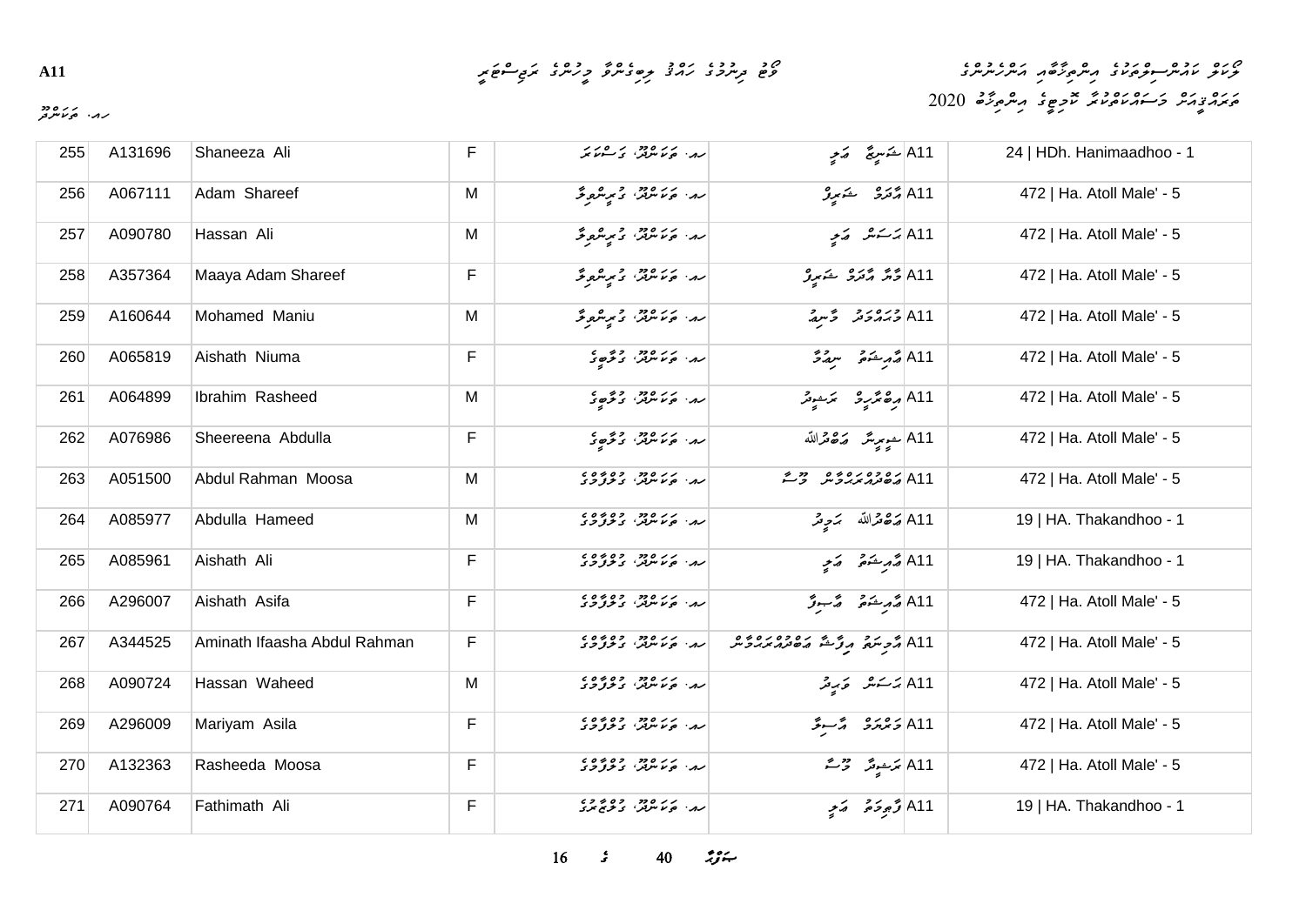| 255 | A131696 | Shaneeza Ali | F | ހއ. ތަކަންދޫ، ގަސްކަރަ | A11 ޝަނީޒާ ޢަލީ | 24 \| HDh. Hanimaadhoo - 1 |
|---|---|---|---|---|---|---|
| 256 | A067111 | Adam Shareef | M | ހއ. ތަކަންދޫ، ގުލިސްތާނާ | A11 އާދަމް ޝަރީފް | 472 \| Ha. Atoll Male' - 5 |
| 257 | A090780 | Hassan Ali | M | ހއ. ތަކަންދޫ، ގުލިސްތާނާ | A11 ހަސަން ޢަލީ | 472 \| Ha. Atoll Male' - 5 |
| 258 | A357364 | Maaya Adam Shareef | F | ހއ. ތަކަންދޫ، ގުލިސްތާނާ | A11 މާޔާ އާދަމް ޝަރީފް | 472 \| Ha. Atoll Male' - 5 |
| 259 | A160644 | Mohamed Maniu | M | ހއ. ތަކަންދޫ، ގުލިސްތާނާ | A11 މުހައްމަދު މާނިއު | 472 \| Ha. Atoll Male' - 5 |
| 260 | A065819 | Aishath Niuma | F | ހއ. ތަކަންދޫ، ގުލާބީގެ | A11 އާއިޝަތު ނިއުމާ | 472 \| Ha. Atoll Male' - 5 |
| 261 | A064899 | Ibrahim Rasheed | M | ހއ. ތަކަންދޫ، ގުލާބީގެ | A11 އިބްރާހީމް ރަޝީދު | 472 \| Ha. Atoll Male' - 5 |
| 262 | A076986 | Sheereena Abdulla | F | ހއ. ތަކަންދޫ، ގުލާބީގެ | A11 ޝީރީނާ އަބްދުﷲ | 472 \| Ha. Atoll Male' - 5 |
| 263 | A051500 | Abdul Rahman Moosa | M | ހއ. ތަކަންދޫ، ގުލްފާމުގެ | A11 އަބްދުއްރަޙްމާން މޫސާ | 472 \| Ha. Atoll Male' - 5 |
| 264 | A085977 | Abdulla Hameed | M | ހއ. ތަކަންދޫ، ގުލްފާމުގެ | A11 އަބްދުﷲ ހަމީދު | 19 \| HA. Thakandhoo - 1 |
| 265 | A085961 | Aishath Ali | F | ހއ. ތަކަންދޫ، ގުލްފާމުގެ | A11 އާއިޝަތު ޢަލީ | 19 \| HA. Thakandhoo - 1 |
| 266 | A296007 | Aishath Asifa | F | ހއ. ތަކަންދޫ، ގުލްފާމުގެ | A11 އާއިޝަތު އާސިފާ | 472 \| Ha. Atoll Male' - 5 |
| 267 | A344525 | Aminath Ifaasha Abdul Rahman | F | ހއ. ތަކަންދޫ، ގުލްފާމުގެ | A11 އާމިނަތު އިފާޝާ އަބްދުއްރަޙްމާން | 472 \| Ha. Atoll Male' - 5 |
| 268 | A090724 | Hassan Waheed | M | ހއ. ތަކަންދޫ، ގުލްފާމުގެ | A11 ހަސަން ވަހީދު | 472 \| Ha. Atoll Male' - 5 |
| 269 | A296009 | Mariyam Asila | F | ހއ. ތަކަންދޫ، ގުލްފާމުގެ | A11 މަރިޔަމް އާސިލާ | 472 \| Ha. Atoll Male' - 5 |
| 270 | A132363 | Rasheeda Moosa | F | ހއ. ތަކަންދޫ، ގުލްފާމުގެ | A11 ރަޝީދާ މޫސާ | 472 \| Ha. Atoll Male' - 5 |
| 271 | A090764 | Fathimath Ali | F | ހއ. ތަކަންދޫ، ގުލްޒާރުގެ | A11 ފާތިމަތު ޢަލީ | 19 \| HA. Thakandhoo - 1 |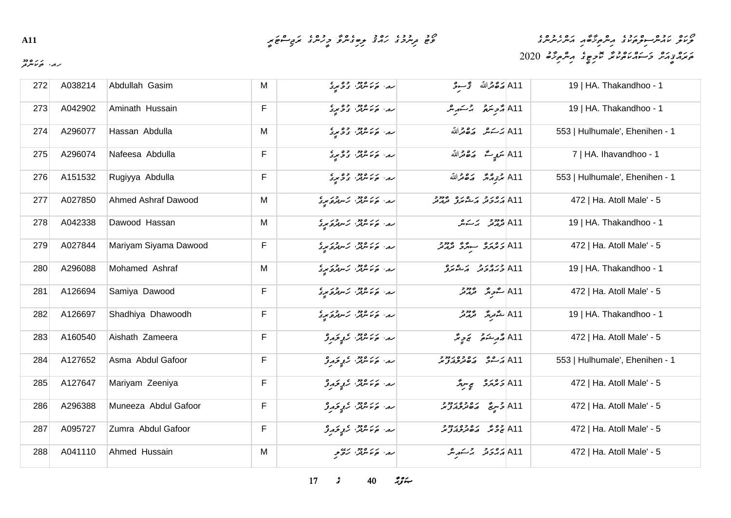| 272 | A038214 | Abdullah Gasim | M | ހދ. ތަކަންދޫ، ގުލްޝަނީގެ | A11 އަބްދުﷲ ގާސިމް | 19 \| HA. Thakandhoo - 1 |
|---|---|---|---|---|---|---|
| 273 | A042902 | Aminath Hussain | F | ހދ. ތަކަންދޫ، ގުލްޝަނީގެ | A11 އާމިނަތު ހުސައިން | 19 \| HA. Thakandhoo - 1 |
| 274 | A296077 | Hassan Abdulla | M | ހދ. ތަކަންދޫ، ގުލްޝަނީގެ | A11 ހަސަން އަބްދުﷲ | 553 \| Hulhumale', Ehenihen - 1 |
| 275 | A296074 | Nafeesa Abdulla | F | ހދ. ތަކަންދޫ، ގުލްޝަނީގެ | A11 ނަފީސާ އަބްދުﷲ | 7 \| HA. Ihavandhoo - 1 |
| 276 | A151532 | Rugiyya Abdulla | F | ހދ. ތަކަންދޫ، ގުލްޝަނީގެ | A11 ރުގިއްޔާ އަބްދުﷲ | 553 \| Hulhumale', Ehenihen - 1 |
| 277 | A027850 | Ahmed Ashraf Dawood | M | ހދ. ތަކަންދޫ، ހަސަރުވަނީގެ | A11 އަޙްމަދު އަޝްރަފް ދާއޫދު | 472 \| Ha. Atoll Male' - 5 |
| 278 | A042338 | Dawood Hassan | M | ހދ. ތަކަންދޫ، ހަސަރުވަނީގެ | A11 ދާއޫދު ހަސަން | 19 \| HA. Thakandhoo - 1 |
| 279 | A027844 | Mariyam Siyama Dawood | F | ހދ. ތަކަންދޫ، ހަސަރުވަނީގެ | A11 މަރިޔަމް ސިޔާމާ ދާއޫދު | 472 \| Ha. Atoll Male' - 5 |
| 280 | A296088 | Mohamed Ashraf | M | ހދ. ތަކަންދޫ، ހަސަރުވަނީގެ | A11 މުހައްމަދު އަޝްރަފް | 19 \| HA. Thakandhoo - 1 |
| 281 | A126694 | Samiya Dawood | F | ހދ. ތަކަންދޫ، ހަސަރުވަނީގެ | A11 ސާމިޔާ ދާއޫދު | 472 \| Ha. Atoll Male' - 5 |
| 282 | A126697 | Shadhiya Dhawoodh | F | ހދ. ތަކަންދޫ، ހަސަރުވަނީގެ | A11 ޝާދިޔާ ދާއޫދު | 19 \| HA. Thakandhoo - 1 |
| 283 | A160540 | Aishath Zameera | F | ހދ. ތަކަންދޫ، ހެލިވަތުލް | A11 އާއިޝަތު ޒަމީރާ | 472 \| Ha. Atoll Male' - 5 |
| 284 | A127652 | Asma Abdul Gafoor | F | ހދ. ތަކަންދޫ، ހެލިވަތުލް | A11 އަސްމާ އަބްދުލްގަފޫރު | 553 \| Hulhumale', Ehenihen - 1 |
| 285 | A127647 | Mariyam Zeeniya | F | ހދ. ތަކަންދޫ، ހެލިވަތުލް | A11 މަރިޔަމް ޒީނިޔާ | 472 \| Ha. Atoll Male' - 5 |
| 286 | A296388 | Muneeza Abdul Gafoor | F | ހދ. ތަކަންދޫ، ހެލިވަތުލް | A11 މުނީޒާ އަބްދުލްގަފޫރު | 472 \| Ha. Atoll Male' - 5 |
| 287 | A095727 | Zumra Abdul Gafoor | F | ހދ. ތަކަންދޫ، ހެލިވަތުލް | A11 ޒުމްރާ އަބްދުލްގަފޫރު | 472 \| Ha. Atoll Male' - 5 |
| 288 | A041110 | Ahmed Hussain | M | ހދ. ތަކަންދޫ، ހޯމް | A11 އަޙްމަދު ހުސައިން | 472 \| Ha. Atoll Male' - 5 |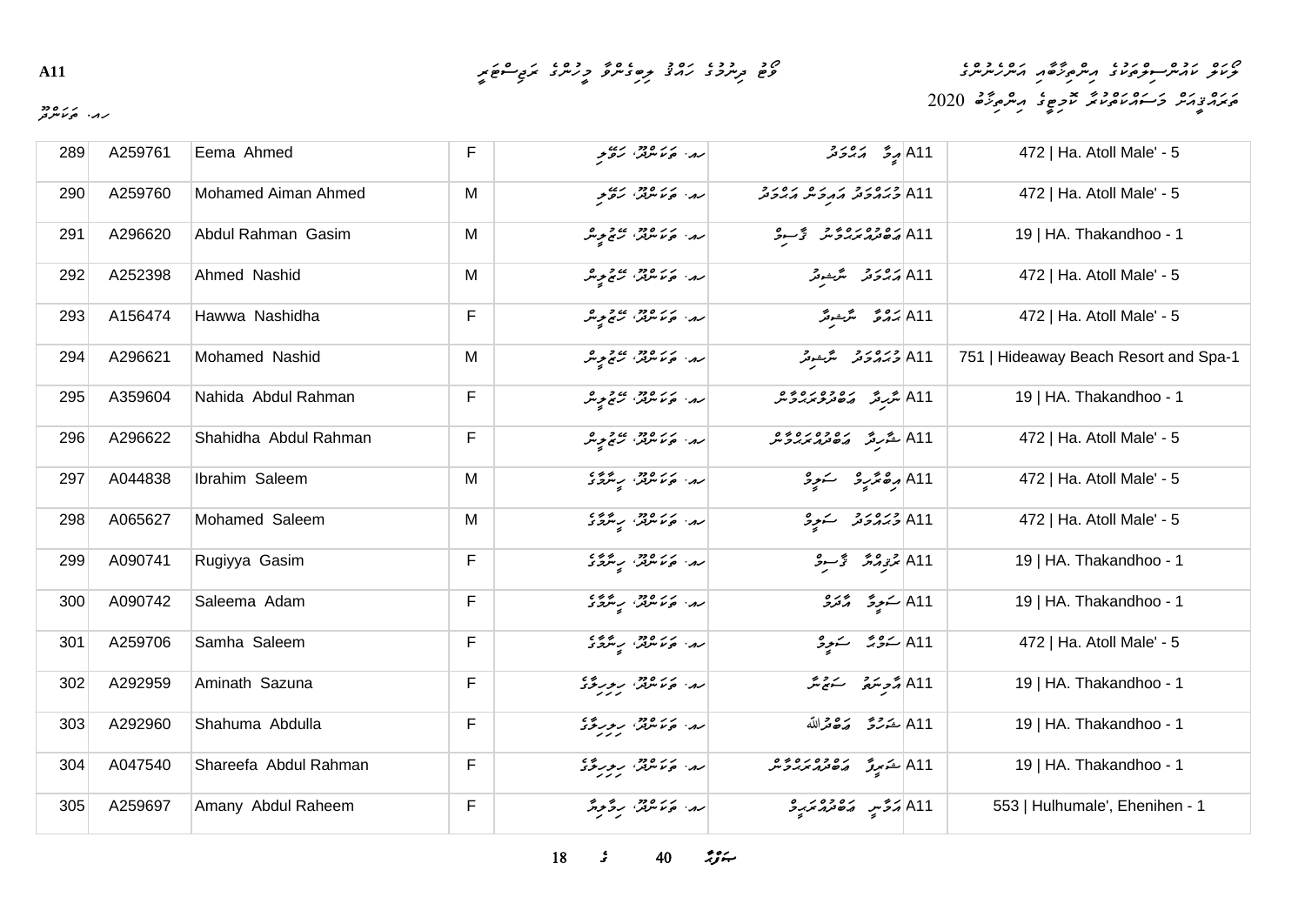| 289 | A259761 | Eema Ahmed | F | ހއ. ތަކަންދޫ، ހަވާލި | A11 އީމާ އަހްމަދު | 472 \| Ha. Atoll Male' - 5 |
|---|---|---|---|---|---|---|
| 290 | A259760 | Mohamed Aiman Ahmed | M | ހއ. ތަކަންދޫ، ހަވާލި | A11 މުހައްމަދު އައިމަން އަހްމަދު | 472 \| Ha. Atoll Male' - 5 |
| 291 | A296620 | Abdul Rahman Gasim | M | ހއ. ތަކަންދޫ، ހަޖަރީން | A11 އަބްދުއްރަޙްމާން ޤާސިމް | 19 \| HA. Thakandhoo - 1 |
| 292 | A252398 | Ahmed Nashid | M | ހއ. ތަކަންދޫ، ހަޖަރީން | A11 އަހްމަދު ނާޝިދު | 472 \| Ha. Atoll Male' - 5 |
| 293 | A156474 | Hawwa Nashidha | F | ހއ. ތަކަންދޫ، ހަޖަރީން | A11 ހައްވާ ނާޝިދާ | 472 \| Ha. Atoll Male' - 5 |
| 294 | A296621 | Mohamed Nashid | M | ހއ. ތަކަންދޫ، ހަޖަރީން | A11 މުހައްމަދު ނާޝިދު | 751 \| Hideaway Beach Resort and Spa-1 |
| 295 | A359604 | Nahida Abdul Rahman | F | ހއ. ތަކަންދޫ، ހަޖަރީން | A11 ނާހިދާ އަބްދުއްރަޙްމާން | 19 \| HA. Thakandhoo - 1 |
| 296 | A296622 | Shahidha Abdul Rahman | F | ހއ. ތަކަންދޫ، ހަޖަރީން | A11 ޝާހިދާ އަބްދުއްރަޙްމާން | 472 \| Ha. Atoll Male' - 5 |
| 297 | A044838 | Ibrahim Saleem | M | ހއ. ތަކަންދޫ، ހިނގާޑު | A11 އިބްރާހިމް ސަލީމް | 472 \| Ha. Atoll Male' - 5 |
| 298 | A065627 | Mohamed Saleem | M | ހއ. ތަކަންދޫ، ހިނގާޑު | A11 މުހައްމަދު ސަލީމް | 472 \| Ha. Atoll Male' - 5 |
| 299 | A090741 | Rugiyya Gasim | F | ހއ. ތަކަންދޫ، ހިނގާޑު | A11 ރުޤިއްޔާ ޤާސިމް | 19 \| HA. Thakandhoo - 1 |
| 300 | A090742 | Saleema Adam | F | ހއ. ތަކަންދޫ، ހިނގާޑު | A11 ސަލީމާ އާދަމް | 19 \| HA. Thakandhoo - 1 |
| 301 | A259706 | Samha Saleem | F | ހއ. ތަކަންދޫ، ހިނގާޑު | A11 ސަމްހާ ސަލީމް | 472 \| Ha. Atoll Male' - 5 |
| 302 | A292959 | Aminath Sazuna | F | ހއ. ތަކަންދޫ، ހިލިހިލާގެ | A11 އާމިނަތު ސަޒުނާ | 19 \| HA. Thakandhoo - 1 |
| 303 | A292960 | Shahuma Abdulla | F | ހއ. ތަކަންދޫ، ހިލިހިލާގެ | A11 ޝަހުމާ އަބްދުﷲ | 19 \| HA. Thakandhoo - 1 |
| 304 | A047540 | Shareefa Abdul Rahman | F | ހއ. ތަކަންދޫ، ހިލިހިލާގެ | A11 ޝަރީފާ އަބްދުއްރަޙްމާން | 19 \| HA. Thakandhoo - 1 |
| 305 | A259697 | Amany Abdul Raheem | F | ހއ. ތަކަންދޫ، ހިމާރީ | A11 އަމާނީ އަބްދުއްރަޙީމް | 553 \| Hulhumale', Ehenihen - 1 |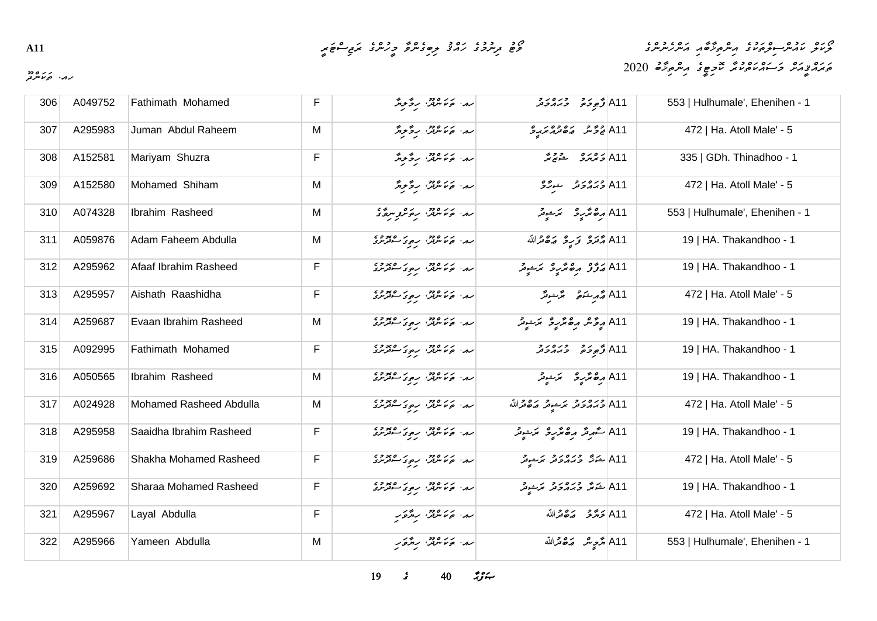| 306 | A049752 | Fathimath Mohamed | F | ހދ. ތަކަންދޫ ހިމާރާ | A11 ފާތިމަތު މުހައްމަދު | 553 \| Hulhumale', Ehenihen - 1 |
|---|---|---|---|---|---|---|
| 307 | A295983 | Juman Abdul Raheem | M | ހދ. ތަކަންދޫ ހިމާރާ | A11 ޖުމާން އަބްދުއްރަޙީމް | 472 \| Ha. Atoll Male' - 5 |
| 308 | A152581 | Mariyam Shuzra | F | ހދ. ތަކަންދޫ ހިމާރާ | A11 މަރިޔަމް ޝުޒްރާ | 335 \| GDh. Thinadhoo - 1 |
| 309 | A152580 | Mohamed Shiham | M | ހދ. ތަކަންދޫ ހިމާރާ | A11 މުހައްމަދު ޝިހާމް | 472 \| Ha. Atoll Male' - 5 |
| 310 | A074328 | Ibrahim Rasheed | M | ހދ. ތަކަންދޫ ހިޔަންދޫގެ | A11 އިބްރާހީމް ރަޝީދު | 553 \| Hulhumale', Ehenihen - 1 |
| 311 | A059876 | Adam Faheem Abdulla | M | ހދ. ތަކަންދޫ ހިތަފަސްދޫރުގެ | A11 އާދަމް ފަހީމް އަބްދުﷲ | 19 \| HA. Thakandhoo - 1 |
| 312 | A295962 | Afaaf Ibrahim Rasheed | F | ހދ. ތަކަންދޫ ހިތަފަސްދޫރުގެ | A11 އަފާފް އިބްރާހީމް ރަޝީދު | 19 \| HA. Thakandhoo - 1 |
| 313 | A295957 | Aishath Raashidha | F | ހދ. ތަކަންދޫ ހިތަފަސްދޫރުގެ | A11 އާއިޝަތު ރާޝިދާ | 472 \| Ha. Atoll Male' - 5 |
| 314 | A259687 | Evaan Ibrahim Rasheed | M | ހދ. ތަކަންދޫ ހިތަފަސްދޫރުގެ | A11 އީވާން އިބްރާހީމް ރަޝީދު | 19 \| HA. Thakandhoo - 1 |
| 315 | A092995 | Fathimath Mohamed | F | ހދ. ތަކަންދޫ ހިތަފަސްދޫރުގެ | A11 ފާތިމަތު މުހައްމަދު | 19 \| HA. Thakandhoo - 1 |
| 316 | A050565 | Ibrahim Rasheed | M | ހދ. ތަކަންދޫ ހިތަފަސްދޫރުގެ | A11 އިބްރާހީމް ރަޝީދު | 19 \| HA. Thakandhoo - 1 |
| 317 | A024928 | Mohamed Rasheed Abdulla | M | ހދ. ތަކަންދޫ ހިތަފަސްދޫރުގެ | A11 މުހައްމަދު ރަޝީދު އަބްދުﷲ | 472 \| Ha. Atoll Male' - 5 |
| 318 | A295958 | Saaidha Ibrahim Rasheed | F | ހދ. ތަކަންދޫ ހިތަފަސްދޫރުގެ | A11 ސާއިދާ އިބްރާހީމް ރަޝީދު | 19 \| HA. Thakandhoo - 1 |
| 319 | A259686 | Shakha Mohamed Rasheed | F | ހދ. ތަކަންދޫ ހިތަފަސްދޫރުގެ | A11 ޝަޚާ މުހައްމަދު ރަޝީދު | 472 \| Ha. Atoll Male' - 5 |
| 320 | A259692 | Sharaa Mohamed Rasheed | F | ހދ. ތަކަންދޫ ހިތަފަސްދޫރުގެ | A11 ޝަރާ މުހައްމަދު ރަޝީދު | 19 \| HA. Thakandhoo - 1 |
| 321 | A295967 | Layal Abdulla | F | ހދ. ތަކަންދޫ ހިރާވަރި | A11 ލަޔަލް އަބްދުﷲ | 472 \| Ha. Atoll Male' - 5 |
| 322 | A295966 | Yameen Abdulla | M | ހދ. ތަކަންދޫ ހިރާވަރި | A11 ޔާމީން އަބްދުﷲ | 553 \| Hulhumale', Ehenihen - 1 |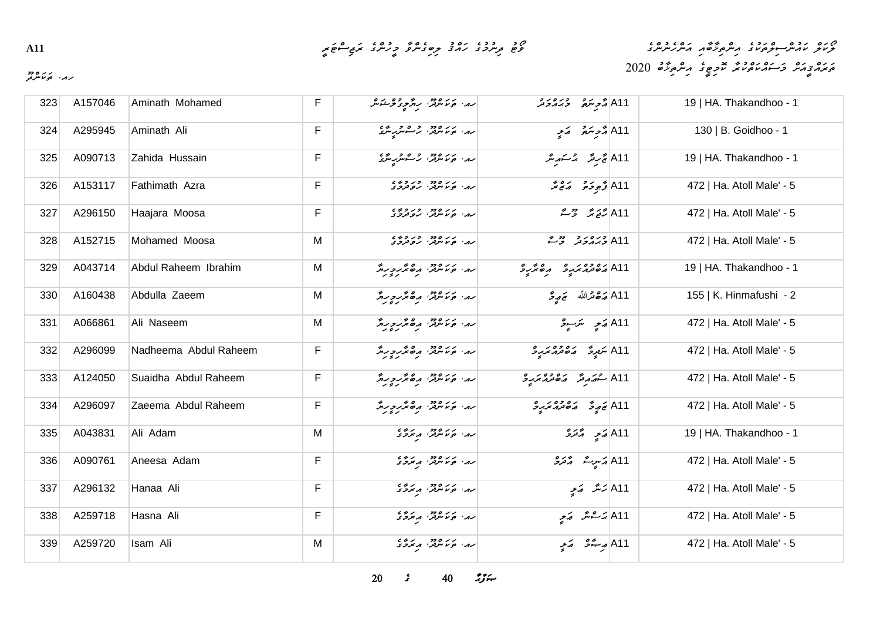| 323 | A157046 | Aminath Mohamed | F | رە. ھَءَ سُرْتِرُ، رِيرَّهِ وُعَرُّبْتَسَرُ | A11 مُرْحِ سَرَ هُو دَرُو دَرُ | 19 \| HA. Thakandhoo - 1 |
|---|---|---|---|---|---|---|
| 324 | A295945 | Aminath Ali | F | رە. ھَءَ سُرْتِرُ، رُ سُرْسُرِيسُرُ | A11 مُرْحِ سَرَ هُو مَرِ | 130 \| B. Goidhoo - 1 |
| 325 | A090713 | Zahida Hussain | F | رە. ھَءَ سُرْتِرُ، رُ سُرْسُرِيسُرُ | A11 تَحْ رِ تَرُ بِرْ سَهْرِ سَرُ | 19 \| HA. Thakandhoo - 1 |
| 326 | A153117 | Fathimath Azra | F | رە. ھَءَ سُرْتِرُ، رُ وَ دَرُوْ ى | A11 تُوْجِرْ دَمْ مَرْ يُحْ تَرُ | 472 \| Ha. Atoll Male' - 5 |
| 327 | A296150 | Haajara Moosa | F | رە. ھَءَ سُرْتِرُ، رُ وَ دَرُوْ ى | A11 رُّ يَحْ تَرُ دُّ سُّ | 472 \| Ha. Atoll Male' - 5 |
| 328 | A152715 | Mohamed Moosa | M | رە. ھَءَ سُرْتِرُ، رُ وَ دَرُوْ ى | A11 دُ بَرُ دَرُ دُّ سُّ | 472 \| Ha. Atoll Male' - 5 |
| 329 | A043714 | Abdul Raheem Ibrahim | M | رە. ھَءَ سُرْتِرُ، مِ صَّ تَرُ رِ وِ رِ تَرُ | A11 مَصْ تَرْ مَرْ تَرْ يِرُو مِ صَّ تَرْ يِرُو | 19 \| HA. Thakandhoo - 1 |
| 330 | A160438 | Abdulla Zaeem | M | رە. ھَءَ سُرْتِرُ، مِ صَّ تَرُ رِ وِ رِ تَرُ | A11 مَصْ تَرَ اللّه يَحْ مِرْ وُ | 155 \| K. Hinmafushi - 2 |
| 331 | A066861 | Ali Naseem | M | رە. ھَءَ سُرْتِرُ، مِ صَّ تَرُ رِ وِ رِ تَرُ | A11 مَرِ سَرَ سِرْ وُ | 472 \| Ha. Atoll Male' - 5 |
| 332 | A296099 | Nadheema Abdul Raheem | F | رە. ھَءَ سُرْتِرُ، مِ صَّ تَرُ رِ وِ رِ تَرُ | A11 سَرَ مِرِ دَّ مَصْ تَرْ مَرْ تَرْ يِرُو | 472 \| Ha. Atoll Male' - 5 |
| 333 | A124050 | Suaidha Abdul Raheem | F | رە. ھَءَ سُرْتِرُ، مِ صَّ تَرُ رِ وِ رِ تَرُ | A11 سُهُ مَرِ تَرُ مَصْ تَرْ مَرْ تَرْ يِرُو | 472 \| Ha. Atoll Male' - 5 |
| 334 | A296097 | Zaeema Abdul Raheem | F | رە. ھَءَ سُرْتِرُ، مِ صَّ تَرُ رِ وِ رِ تَرُ | A11 يَحْ مِرِ دَّ مَصْ تَرْ مَرْ تَرْ يِرُو | 472 \| Ha. Atoll Male' - 5 |
| 335 | A043831 | Ali Adam | M | رە. ھَءَ سُرْتِرُ، مِ تَرَ دَّ ى | A11 مَرِ مُرَ تَرُ وُ | 19 \| HA. Thakandhoo - 1 |
| 336 | A090761 | Aneesa Adam | F | رە. ھَءَ سُرْتِرُ، مِ تَرَ دَّ ى | A11 مَ سِرِ سُّ مُرَ تَرُ وُ | 472 \| Ha. Atoll Male' - 5 |
| 337 | A296132 | Hanaa Ali | F | رە. ھَءَ سُرْتِرُ، مِ تَرَ دَّ ى | A11 رَ سُّ مَرِ | 472 \| Ha. Atoll Male' - 5 |
| 338 | A259718 | Hasna Ali | F | رە. ھَءَ سُرْتِرُ، مِ تَرَ دَّ ى | A11 بَرْ سُ سُّ مَرِ | 472 \| Ha. Atoll Male' - 5 |
| 339 | A259720 | Isam Ali | M | رە. ھَءَ سُرْتِرُ، مِ تَرَ دَّ ى | A11 مِرِ سُّ وُ مَرِ | 472 \| Ha. Atoll Male' - 5 |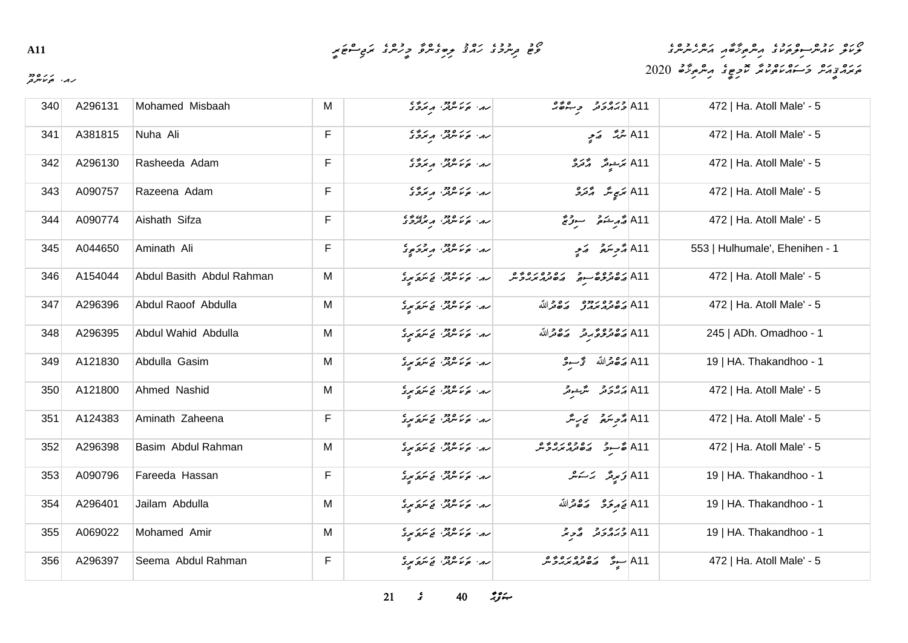| 340 | A296131 | Mohamed Misbaah | M | ހދ. ތަކަންދޫ، އިރަމާގެ | A11 މުހައްމަދު މިޞްބާހު | 472 \| Ha. Atoll Male' - 5 |
|---|---|---|---|---|---|---|
| 341 | A381815 | Nuha Ali | F | ހދ. ތަކަންދޫ، އިރަމާގެ | A11 ނުހާ އަލީ | 472 \| Ha. Atoll Male' - 5 |
| 342 | A296130 | Rasheeda Adam | F | ހދ. ތަކަންދޫ، އިރަމާގެ | A11 ރަޝީދާ އާދަމް | 472 \| Ha. Atoll Male' - 5 |
| 343 | A090757 | Razeena Adam | F | ހދ. ތަކަންދޫ، އިރަމާގެ | A11 ރަޒީނާ އާދަމް | 472 \| Ha. Atoll Male' - 5 |
| 344 | A090774 | Aishath Sifza | F | ހދ. ތަކަންދޫ، އިރުދާގެ | A11 އާއިޝަތު ސިފްޒާ | 472 \| Ha. Atoll Male' - 5 |
| 345 | A044650 | Aminath Ali | F | ހދ. ތަކަންދޫ، އިރުމަތީގެ | A11 އާމިނަތު އަލީ | 553 \| Hulhumale', Ehenihen - 1 |
| 346 | A154044 | Abdul Basith Abdul Rahman | M | ހދ. ތަކަންދޫ، ޖަނަވަރީގެ | A11 އަބްދުލްބާސިތު އަބްދުއްރަހްމާން | 472 \| Ha. Atoll Male' - 5 |
| 347 | A296396 | Abdul Raoof Abdulla | M | ހދ. ތަކަންދޫ، ޖަނަވަރީގެ | A11 އަބްދުއްރަޢޫފް އަބްދުﷲ | 472 \| Ha. Atoll Male' - 5 |
| 348 | A296395 | Abdul Wahid Abdulla | M | ހދ. ތަކަންދޫ، ޖަނަވަރީގެ | A11 އަބްދުލްވާހިދު އަބްދުﷲ | 245 \| ADh. Omadhoo - 1 |
| 349 | A121830 | Abdulla Gasim | M | ހދ. ތަކަންދޫ، ޖަނަވަރީގެ | A11 އަބްދުﷲ ޤާސިމް | 19 \| HA. Thakandhoo - 1 |
| 350 | A121800 | Ahmed Nashid | M | ހދ. ތަކަންދޫ، ޖަނަވަރީގެ | A11 އަހްމަދު ނާޝިދު | 472 \| Ha. Atoll Male' - 5 |
| 351 | A124383 | Aminath Zaheena | F | ހދ. ތަކަންދޫ، ޖަނަވަރީގެ | A11 އާމިނަތު ޒަހީނާ | 472 \| Ha. Atoll Male' - 5 |
| 352 | A296398 | Basim Abdul Rahman | M | ހދ. ތަކަންދޫ، ޖަނަވަރީގެ | A11 ބާސިމް އަބްދުއްރަހްމާން | 472 \| Ha. Atoll Male' - 5 |
| 353 | A090796 | Fareeda Hassan | F | ހދ. ތަކަންދޫ، ޖަނަވަރީގެ | A11 ފަރީދާ ހަސަން | 19 \| HA. Thakandhoo - 1 |
| 354 | A296401 | Jailam Abdulla | M | ހދ. ތަކަންދޫ، ޖަނަވަރީގެ | A11 ޖައިލަމް އަބްދުﷲ | 19 \| HA. Thakandhoo - 1 |
| 355 | A069022 | Mohamed Amir | M | ހދ. ތަކަންދޫ، ޖަނަވަރީގެ | A11 މުހައްމަދު އާމިރު | 19 \| HA. Thakandhoo - 1 |
| 356 | A296397 | Seema Abdul Rahman | F | ހދ. ތަކަންދޫ، ޖަނަވަރީގެ | A11 ސީމާ އަބްދުއްރަހްމާން | 472 \| Ha. Atoll Male' - 5 |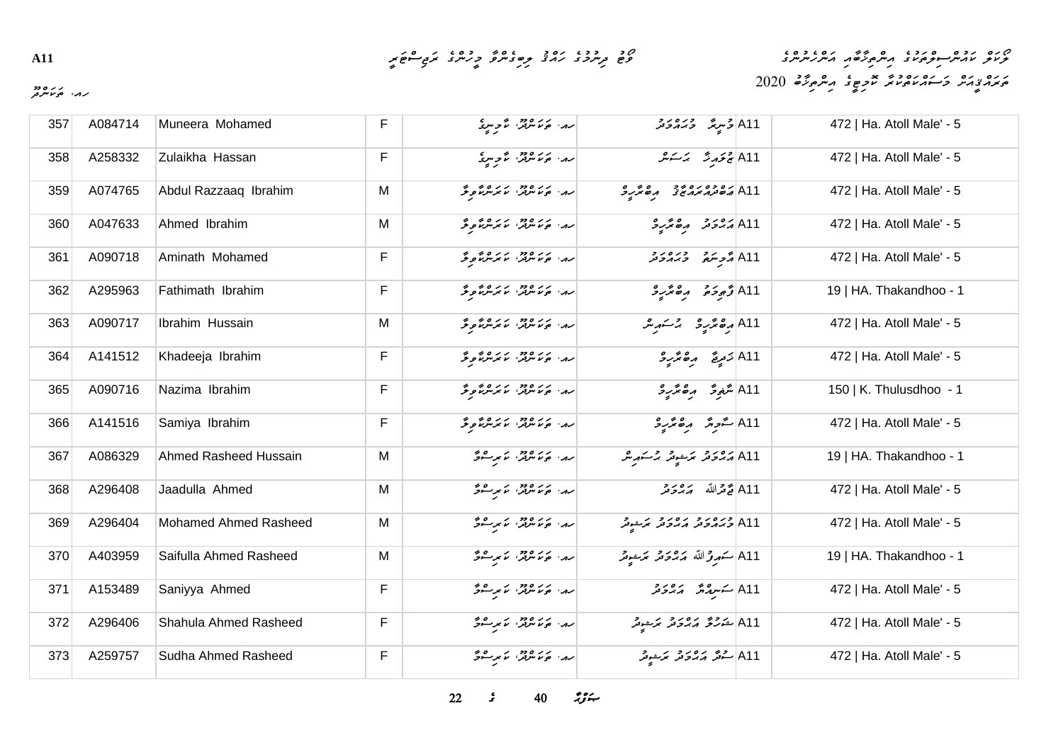| 357 | A084714 | Muneera Mohamed | F | ހއ. ތަކަންދޫ، ށާވިނގެ | A11 މުނީރާ މުޙައްމަދު | 472 \| Ha. Atoll Male' - 5 |
|---|---|---|---|---|---|---|
| 358 | A258332 | Zulaikha Hassan | F | ހއ. ތަކަންދޫ، ށާވިނގެ | A11 ޒުލައިޚާ ޙަސަން | 472 \| Ha. Atoll Male' - 5 |
| 359 | A074765 | Abdul Razzaaq Ibrahim | M | ހއ. ތަކަންދޫ، ކަރަންކާވިލާ | A11 އަބްދުއްރައްޒާޤު އިބްރާހީމް | 472 \| Ha. Atoll Male' - 5 |
| 360 | A047633 | Ahmed Ibrahim | M | ހއ. ތަކަންދޫ، ކަރަންކާވިލާ | A11 އަޙްމަދު އިބްރާހީމް | 472 \| Ha. Atoll Male' - 5 |
| 361 | A090718 | Aminath Mohamed | F | ހއ. ތަކަންދޫ، ކަރަންކާވިލާ | A11 އާމިނަތު މުޙައްމަދު | 472 \| Ha. Atoll Male' - 5 |
| 362 | A295963 | Fathimath Ibrahim | F | ހއ. ތަކަންދޫ، ކަރަންކާވިލާ | A11 ފާތިމަތު އިބްރާހީމް | 19 \| HA. Thakandhoo - 1 |
| 363 | A090717 | Ibrahim Hussain | M | ހއ. ތަކަންދޫ، ކަރަންކާވިލާ | A11 އިބްރާހީމް ޙުސައިން | 472 \| Ha. Atoll Male' - 5 |
| 364 | A141512 | Khadeeja Ibrahim | F | ހއ. ތަކަންދޫ، ކަރަންކާވިލާ | A11 ޚަދީޖާ އިބްރާހީމް | 472 \| Ha. Atoll Male' - 5 |
| 365 | A090716 | Nazima Ibrahim | F | ހއ. ތަކަންދޫ، ކަރަންކާވިލާ | A11 ނާޒިމާ އިބްރާހީމް | 150 \| K. Thulusdhoo - 1 |
| 366 | A141516 | Samiya Ibrahim | F | ހއ. ތަކަންދޫ، ކަރަންކާވިލާ | A11 ސާމިޔާ އިބްރާހީމް | 472 \| Ha. Atoll Male' - 5 |
| 367 | A086329 | Ahmed Rasheed Hussain | M | ހއ. ތަކަންދޫ، ކަރިސްމާ | A11 އަޙްމަދު ރަޝީދު ޙުސައިން | 19 \| HA. Thakandhoo - 1 |
| 368 | A296408 | Jaadulla Ahmed | M | ހއ. ތަކަންދޫ، ކަރިސްމާ | A11 ޖާދުﷲ އަޙްމަދު | 472 \| Ha. Atoll Male' - 5 |
| 369 | A296404 | Mohamed Ahmed Rasheed | M | ހއ. ތަކަންދޫ، ކަރިސްމާ | A11 މުޙައްމަދު އަޙްމަދު ރަޝީދު | 472 \| Ha. Atoll Male' - 5 |
| 370 | A403959 | Saifulla Ahmed Rasheed | M | ހއ. ތަކަންދޫ، ކަރިސްމާ | A11 ސައިފުﷲ އަޙްމަދު ރަޝީދު | 19 \| HA. Thakandhoo - 1 |
| 371 | A153489 | Saniyya Ahmed | F | ހއ. ތަކަންދޫ، ކަރިސްމާ | A11 ސަނިއްޔާ އަޙްމަދު | 472 \| Ha. Atoll Male' - 5 |
| 372 | A296406 | Shahula Ahmed Rasheed | F | ހއ. ތަކަންދޫ، ކަރިސްމާ | A11 ޝަހުލާ އަޙްމަދު ރަޝީދު | 472 \| Ha. Atoll Male' - 5 |
| 373 | A259757 | Sudha Ahmed Rasheed | F | ހއ. ތަކަންދޫ، ކަރިސްމާ | A11 ސުދާ އަޙްމަދު ރަޝީދު | 472 \| Ha. Atoll Male' - 5 |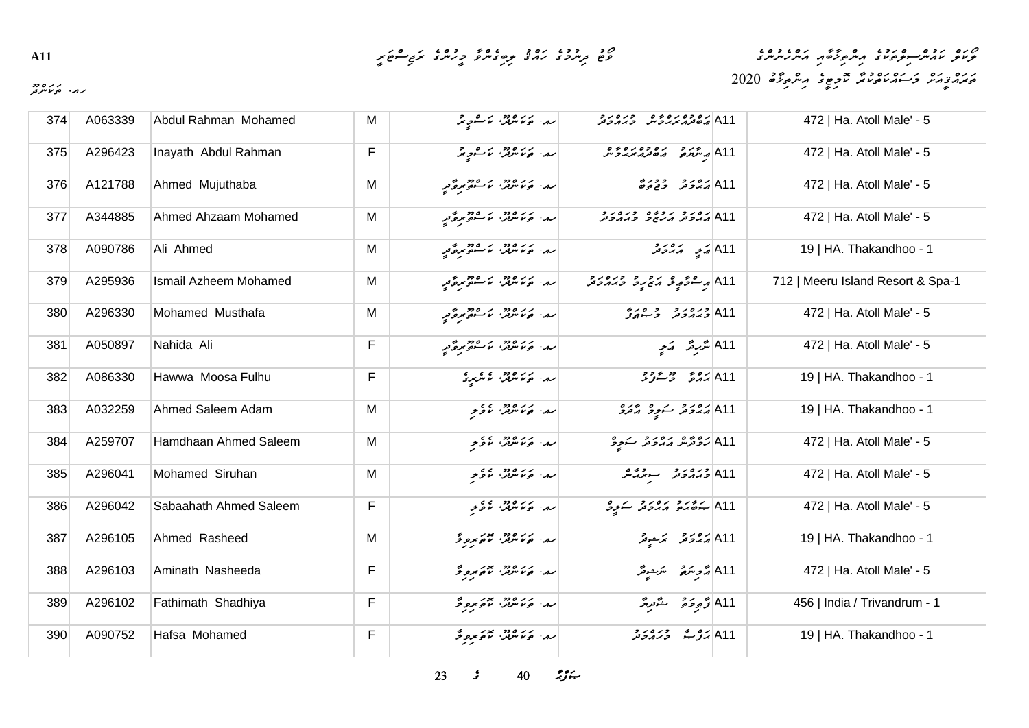| 374 | A063339 | Abdul Rahman Mohamed | M | ހދ. ތަކަންދޫ، ކަސްތޫރި | A11 އަބްދުއްރަޙްމާން މުޙައްމަދު | 472 \| Ha. Atoll Male' - 5 |
|---|---|---|---|---|---|---|
| 375 | A296423 | Inayath Abdul Rahman | F | ހދ. ތަކަންދޫ، ކަސްތޫރި | A11 އިނާޔަތު އަބްދުއްރަޙްމާން | 472 \| Ha. Atoll Male' - 5 |
| 376 | A121788 | Ahmed Mujuthaba | M | ހދ. ތަކަންދޫ، ކަސްތޫރިވާދީ | A11 އަޙްމަދު މުޖުތަބާ | 472 \| Ha. Atoll Male' - 5 |
| 377 | A344885 | Ahmed Ahzaam Mohamed | M | ހދ. ތަކަންދޫ، ކަސްތޫރިވާދީ | A11 އަޙްމަދު އަޙްޒާމް މުޙައްމަދު | 472 \| Ha. Atoll Male' - 5 |
| 378 | A090786 | Ali Ahmed | M | ހދ. ތަކަންދޫ، ކަސްތޫރިވާދީ | A11 އަލީ އަޙްމަދު | 19 \| HA. Thakandhoo - 1 |
| 379 | A295936 | Ismail Azheem Mohamed | M | ހދ. ތަކަންދޫ، ކަސްތޫރިވާދީ | A11 އިސްމާޢީލް އަޒީމް މުޙައްމަދު | 712 \| Meeru Island Resort & Spa-1 |
| 380 | A296330 | Mohamed Musthafa | M | ހދ. ތަކަންދޫ، ކަސްތޫރިވާދީ | A11 މުޙައްމަދު މުސްތަފާ | 472 \| Ha. Atoll Male' - 5 |
| 381 | A050897 | Nahida Ali | F | ހދ. ތަކަންދޫ، ކަސްތޫރިވާދީ | A11 ނާހިދާ އަލީ | 472 \| Ha. Atoll Male' - 5 |
| 382 | A086330 | Hawwa Moosa Fulhu | F | ހދ. ތަކަންދޫ، ކެންދިގެ | A11 ހައްވާ މޫސާފުޅު | 19 \| HA. Thakandhoo - 1 |
| 383 | A032259 | Ahmed Saleem Adam | M | ހދ. ތަކަންދޫ، ކޮވެލި | A11 އަޙްމަދު ސަލީމް އާދަމް | 19 \| HA. Thakandhoo - 1 |
| 384 | A259707 | Hamdhaan Ahmed Saleem | M | ހދ. ތަކަންދޫ، ކޮވެލި | A11 ހަމްދާން އަޙްމަދު ސަލީމް | 472 \| Ha. Atoll Male' - 5 |
| 385 | A296041 | Mohamed Siruhan | M | ހދ. ތަކަންދޫ، ކޮވެލި | A11 މުޙައްމަދު ސިރުހާން | 472 \| Ha. Atoll Male' - 5 |
| 386 | A296042 | Sabaahath Ahmed Saleem | F | ހދ. ތަކަންދޫ، ކޮވެލި | A11 ސަބާހަތު އަޙްމަދު ސަލީމް | 472 \| Ha. Atoll Male' - 5 |
| 387 | A296105 | Ahmed Rasheed | M | ހދ. ތަކަންދޫ، ކޯރަލްވިލާ | A11 އަޙްމަދު ރަޝީދު | 19 \| HA. Thakandhoo - 1 |
| 388 | A296103 | Aminath Nasheeda | F | ހދ. ތަކަންދޫ، ކޯރަލްވިލާ | A11 އާމިނަތު ނަޝީދާ | 472 \| Ha. Atoll Male' - 5 |
| 389 | A296102 | Fathimath Shadhiya | F | ހދ. ތަކަންދޫ، ކޯރަލްވިލާ | A11 ފާތިމަތު ޝާދިޔާ | 456 \| India / Trivandrum - 1 |
| 390 | A090752 | Hafsa Mohamed | F | ހދ. ތަކަންދޫ، ކޯރަލްވިލާ | A11 ހަފްސާ މުޙައްމަދު | 19 \| HA. Thakandhoo - 1 |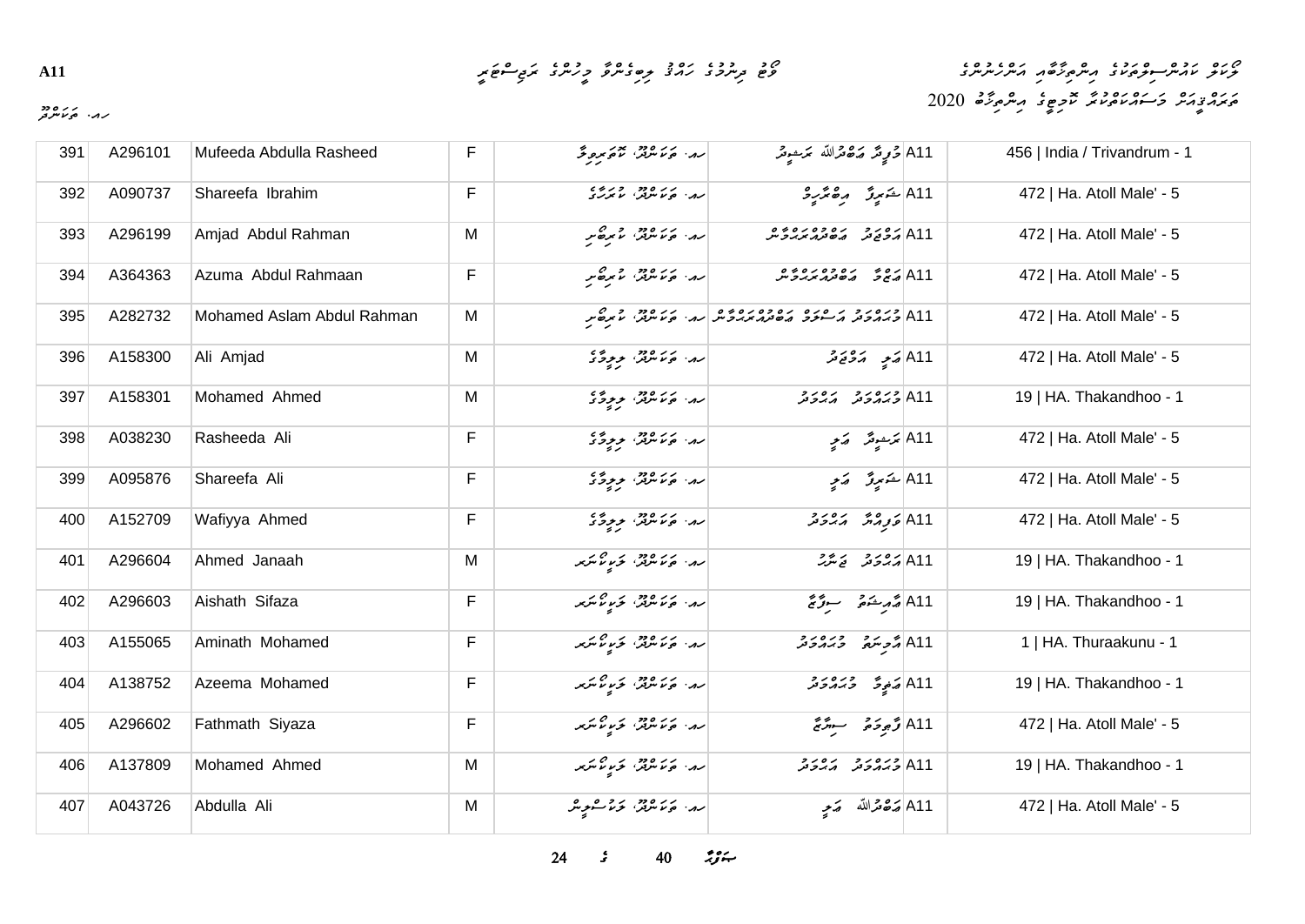| 391 | A296101 | Mufeeda Abdulla Rasheed | F | ހދ. ތަކަންދޫ، ކޮރަލިވިލާ | މުފީދާ އަބްދުﷲ ރަޝީދު A11 | 456 \| India / Trivandrum - 1 |
|---|---|---|---|---|---|---|
| 392 | A090737 | Shareefa Ibrahim | F | ހދ. ތަކަންދޫ، ކުރަހާގެ | ޝަރީފާ އިބްރާހީމް A11 | 472 \| Ha. Atoll Male' - 5 |
| 393 | A296199 | Amjad Abdul Rahman | M | ހދ. ތަކަންދޫ، ކުރިބޮނ | އަމްޖަދު އަބްދުއްރަޙްމާން A11 | 472 \| Ha. Atoll Male' - 5 |
| 394 | A364363 | Azuma Abdul Rahmaan | F | ހދ. ތަކަންދޫ، ކުރިބޮނ | އަޒުމާ އަބްދުއްރަޙްމާން A11 | 472 \| Ha. Atoll Male' - 5 |
| 395 | A282732 | Mohamed Aslam Abdul Rahman | M | ހދ. ތަކަންދޫ، ކުރިބޮނ | މުޙައްމަދު އަސްލަމް އަބްދުއްރަޙްމާން A11 | 472 \| Ha. Atoll Male' - 5 |
| 396 | A158300 | Ali Amjad | M | ހދ. ތަކަންދޫ، ލިލީވާގެ | އަލީ އަމްޖަދު A11 | 472 \| Ha. Atoll Male' - 5 |
| 397 | A158301 | Mohamed Ahmed | M | ހދ. ތަކަންދޫ، ލިލީވާގެ | މުޙައްމަދު އަޙްމަދު A11 | 19 \| HA. Thakandhoo - 1 |
| 398 | A038230 | Rasheeda Ali | F | ހދ. ތަކަންދޫ، ލިލީވާގެ | ރަޝީދާ އަލީ A11 | 472 \| Ha. Atoll Male' - 5 |
| 399 | A095876 | Shareefa Ali | F | ހދ. ތަކަންދޫ، ލިލީވާގެ | ޝަރީފާ އަލީ A11 | 472 \| Ha. Atoll Male' - 5 |
| 400 | A152709 | Wafiyya Ahmed | F | ހދ. ތަކަންދޫ، ލިލީވާގެ | ވަފިއްޔާ އަޙްމަދު A11 | 472 \| Ha. Atoll Male' - 5 |
| 401 | A296604 | Ahmed Janaah | M | ހދ. ތަކަންދޫ، ލަވިޝްނަރ | އަޙްމަދު ޖަނާޙް A11 | 19 \| HA. Thakandhoo - 1 |
| 402 | A296603 | Aishath Sifaza | F | ހދ. ތަކަންދޫ، ލަވިޝްނަރ | އާއިޝަތު ސިފާޒާ A11 | 19 \| HA. Thakandhoo - 1 |
| 403 | A155065 | Aminath Mohamed | F | ހދ. ތަކަންދޫ، ލަވިޝްނަރ | އާމިނަތު މުޙައްމަދު A11 | 1 \| HA. Thuraakunu - 1 |
| 404 | A138752 | Azeema Mohamed | F | ހދ. ތަކަންދޫ، ލަވިޝްނަރ | އަޒީމާ މުޙައްމަދު A11 | 19 \| HA. Thakandhoo - 1 |
| 405 | A296602 | Fathmath Siyaza | F | ހދ. ތަކަންދޫ، ލަވިޝްނަރ | ފާތިމަތު ސިޔާޒާ A11 | 472 \| Ha. Atoll Male' - 5 |
| 406 | A137809 | Mohamed Ahmed | M | ހދ. ތަކަންދޫ، ލަވިޝްނަރ | މުޙައްމަދު އަޙްމަދު A11 | 19 \| HA. Thakandhoo - 1 |
| 407 | A043726 | Abdulla Ali | M | ހދ. ތަކަންދޫ، ލަކުސްމިން | އަބްދުﷲ އަލީ A11 | 472 \| Ha. Atoll Male' - 5 |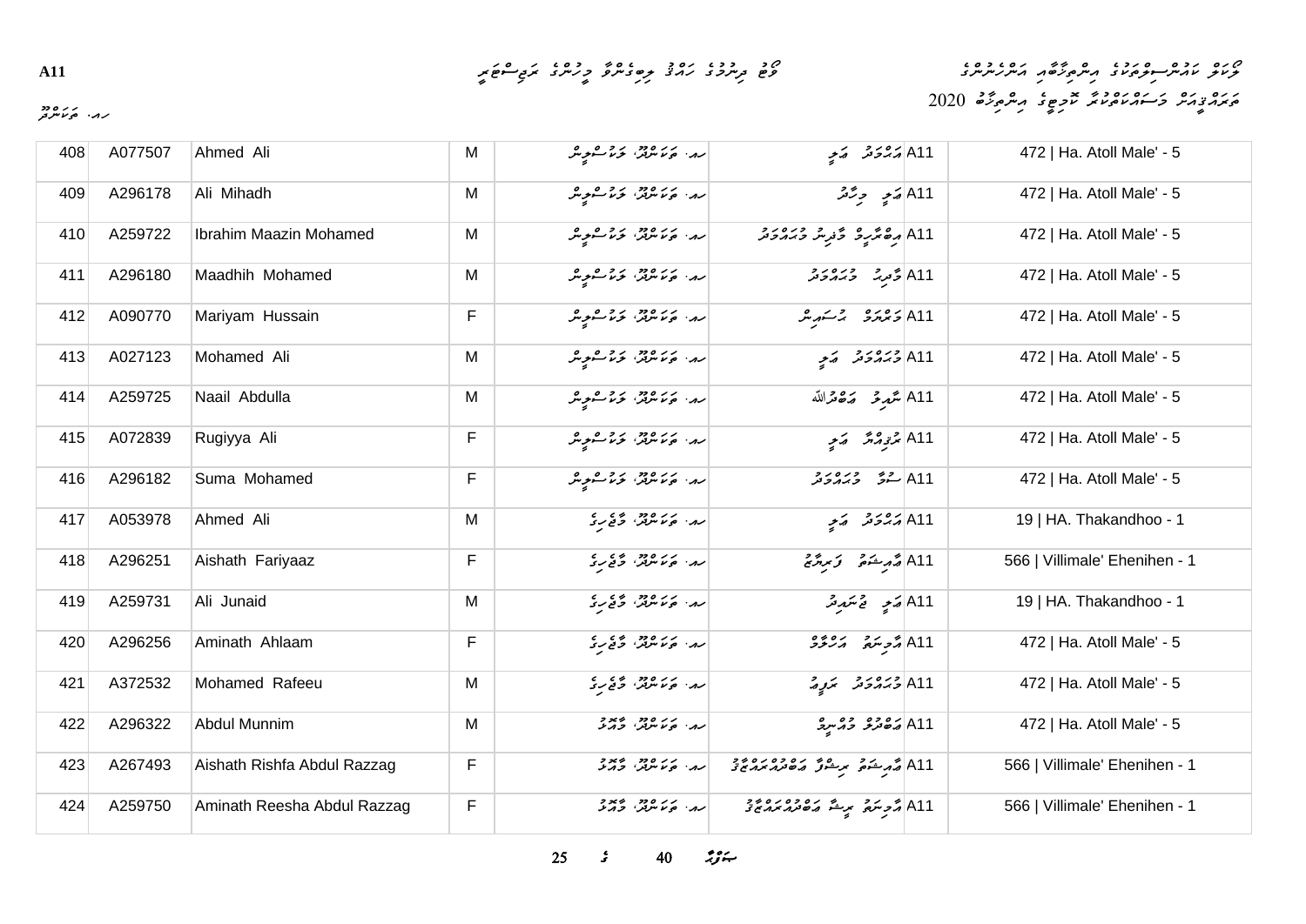| 408 | A077507 | Ahmed Ali | M | ހދ. ތަކަންދޫ، ވަށްސޯލިން | A11 އަޙްމަދު އަލީ | 472 \| Ha. Atoll Male' - 5 |
|---|---|---|---|---|---|---|
| 409 | A296178 | Ali Mihadh | M | ހދ. ތަކަންދޫ، ވަށްސޯލިން | A11 އަލީ މިހާދު | 472 \| Ha. Atoll Male' - 5 |
| 410 | A259722 | Ibrahim Maazin Mohamed | M | ހދ. ތަކަންދޫ، ވަށްސޯލިން | A11 އިބްރާހީމް މާޒިން މުހައްމަދު | 472 \| Ha. Atoll Male' - 5 |
| 411 | A296180 | Maadhih Mohamed | M | ހދ. ތަކަންދޫ، ވަށްސޯލިން | A11 މާދިހް މުހައްމަދު | 472 \| Ha. Atoll Male' - 5 |
| 412 | A090770 | Mariyam Hussain | F | ހދ. ތަކަންދޫ، ވަށްސޯލިން | A11 މަރިޔަމް ހުސައިން | 472 \| Ha. Atoll Male' - 5 |
| 413 | A027123 | Mohamed Ali | M | ހދ. ތަކަންދޫ، ވަށްސޯލިން | A11 މުހައްމަދު އަލީ | 472 \| Ha. Atoll Male' - 5 |
| 414 | A259725 | Naail Abdulla | M | ހދ. ތަކަންދޫ، ވަށްސޯލިން | A11 ނާއިލް އަބްދުﷲ | 472 \| Ha. Atoll Male' - 5 |
| 415 | A072839 | Rugiyya Ali | F | ހދ. ތަކަންދޫ، ވަށްސޯލިން | A11 ރުގިއްޔާ އަލީ | 472 \| Ha. Atoll Male' - 5 |
| 416 | A296182 | Suma Mohamed | F | ހދ. ތަކަންދޫ، ވަށްސޯލިން | A11 ސުމާ މުހައްމަދު | 472 \| Ha. Atoll Male' - 5 |
| 417 | A053978 | Ahmed Ali | M | ހދ. ތަކަންދޫ، މާޖެހިގެ | A11 އަޙްމަދު އަލީ | 19 \| HA. Thakandhoo - 1 |
| 418 | A296251 | Aishath Fariyaaz | F | ހދ. ތަކަންދޫ، މާޖެހިގެ | A11 އާއިޝަތު ފަރިޔާޒް | 566 \| Villimale' Ehenihen - 1 |
| 419 | A259731 | Ali Junaid | M | ހދ. ތަކަންދޫ، މާޖެހިގެ | A11 އަލީ ޖުނައިދު | 19 \| HA. Thakandhoo - 1 |
| 420 | A296256 | Aminath Ahlaam | F | ހދ. ތަކަންދޫ، މާޖެހިގެ | A11 އާމިނަތު އަހްލާމް | 472 \| Ha. Atoll Male' - 5 |
| 421 | A372532 | Mohamed Rafeeu | M | ހދ. ތަކަންދޫ، މާޖެހިގެ | A11 މުހައްމަދު ރަފީޢު | 472 \| Ha. Atoll Male' - 5 |
| 422 | A296322 | Abdul Munnim | M | ހދ. ތަކަންދޫ، މާހަވާ | A11 އަބްދުލް މުންއިމް | 472 \| Ha. Atoll Male' - 5 |
| 423 | A267493 | Aishath Rishfa Abdul Razzag | F | ހދ. ތަކަންދޫ، މާހަވާ | A11 އާއިޝަތު ރިޝްފާ އަބްދުއްރައްޒާގު | 566 \| Villimale' Ehenihen - 1 |
| 424 | A259750 | Aminath Reesha Abdul Razzag | F | ހދ. ތަކަންދޫ، މާހަވާ | A11 އާމިނަތު ރީޝާ އަބްދުއްރައްޒާގު | 566 \| Villimale' Ehenihen - 1 |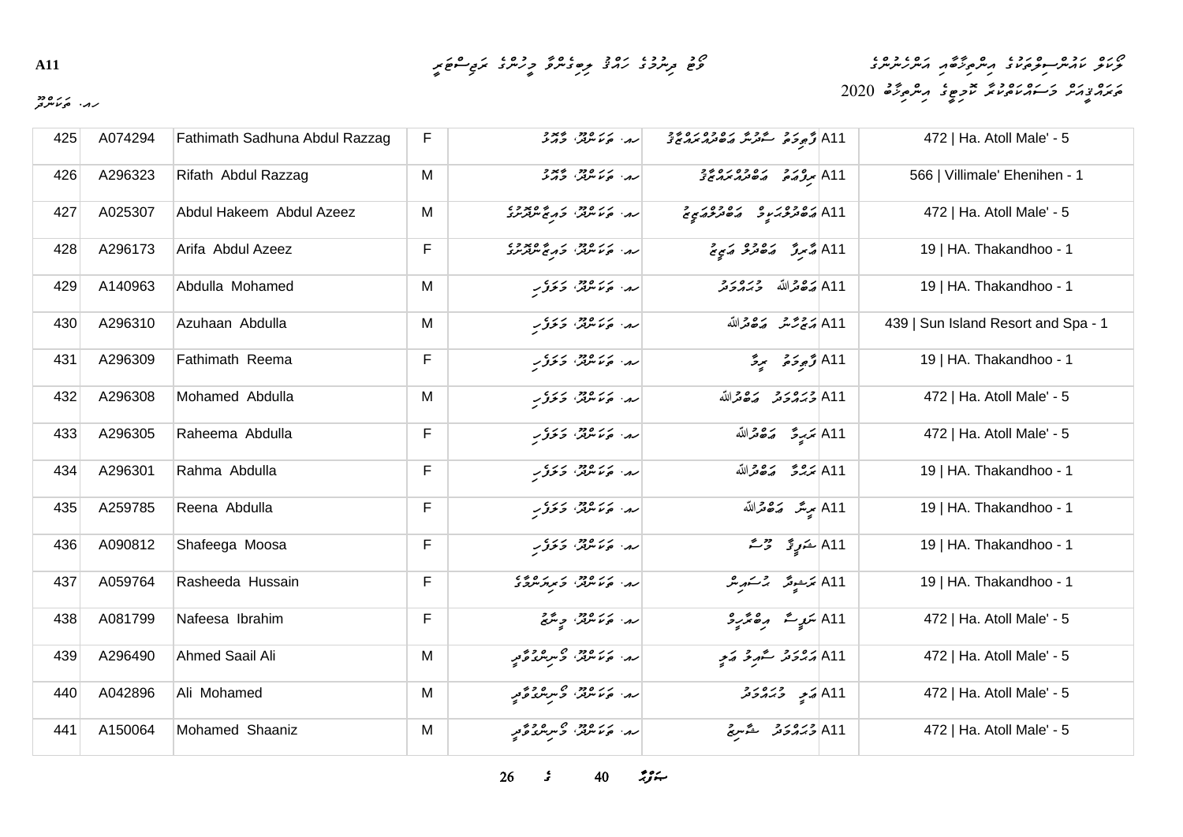| 425 | A074294 | Fathimath Sadhuna Abdul Razzag | F | ހއ. ތަކަންދޫ، މާއުރު | A11 ފާތިމަތު ސަދުނާ އަބްދުއްރައްޒާގު | 472 \| Ha. Atoll Male' - 5 |
|---|---|---|---|---|---|---|
| 426 | A296323 | Rifath Abdul Razzag | M | ހއ. ތަކަންދޫ، މާއުރު | A11 ރިފްއަތު އަބްދުއްރައްޒާގު | 566 \| Villimale' Ehenihen - 1 |
| 427 | A025307 | Abdul Hakeem Abdul Azeez | M | ހއ. ތަކަންދޫ، މަލިޒާންދުރުގެ | A11 އަބްދުލްހަކީމް އަބްދުލްއަޒީޒު | 472 \| Ha. Atoll Male' - 5 |
| 428 | A296173 | Arifa Abdul Azeez | F | ހއ. ތަކަންދޫ، މަލިޒާންދުރުގެ | A11 އާރިފާ އަބްދުލް އަޒީޒު | 19 \| HA. Thakandhoo - 1 |
| 429 | A140963 | Abdulla Mohamed | M | ހއ. ތަކަންދޫ، މަހޫރު | A11 އަބްދުﷲ މުހައްމަދު | 19 \| HA. Thakandhoo - 1 |
| 430 | A296310 | Azuhaan Abdulla | M | ހއ. ތަކަންދޫ، މަހޫރު | A11 އަޒުހާން އަބްދުﷲ | 439 \| Sun Island Resort and Spa - 1 |
| 431 | A296309 | Fathimath Reema | F | ހއ. ތަކަންދޫ، މަހޫރު | A11 ފާތިމަތު ރީމާ | 19 \| HA. Thakandhoo - 1 |
| 432 | A296308 | Mohamed Abdulla | M | ހއ. ތަކަންދޫ، މަހޫރު | A11 މުހައްމަދު އަބްދުﷲ | 472 \| Ha. Atoll Male' - 5 |
| 433 | A296305 | Raheema Abdulla | F | ހއ. ތަކަންދޫ، މަހޫރު | A11 ރަހީމާ އަބްދުﷲ | 472 \| Ha. Atoll Male' - 5 |
| 434 | A296301 | Rahma Abdulla | F | ހއ. ތަކަންދޫ، މަހޫރު | A11 ރަޙްމާ އަބްދުﷲ | 19 \| HA. Thakandhoo - 1 |
| 435 | A259785 | Reena Abdulla | F | ހއ. ތަކަންދޫ، މަހޫރު | A11 ރީނާ އަބްދުﷲ | 19 \| HA. Thakandhoo - 1 |
| 436 | A090812 | Shafeega Moosa | F | ހއ. ތަކަންދޫ، މަހޫރު | A11 ޝަފީގާ މޫސާ | 19 \| HA. Thakandhoo - 1 |
| 437 | A059764 | Rasheeda Hussain | F | ހއ. ތަކަންދޫ، މަރިދަންބާގެ | A11 ރަޝީދާ ހުސައިން | 19 \| HA. Thakandhoo - 1 |
| 438 | A081799 | Nafeesa Ibrahim | F | ހއ. ތަކަންދޫ، މިނާޒް | A11 ނަފީސާ އިބްރާހީމް | 472 \| Ha. Atoll Male' - 5 |
| 439 | A296490 | Ahmed Saail Ali | M | ހއ. ތަކަންދޫ، މޫނިންގުވާލި | A11 އަޙްމަދު ސާއިލް އަލި | 472 \| Ha. Atoll Male' - 5 |
| 440 | A042896 | Ali Mohamed | M | ހއ. ތަކަންދޫ، މޫނިންގުވާލި | A11 އަލި މުހައްމަދު | 472 \| Ha. Atoll Male' - 5 |
| 441 | A150064 | Mohamed Shaaniz | M | ހއ. ތަކަންދޫ، މޫނިންގުވާލި | A11 މުހައްމަދު ޝާނިޒް | 472 \| Ha. Atoll Male' - 5 |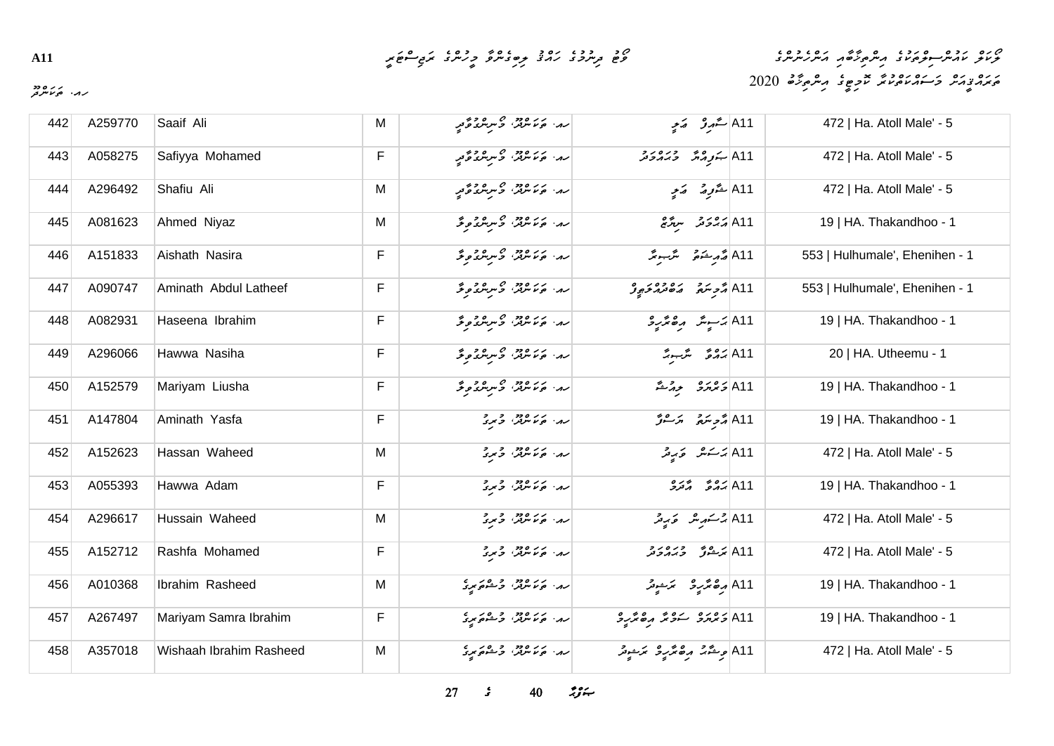| 442 | A259770 | Saaif Ali | M | رە، ھَلاسْلَاھْ، ۋْسِرْسْلَاھُوَّسِ | A11 سَّمُرُو مَعِ | 472 \| Ha. Atoll Male' - 5 |
|---|---|---|---|---|---|---|
| 443 | A058275 | Safiyya Mohamed | F | رە، ھَلاسْلَاھْ، ۋْسِرْسْلَاھُوَّسِ | A11 سَوِرْمَرَّ وَبَرُوْرَتْر | 472 \| Ha. Atoll Male' - 5 |
| 444 | A296492 | Shafiu Ali | M | رە، ھَلاسْلَاھْ، ۋْسِرْسْلَاھُوَّسِ | A11 شَّوْرِمْ مَعِ | 472 \| Ha. Atoll Male' - 5 |
| 445 | A081623 | Ahmed Niyaz | M | رە، ھَلاسْلَاھْ، ۋْسِرْسْلَاھُوِرَّ | A11 مَرْدَوْتَرْ سِرَّرْجَ | 19 \| HA. Thakandhoo - 1 |
| 446 | A151833 | Aishath Nasira | F | رە، ھَلاسْلَاھْ، ۋْسِرْسْلَاھُوِرَّ | A11 مَرْمِشَوْرَ سَّرْسِبِرَّ | 553 \| Hulhumale', Ehenihen - 1 |
| 447 | A090747 | Aminath Abdul Latheef | F | رە، ھَلاسْلَاھْ، ۋْسِرْسْلَاھُوِرَّ | A11 مَّحِسَمَعْ مَەھْتَرْمَرْجَوِوْ | 553 \| Hulhumale', Ehenihen - 1 |
| 448 | A082931 | Haseena Ibrahim | F | رە، ھَلاسْلَاھْ، ۋْسِرْسْلَاھُوِرَّ | A11 بَرْسِيِسَّرْ مِرْھْتَرْرِوْ | 19 \| HA. Thakandhoo - 1 |
| 449 | A296066 | Hawwa Nasiha | F | رە، ھَلاسْلَاھْ، ۋْسِرْسْلَاھُوِرَّ | A11 بَرْمُرَّ سَّرْسِبِرَّ | 20 \| HA. Utheemu - 1 |
| 450 | A152579 | Mariyam Liusha | F | رە، ھَلاسْلَاھْ، ۋْسِرْسْلَاھُوِرَّ | A11 وَبْرْمَرْوْ مِرْمُشَّ | 19 \| HA. Thakandhoo - 1 |
| 451 | A147804 | Aminath Yasfa | F | رە، ھَلاسْلَاھْ، وْسِرْوْ | A11 مَّحِسَمَعْ مَرْسْوَّ | 19 \| HA. Thakandhoo - 1 |
| 452 | A152623 | Hassan Waheed | M | رە، ھَلاسْلَاھْ، وْسِرْوْ | A11 بَرْسَسْرْ وَبِرِتْرْ | 472 \| Ha. Atoll Male' - 5 |
| 453 | A055393 | Hawwa Adam | F | رە، ھَلاسْلَاھْ، وْسِرْوْ | A11 بَرْمُرَّ مَّتَرَوْ | 19 \| HA. Thakandhoo - 1 |
| 454 | A296617 | Hussain Waheed | M | رە، ھَلاسْلَاھْ، وْسِرْوْ | A11 بُرْسَمْرِسْرْ وَبِرِتْرْ | 472 \| Ha. Atoll Male' - 5 |
| 455 | A152712 | Rashfa Mohamed | F | رە، ھَلاسْلَاھْ، وْسِرْوْ | A11 بَرَشْوَّ وَبَرُوْرَتْر | 472 \| Ha. Atoll Male' - 5 |
| 456 | A010368 | Ibrahim Rasheed | M | رە، ھَلاسْلَاھْ، وْشْھُوِسِرِّ | A11 مِرْھْتَرْرِوْ بَرَشِيِتْرْ | 19 \| HA. Thakandhoo - 1 |
| 457 | A267497 | Mariyam Samra Ibrahim | F | رە، ھَلاسْلَاھْ، وْشْھُوِسِرِّ | A11 وَبْرْمَرْوْ سَوْبَرَّ مِرْھْتَرْرِوْ | 19 \| HA. Thakandhoo - 1 |
| 458 | A357018 | Wishaah Ibrahim Rasheed | M | رە، ھَلاسْلَاھْ، وْشْھُوِسِرِّ | A11 وِشَّرْ مِرْھْتَرْرِوْ بَرَشِيِتْرْ | 472 \| Ha. Atoll Male' - 5 |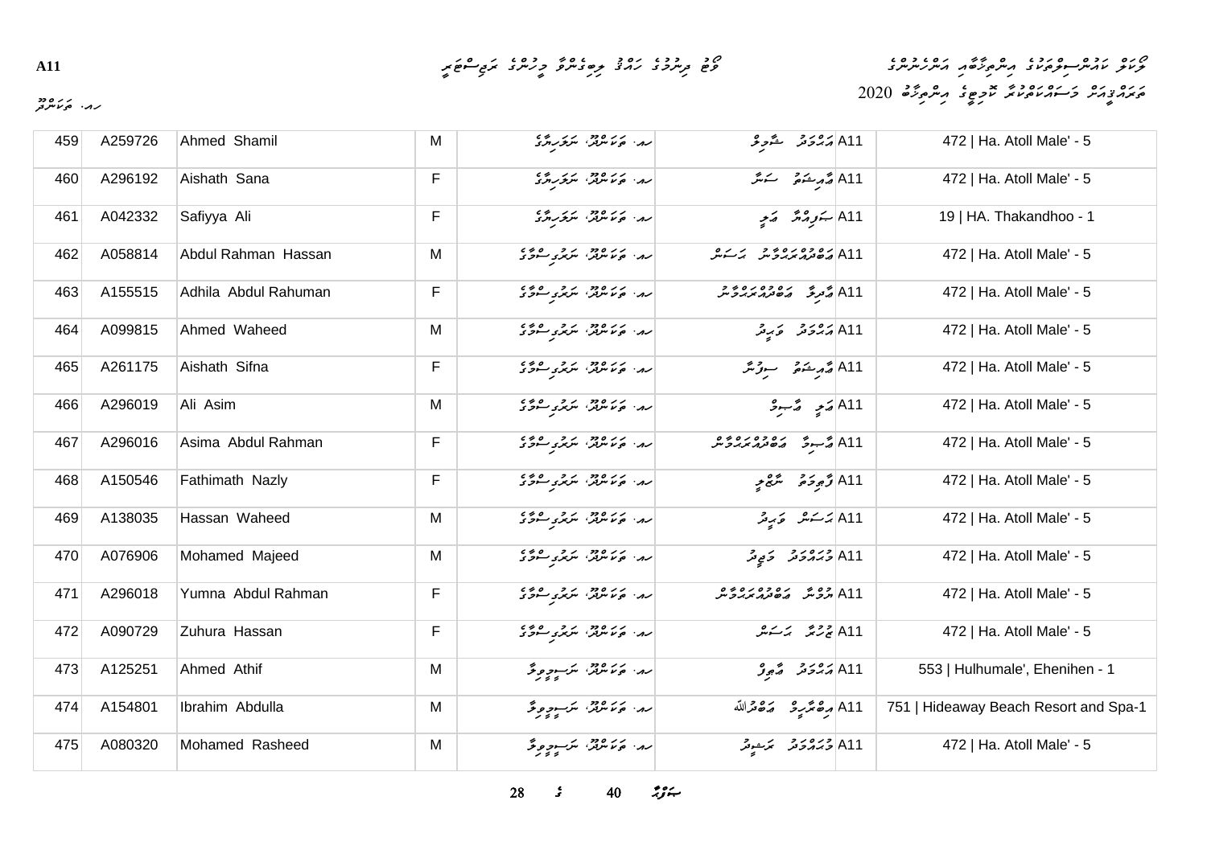| 459 | A259726 | Ahmed Shamil | M | رە· ھَ ىَ سْرِيْرٌ، سَرْبَرِ رِدْ بَرِيْ | A11 ﺍَﺣْﻤَﺪْ ﺷَﺎﻣِﻞْ | 472 \| Ha. Atoll Male' - 5 |
|---|---|---|---|---|---|---|
| 460 | A296192 | Aishath Sana | F | رە· ھَ ىَ سْرِيْرٌ، سَرْبَرِ رِدْ بَرِيْ | A11 ﻋَﺎﺋِﺸَﺔْ ﺳَﻨَﺎ | 472 \| Ha. Atoll Male' - 5 |
| 461 | A042332 | Safiyya Ali | F | رە· ھَ ىَ سْرِيْرٌ، سَرْبَرِ رِدْ بَرِيْ | A11 ﺻَﻔِﻴَّﺔْ ﻋَﻠِﻲْ | 19 \| HA. Thakandhoo - 1 |
| 462 | A058814 | Abdul Rahman Hassan | M | رە· ھَ ىَ سْرِيْرٌ، سَرْبَرِ سْوَّرْ | A11 ﻋَﺒْﺪُﺍﻟﺮَّﺣْﻤَﻦْ ﺣَﺴَﻦْ | 472 \| Ha. Atoll Male' - 5 |
| 463 | A155515 | Adhila Abdul Rahuman | F | رە· ھَ ىَ سْرِيْرٌ، سَرْبَرِ سْوَّرْ | A11 ﻋَﺎﺩِﻟَﺔْ ﻋَﺒْﺪُﺍﻟﺮَّﺣْﻤَﻦْ | 472 \| Ha. Atoll Male' - 5 |
| 464 | A099815 | Ahmed Waheed | M | رە· ھَ ىَ سْرِيْرٌ، سَرْبَرِ سْوَّرْ | A11 ﺍَﺣْﻤَﺪْ ﻭَﺣِﻴﺪْ | 472 \| Ha. Atoll Male' - 5 |
| 465 | A261175 | Aishath Sifna | F | رە· ھَ ىَ سْرِيْرٌ، سَرْبَرِ سْوَّرْ | A11 ﻋَﺎﺋِﺸَﺔْ ﺳِﻔْﻨَﺎ | 472 \| Ha. Atoll Male' - 5 |
| 466 | A296019 | Ali Asim | M | رە· ھَ ىَ سْرِيْرٌ، سَرْبَرِ سْوَّرْ | A11 ﻋَﻠِﻲْ ﻋَﺎﺻِﻢْ | 472 \| Ha. Atoll Male' - 5 |
| 467 | A296016 | Asima Abdul Rahman | F | رە· ھَ ىَ سْرِيْرٌ، سَرْبَرِ سْوَّرْ | A11 ﻋَﺎﺻِﻤَﺔْ ﻋَﺒْﺪُﺍﻟﺮَّﺣْﻤَﻦْ | 472 \| Ha. Atoll Male' - 5 |
| 468 | A150546 | Fathimath Nazly | F | رە· ھَ ىَ سْرِيْرٌ، سَرْبَرِ سْوَّرْ | A11 ﻓَﺎﻃِﻤَﺔْ ﻧَﺎﺯْﻟِﻲْ | 472 \| Ha. Atoll Male' - 5 |
| 469 | A138035 | Hassan Waheed | M | رە· ھَ ىَ سْرِيْرٌ، سَرْبَرِ سْوَّرْ | A11 ﺣَﺴَﻦْ ﻭَﺣِﻴﺪْ | 472 \| Ha. Atoll Male' - 5 |
| 470 | A076906 | Mohamed Majeed | M | رە· ھَ ىَ سْرِيْرٌ، سَرْبَرِ سْوَّرْ | A11 ﻣُﺤَﻤَّﺪْ ﻣَﺠِﻴﺪْ | 472 \| Ha. Atoll Male' - 5 |
| 471 | A296018 | Yumna Abdul Rahman | F | رە· ھَ ىَ سْرِيْرٌ، سَرْبَرِ سْوَّرْ | A11 ﻳُﻤْﻨَﺎ ﻋَﺒْﺪُﺍﻟﺮَّﺣْﻤَﻦْ | 472 \| Ha. Atoll Male' - 5 |
| 472 | A090729 | Zuhura Hassan | F | رە· ھَ ىَ سْرِيْرٌ، سَرْبَرِ سْوَّرْ | A11 ﺯُﻫُﺮَﺍ ﺣَﺴَﻦْ | 472 \| Ha. Atoll Male' - 5 |
| 473 | A125251 | Ahmed Athif | M | رە· ھَ ىَ سْرِيْرٌ، سَرَسْوِ وِدَّ | A11 ﺍَﺣْﻤَﺪْ ﻋَﺎﻃِﻒْ | 553 \| Hulhumale', Ehenihen - 1 |
| 474 | A154801 | Ibrahim Abdulla | M | رە· ھَ ىَ سْرِيْرٌ، سَرَسْوِ وِدَّ | A11 ﺍِﺑْﺮَﺍﻫِﻴﻢْ ﻋَﺒْﺪُﺍﻟﻠَّﻪ | 751 \| Hideaway Beach Resort and Spa-1 |
| 475 | A080320 | Mohamed Rasheed | M | رە· ھَ ىَ سْرِيْرٌ، سَرَسْوِ وِدَّ | A11 ﻣُﺤَﻤَّﺪْ ﺭَﺷِﻴﺪْ | 472 \| Ha. Atoll Male' - 5 |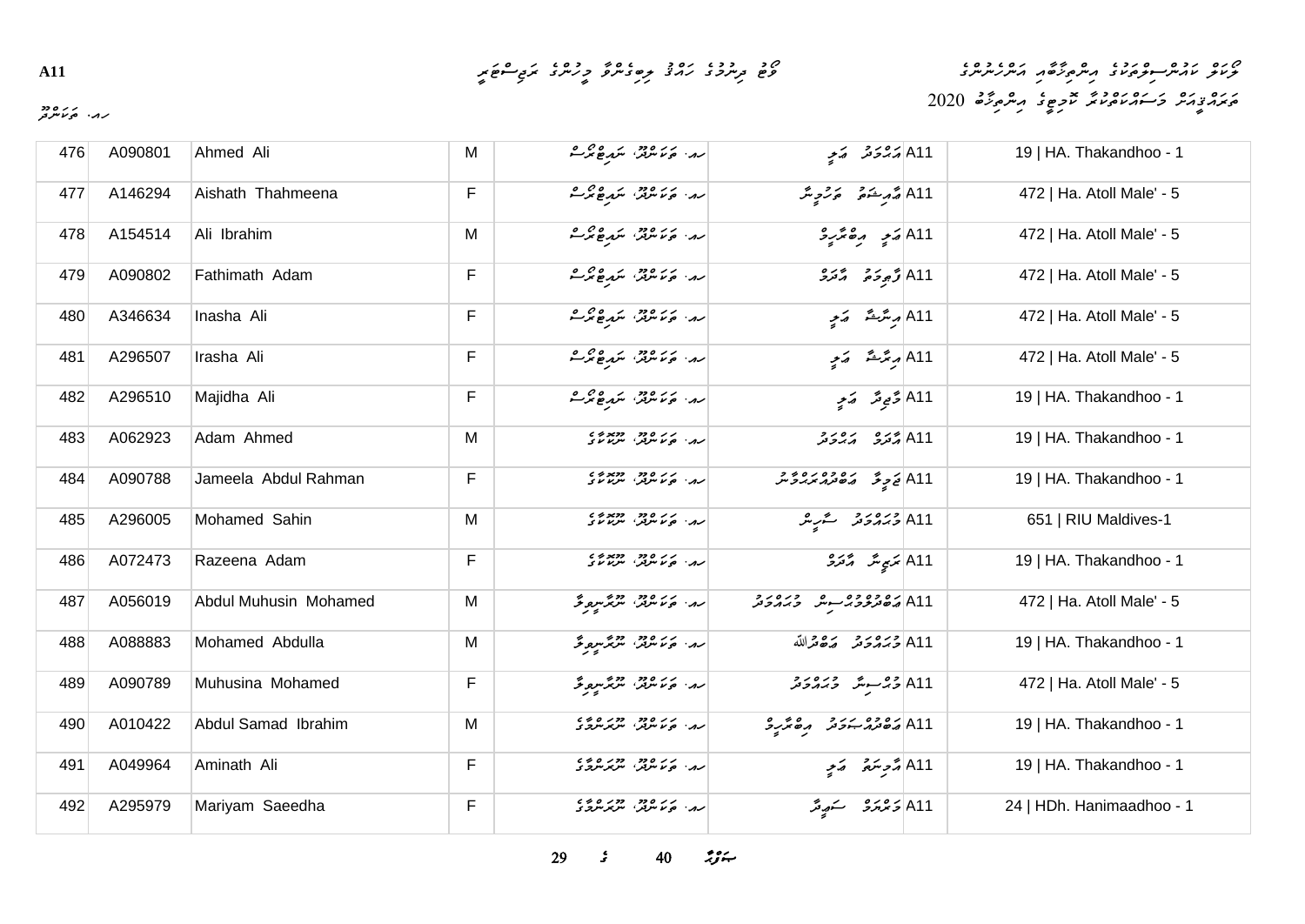| 476 | A090801 | Ahmed Ali | M | رړ. ތަކަންދޫ، ނަރުގިސްމާގު | A11 އަހުމަދު އަލި | 19 \| HA. Thakandhoo - 1 |
|---|---|---|---|---|---|---|
| 477 | A146294 | Aishath Thahmeena | F | رړ. ތަކަންދޫ، ނަރުގިސްމާގު | A11 އާއިޝަތު ތަހުމީނާ | 472 \| Ha. Atoll Male' - 5 |
| 478 | A154514 | Ali Ibrahim | M | رړ. ތަކަންދޫ، ނަރުގިސްމާގު | A11 އަލި އިބްރާހީމް | 472 \| Ha. Atoll Male' - 5 |
| 479 | A090802 | Fathimath Adam | F | رړ. ތަކަންދޫ، ނަރުގިސްމާގު | A11 ފާތިމަތު އާދަމް | 472 \| Ha. Atoll Male' - 5 |
| 480 | A346634 | Inasha Ali | F | رړ. ތަކަންދޫ، ނަރުގިސްމާގު | A11 އިނާޝާ އަލި | 472 \| Ha. Atoll Male' - 5 |
| 481 | A296507 | Irasha Ali | F | رړ. ތަކަންދޫ، ނަރުގިސްމާގު | A11 އިރާޝާ އަލި | 472 \| Ha. Atoll Male' - 5 |
| 482 | A296510 | Majidha Ali | F | رړ. ތަކަންދޫ، ނަރުގިސްމާގު | A11 މާޖިދާ އަލި | 19 \| HA. Thakandhoo - 1 |
| 483 | A062923 | Adam Ahmed | M | رړ. ތަކަންދޫ، ނޫރާނީގެ | A11 އާދަމް އަހުމަދު | 19 \| HA. Thakandhoo - 1 |
| 484 | A090788 | Jameela Abdul Rahman | F | رړ. ތަކަންދޫ، ނޫރާނީގެ | A11 ޖަމީލާ އަބްދުއްރަހުމާން | 19 \| HA. Thakandhoo - 1 |
| 485 | A296005 | Mohamed Sahin | M | رړ. ތަކަންދޫ، ނޫރާނީގެ | A11 މުޙައްމަދު ސާހިން | 651 \| RIU Maldives-1 |
| 486 | A072473 | Razeena Adam | F | رړ. ތަކަންދޫ، ނޫރާނީގެ | A11 ރަޒީނާ އާދަމް | 19 \| HA. Thakandhoo - 1 |
| 487 | A056019 | Abdul Muhusin Mohamed | M | رړ. ތަކަންދޫ، ނޫރާނީވިލާ | A11 އަބްދުލްމުހުސިން މުޙައްމަދު | 472 \| Ha. Atoll Male' - 5 |
| 488 | A088883 | Mohamed Abdulla | M | رړ. ތަކަންދޫ، ނޫރާނީވިލާ | A11 މުޙައްމަދު އަބްދުﷲ | 19 \| HA. Thakandhoo - 1 |
| 489 | A090789 | Muhusina Mohamed | F | رړ. ތަކަންދޫ، ނޫރާނީވިލާ | A11 މުހުސިނާ މުޙައްމަދު | 472 \| Ha. Atoll Male' - 5 |
| 490 | A010422 | Abdul Samad Ibrahim | M | رړ. ތަކަންދޫ، ނޫރަންނާގެ | A11 އަބްދުއްސަމަދު އިބްރާހީމް | 19 \| HA. Thakandhoo - 1 |
| 491 | A049964 | Aminath Ali | F | رړ. ތަކަންދޫ، ނޫރަންނާގެ | A11 އާމިނަތު އަލި | 19 \| HA. Thakandhoo - 1 |
| 492 | A295979 | Mariyam Saeedha | F | رړ. ތަކަންދޫ، ނޫރަންނާގެ | A11 މަރިޔަމް ސަޢީދާ | 24 \| HDh. Hanimaadhoo - 1 |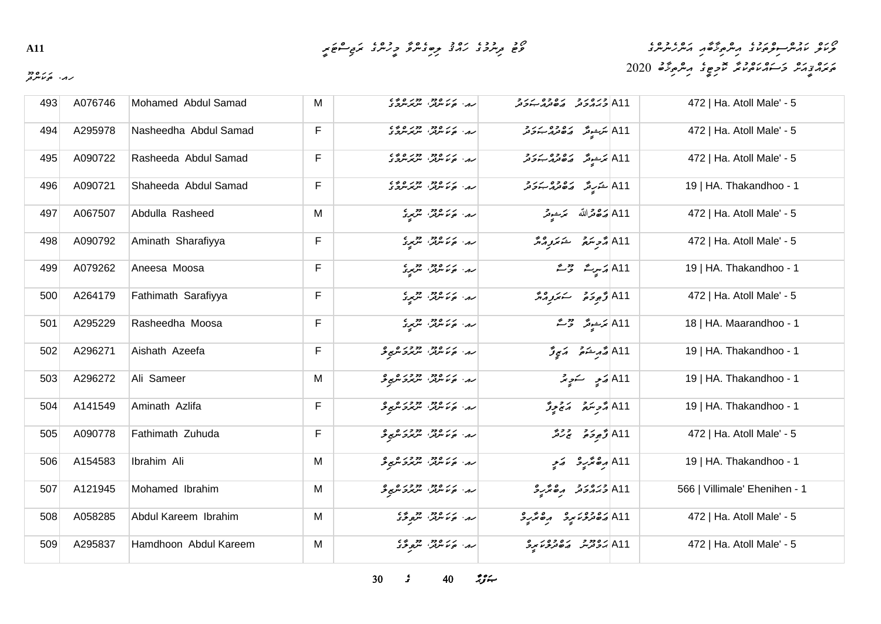| 493 | A076746 | Mohamed Abdul Samad | M | ހދ. ތަކަންދޫ، ނޫރަންމާގެ | A11 މުޙައްމަދު ޢަބްދުލްޞަމަދު | 472 \| Ha. Atoll Male' - 5 |
|---|---|---|---|---|---|---|
| 494 | A295978 | Nasheedha Abdul Samad | F | ހދ. ތަކަންދޫ، ނޫރަންމާގެ | A11 ނަޝީދާ ޢަބްދުލްޞަމަދު | 472 \| Ha. Atoll Male' - 5 |
| 495 | A090722 | Rasheeda Abdul Samad | F | ހދ. ތަކަންދޫ، ނޫރަންމާގެ | A11 ރަޝީދާ ޢަބްދުލްޞަމަދު | 472 \| Ha. Atoll Male' - 5 |
| 496 | A090721 | Shaheeda Abdul Samad | F | ހދ. ތަކަންދޫ، ނޫރަންމާގެ | A11 ޝަހީދާ ޢަބްދުލްޞަމަދު | 19 \| HA. Thakandhoo - 1 |
| 497 | A067507 | Abdulla Rasheed | M | ހދ. ތަކަންދޫ، ނޫރީގެ | A11 ޢަބްދުﷲ ރަޝީދު | 472 \| Ha. Atoll Male' - 5 |
| 498 | A090792 | Aminath Sharafiyya | F | ހދ. ތަކަންދޫ، ނޫރީގެ | A11 އާމިނަތު ޝަރަފިއްޔާ | 472 \| Ha. Atoll Male' - 5 |
| 499 | A079262 | Aneesa Moosa | F | ހދ. ތަކަންދޫ، ނޫރީގެ | A11 އަނީސާ މޫސާ | 19 \| HA. Thakandhoo - 1 |
| 500 | A264179 | Fathimath Sarafiyya | F | ހދ. ތަކަންދޫ، ނޫރީގެ | A11 ފާތިމަތު ސަރަފިއްޔާ | 472 \| Ha. Atoll Male' - 5 |
| 501 | A295229 | Rasheedha Moosa | F | ހދ. ތަކަންދޫ، ނޫރީގެ | A11 ރަޝީދާ މޫސާ | 18 \| HA. Maarandhoo - 1 |
| 502 | A296271 | Aishath Azeefa | F | ހދ. ތަކަންދޫ، ނޫރުމަންޒިލް | A11 އާއިޝަތު އަޒީފާ | 19 \| HA. Thakandhoo - 1 |
| 503 | A296272 | Ali Sameer | M | ހދ. ތަކަންދޫ، ނޫރުމަންޒިލް | A11 އަލި ސަމީރު | 19 \| HA. Thakandhoo - 1 |
| 504 | A141549 | Aminath Azlifa | F | ހދ. ތަކަންދޫ، ނޫރުމަންޒިލް | A11 އާމިނަތު އަޒްލިފާ | 19 \| HA. Thakandhoo - 1 |
| 505 | A090778 | Fathimath Zuhuda | F | ހދ. ތަކަންދޫ، ނޫރުމަންޒިލް | A11 ފާތިމަތު ޒުހުދާ | 472 \| Ha. Atoll Male' - 5 |
| 506 | A154583 | Ibrahim Ali | M | ހދ. ތަކަންދޫ، ނޫރުމަންޒިލް | A11 އިބްރާހީމް އަލި | 19 \| HA. Thakandhoo - 1 |
| 507 | A121945 | Mohamed Ibrahim | M | ހދ. ތަކަންދޫ، ނޫރުމަންޒިލް | A11 މުޙައްމަދު އިބްރާހީމް | 566 \| Villimale' Ehenihen - 1 |
| 508 | A058285 | Abdul Kareem Ibrahim | M | ހދ. ތަކަންދޫ، ނޫވިލާގެ | A11 ޢަބްދުލްކަރީމް އިބްރާހީމް | 472 \| Ha. Atoll Male' - 5 |
| 509 | A295837 | Hamdhoon Abdul Kareem | M | ހދ. ތަކަންދޫ، ނޫވިލާގެ | A11 ހަމްދޫން ޢަބްދުލްކަރީމް | 472 \| Ha. Atoll Male' - 5 |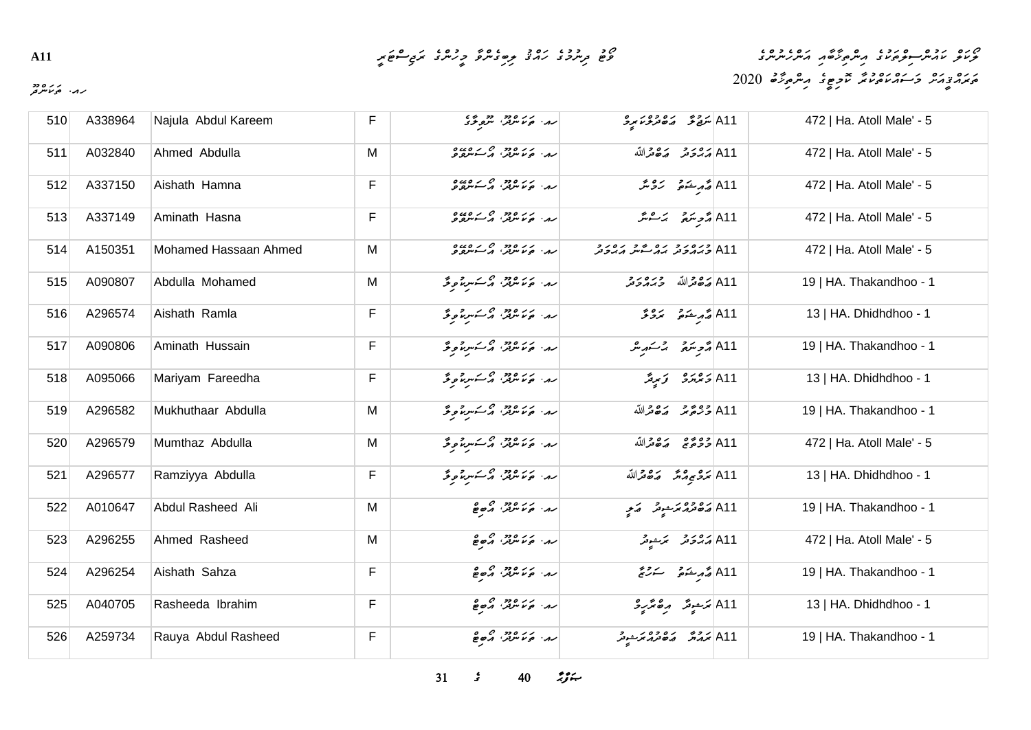| 510 | A338964 | Najula Abdul Kareem | F | ހދ. ތަކަންދޫ، ނޫރުވާދީ | A11 ނަޖޫލާ ޢަބްދުލްކަރީމް | 472 \| Ha. Atoll Male' - 5 |
|---|---|---|---|---|---|---|
| 511 | A032840 | Ahmed Abdulla | M | ހދ. ތަކަންދޫ، އާސަންދާވާ | A11 އަހްމަދު ޢަބްދުﷲ | 472 \| Ha. Atoll Male' - 5 |
| 512 | A337150 | Aishath Hamna | F | ހދ. ތަކަންދޫ، އާސަންދާވާ | A11 އާއިޝަތު ހަމްނާ | 472 \| Ha. Atoll Male' - 5 |
| 513 | A337149 | Aminath Hasna | F | ހދ. ތަކަންދޫ، އާސަންދާވާ | A11 އާމިނަތު ހަސްނާ | 472 \| Ha. Atoll Male' - 5 |
| 514 | A150351 | Mohamed Hassaan Ahmed | M | ހދ. ތަކަންދޫ، އާސަންދާވާ | A11 މުޙައްމަދު ހައްސާން އަޙްމަދު | 472 \| Ha. Atoll Male' - 5 |
| 515 | A090807 | Abdulla Mohamed | M | ހދ. ތަކަންދޫ، އާސަނިމާވިލާ | A11 ޢަބްދުﷲ މުޙައްމަދު | 19 \| HA. Thakandhoo - 1 |
| 516 | A296574 | Aishath Ramla | F | ހދ. ތަކަންދޫ، އާސަނިމާވިލާ | A11 އާއިޝަތު ރަމްލާ | 13 \| HA. Dhidhdhoo - 1 |
| 517 | A090806 | Aminath Hussain | F | ހދ. ތަކަންދޫ، އާސަނިމާވިލާ | A11 އާމިނަތު ޙުސައިން | 19 \| HA. Thakandhoo - 1 |
| 518 | A095066 | Mariyam Fareedha | F | ހދ. ތަކަންދޫ، އާސަނިމާވިލާ | A11 މަރިޔަމް ފަރީދާ | 13 \| HA. Dhidhdhoo - 1 |
| 519 | A296582 | Mukhuthaar Abdulla | M | ހދ. ތަކަންދޫ، އާސަނިމާވިލާ | A11 މުޚުތާރު ޢަބްދުﷲ | 19 \| HA. Thakandhoo - 1 |
| 520 | A296579 | Mumthaz Abdulla | M | ހދ. ތަކަންދޫ، އާސަނިމާވިލާ | A11 މުމްތާޒު ޢަބްދުﷲ | 472 \| Ha. Atoll Male' - 5 |
| 521 | A296577 | Ramziyya Abdulla | F | ހދ. ތަކަންދޫ، އާސަނިމާވިލާ | A11 ރަމްޒިއްޔާ ޢަބްދުﷲ | 13 \| HA. Dhidhdhoo - 1 |
| 522 | A010647 | Abdul Rasheed Ali | M | ހދ. ތަކަންދޫ، އާބާދު | A11 ޢަބްދުއްރަޝީދު ޢަލި | 19 \| HA. Thakandhoo - 1 |
| 523 | A296255 | Ahmed Rasheed | M | ހދ. ތަކަންދޫ، އާބާދު | A11 އަޙްމަދު ރަޝީދު | 472 \| Ha. Atoll Male' - 5 |
| 524 | A296254 | Aishath Sahza | F | ހދ. ތަކަންދޫ، އާބާދު | A11 އާއިޝަތު ސަހްޒާ | 19 \| HA. Thakandhoo - 1 |
| 525 | A040705 | Rasheeda Ibrahim | F | ހދ. ތަކަންދޫ، އާބާދު | A11 ރަޝީދާ އިބްރާހީމް | 13 \| HA. Dhidhdhoo - 1 |
| 526 | A259734 | Rauya Abdul Rasheed | F | ހދ. ތަކަންދޫ، އާބާދު | A11 ރައުޔާ ޢަބްދުއްރަޝީދު | 19 \| HA. Thakandhoo - 1 |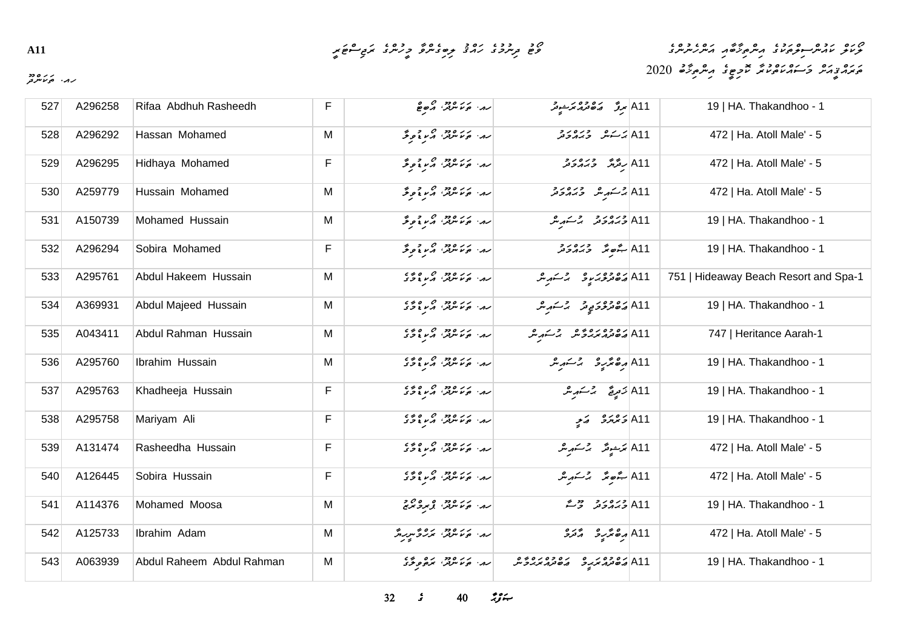| 527 | A296258 | Rifaa Abdhuh Rasheedh | F | ހދ. ތަކަންދޫ، އޮބޫ | A11 ރިފާ އަބްދުހު ރަޝީދު | 19 \| HA. Thakandhoo - 1 |
|---|---|---|---|---|---|---|
| 528 | A296292 | Hassan Mohamed | M | ހދ. ތަކަންދޫ، އޮކިޑްވިލާ | A11 ހަސަން މުހައްމަދު | 472 \| Ha. Atoll Male' - 5 |
| 529 | A296295 | Hidhaya Mohamed | F | ހދ. ތަކަންދޫ، އޮކިޑްވިލާ | A11 ހިދާޔާ މުހައްމަދު | 472 \| Ha. Atoll Male' - 5 |
| 530 | A259779 | Hussain Mohamed | M | ހދ. ތަކަންދޫ، އޮކިޑްވިލާ | A11 ހުސައިން މުހައްމަދު | 472 \| Ha. Atoll Male' - 5 |
| 531 | A150739 | Mohamed Hussain | M | ހދ. ތަކަންދޫ، އޮކިޑްވިލާ | A11 މުހައްމަދު ހުސައިން | 19 \| HA. Thakandhoo - 1 |
| 532 | A296294 | Sobira Mohamed | F | ހދ. ތަކަންދޫ، އޮކިޑްވިލާ | A11 ސާބިރާ މުހައްމަދު | 19 \| HA. Thakandhoo - 1 |
| 533 | A295761 | Abdul Hakeem Hussain | M | ހދ. ތަކަންދޫ، އޮކިޑްމާގެ | A11 އަބްދުލްހަކީމް ހުސައިން | 751 \| Hideaway Beach Resort and Spa-1 |
| 534 | A369931 | Abdul Majeed Hussain | M | ހދ. ތަކަންދޫ، އޮކިޑްމާގެ | A11 އަބްދުލްމަޖީދު ހުސައިން | 19 \| HA. Thakandhoo - 1 |
| 535 | A043411 | Abdul Rahman Hussain | M | ހދ. ތަކަންދޫ، އޮކިޑްމާގެ | A11 އަބްދުއްރަޙްމާން ހުސައިން | 747 \| Heritance Aarah-1 |
| 536 | A295760 | Ibrahim Hussain | M | ހދ. ތަކަންދޫ، އޮކިޑްމާގެ | A11 އިބްރާހީމް ހުސައިން | 19 \| HA. Thakandhoo - 1 |
| 537 | A295763 | Khadheeja Hussain | F | ހދ. ތަކަންދޫ، އޮކިޑްމާގެ | A11 ޚަދީޖާ ހުސައިން | 19 \| HA. Thakandhoo - 1 |
| 538 | A295758 | Mariyam Ali | F | ހދ. ތަކަންދޫ، އޮކިޑްމާގެ | A11 މަރިޔަމް އަލި | 19 \| HA. Thakandhoo - 1 |
| 539 | A131474 | Rasheedha Hussain | F | ހދ. ތަކަންދޫ، އޮކިޑްމާގެ | A11 ރަޝީދާ ހުސައިން | 472 \| Ha. Atoll Male' - 5 |
| 540 | A126445 | Sobira Hussain | F | ހދ. ތަކަންދޫ، އޮކިޑްމާގެ | A11 ސާބިރާ ހުސައިން | 472 \| Ha. Atoll Male' - 5 |
| 541 | A114376 | Mohamed Moosa | M | ހދ. ތަކަންދޫ، ވެރިގްރީން | A11 މުހައްމަދު މޫސާ | 19 \| HA. Thakandhoo - 1 |
| 542 | A125733 | Ibrahim Adam | M | ހދ. ތަކަންދޫ، ރަށްމާސިރިނާ | A11 އިބްރާހީމް އާދަމް | 472 \| Ha. Atoll Male' - 5 |
| 543 | A063939 | Abdul Raheem Abdul Rahman | M | ހދ. ތަކަންދޫ، ރަތްމަލާގެ | A11 އަބްދުއްރަޙީމް އަބްދުއްރަޙްމާން | 19 \| HA. Thakandhoo - 1 |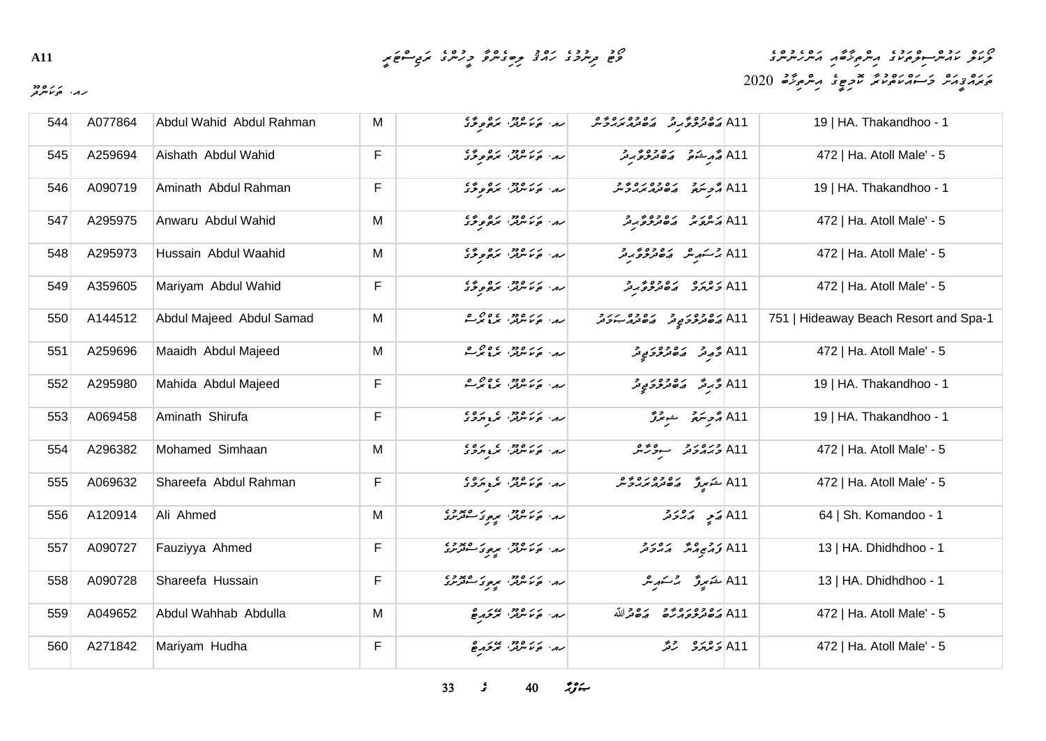| 544 | A077864 | Abdul Wahid Abdul Rahman | M | ހއ. ތަކަންދޫ، ރަތްވިލާގެ | A11 ޢަބްދުލްވާޙިދު ޢަބްދުއްރަޙްމާން | 19 \| HA. Thakandhoo - 1 |
|---|---|---|---|---|---|---|
| 545 | A259694 | Aishath Abdul Wahid | F | ހއ. ތަކަންދޫ، ރަތްވިލާގެ | A11 އާއިޝަތު ޢަބްދުލްވާޙިދު | 472 \| Ha. Atoll Male' - 5 |
| 546 | A090719 | Aminath Abdul Rahman | F | ހއ. ތަކަންދޫ، ރަތްވިލާގެ | A11 އާމިނަތު ޢަބްދުއްރަޙްމާން | 19 \| HA. Thakandhoo - 1 |
| 547 | A295975 | Anwaru Abdul Wahid | M | ހއ. ތަކަންދޫ، ރަތްވިލާގެ | A11 އަންވަރު ޢަބްދުލްވާޙިދު | 472 \| Ha. Atoll Male' - 5 |
| 548 | A295973 | Hussain Abdul Waahid | M | ހއ. ތަކަންދޫ، ރަތްވިލާގެ | A11 ހުސައިން ޢަބްދުލްވާޙިދު | 472 \| Ha. Atoll Male' - 5 |
| 549 | A359605 | Mariyam Abdul Wahid | F | ހއ. ތަކަންދޫ، ރަތްވިލާގެ | A11 މަރިޔަމް ޢަބްދުލްވާޙިދު | 472 \| Ha. Atoll Male' - 5 |
| 550 | A144512 | Abdul Majeed Abdul Samad | M | ހއ. ތަކަންދޫ، ރެޑްރޯސް | A11 ޢަބްދުލްމަޖީދު ޢަބްދުއްސަމަދު | 751 \| Hideaway Beach Resort and Spa-1 |
| 551 | A259696 | Maaidh Abdul Majeed | M | ހއ. ތަކަންދޫ، ރެޑްރޯސް | A11 މާއިދު ޢަބްދުލްމަޖީދު | 472 \| Ha. Atoll Male' - 5 |
| 552 | A295980 | Mahida Abdul Majeed | F | ހއ. ތަކަންދޫ، ރެޑްރޯސް | A11 މާހިދާ ޢަބްދުލްމަޖީދު | 19 \| HA. Thakandhoo - 1 |
| 553 | A069458 | Aminath Shirufa | F | ހއ. ތަކަންދޫ، ރޭވިލަގެ | A11 އާމިނަތު ޝިރުފާ | 19 \| HA. Thakandhoo - 1 |
| 554 | A296382 | Mohamed Simhaan | M | ހއ. ތަކަންދޫ، ރޭވިލަގެ | A11 މުހައްމަދު ސިމްހާން | 472 \| Ha. Atoll Male' - 5 |
| 555 | A069632 | Shareefa Abdul Rahman | F | ހއ. ތަކަންދޫ، ރޭވިލަގެ | A11 ޝަރީފާ ޢަބްދުއްރަޙްމާން | 472 \| Ha. Atoll Male' - 5 |
| 556 | A120914 | Ali Ahmed | M | ހއ. ތަކަންދޫ، ނިރުވާނާސްޓޯރސް | A11 ޢަލީ އަޙްމަދު | 64 \| Sh. Komandoo - 1 |
| 557 | A090727 | Fauziyya Ahmed | F | ހއ. ތަކަންދޫ، ނިރުވާނާސްޓޯރސް | A11 ފައުޒިއްޔާ އަޙްމަދު | 13 \| HA. Dhidhdhoo - 1 |
| 558 | A090728 | Shareefa Hussain | F | ހއ. ތަކަންދޫ، ނިރުވާނާސްޓޯރސް | A11 ޝަރީފާ ހުސައިން | 13 \| HA. Dhidhdhoo - 1 |
| 559 | A049652 | Abdul Wahhab Abdulla | M | ހއ. ތަކަންދޫ، ރޯޒްމައުޖް | A11 ޢަބްދުލްވައްހާބު ޢަބްދުﷲ | 472 \| Ha. Atoll Male' - 5 |
| 560 | A271842 | Mariyam Hudha | F | ހއ. ތަކަންދޫ، ރޯޒްމައުޖް | A11 މަރިޔަމް ހުދާ | 472 \| Ha. Atoll Male' - 5 |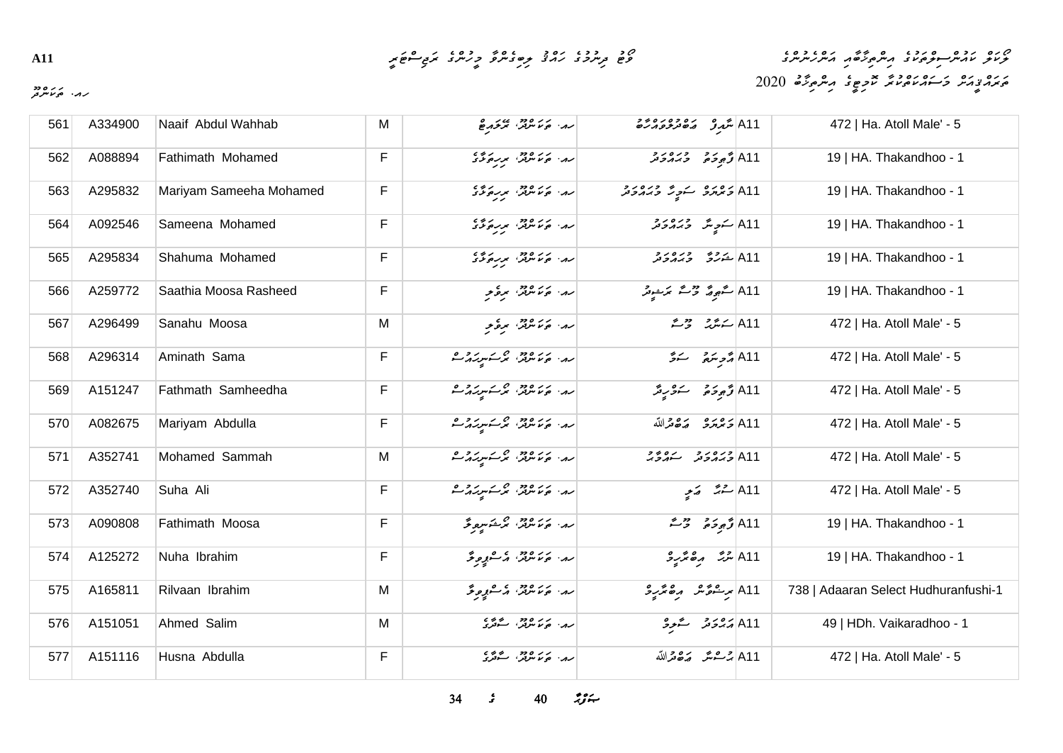| 561 | A334900 | Naaif Abdul Wahhab | M | رە. ھَىَاسْرْتْرْ. ئَرْتَرْمِنْ | A11 سَّمِرِوْ مَەھەترْوِتَرْدُرْصَّ | 472 \| Ha. Atoll Male' - 5 |
|---|---|---|---|---|---|---|
| 562 | A088894 | Fathimath Mohamed | F | رە. ھَىَاسْرْتْرْ. بِرِرِھَوَّتْرَى | A11 تَرْجِوْحَمْ وِرَدْمُوَتْرْ | 19 \| HA. Thakandhoo - 1 |
| 563 | A295832 | Mariyam Sameeha Mohamed | F | رە. ھَىَاسْرْتْرْ. بِرِرِھَوَّتْرَى | A11 وَمُرْمَرْدْ سَوِبَّ وِرَدْمُوَتْرْ | 19 \| HA. Thakandhoo - 1 |
| 564 | A092546 | Sameena Mohamed | F | رە. ھَىَاسْرْتْرْ. بِرِرِھَوَّتْرَى | A11 سَوِيِسْ وِرَدْمُوَتْرْ | 19 \| HA. Thakandhoo - 1 |
| 565 | A295834 | Shahuma Mohamed | F | رە. ھَىَاسْرْتْرْ. بِرِرِھَوَّتْرَى | A11 شَرْدُّ وِرَدْمُوَتْرْ | 19 \| HA. Thakandhoo - 1 |
| 566 | A259772 | Saathia Moosa Rasheed | F | رە. ھَىَاسْرْتْرْ. بِرِعْمِ | A11 سَّمُوِرَّ وَّسَّ بَرَسْوِتْرْ | 19 \| HA. Thakandhoo - 1 |
| 567 | A296499 | Sanahu Moosa | M | رە. ھَىَاسْرْتْرْ. بِرِعْمِ | A11 سَتَرْدْ وَّسَّ | 472 \| Ha. Atoll Male' - 5 |
| 568 | A296314 | Aminath Sama | F | رە. ھَىَاسْرْتْرْ. بْرَسَسِرِمَدْسْ | A11 أَرَّحِ سَرَمْ سَرَّ | 472 \| Ha. Atoll Male' - 5 |
| 569 | A151247 | Fathmath Samheedha | F | رە. ھَىَاسْرْتْرْ. بْرَسَسِرِمَدْسْ | A11 تَرْجِوْحَمْ سَوْرِيتَرْ | 472 \| Ha. Atoll Male' - 5 |
| 570 | A082675 | Mariyam Abdulla | F | رە. ھَىَاسْرْتْرْ. بْرَسَسِرِمَدْسْ | A11 وَمُرْمَرْدْ مَەھەتراللە | 472 \| Ha. Atoll Male' - 5 |
| 571 | A352741 | Mohamed Sammah | M | رە. ھَىَاسْرْتْرْ. بْرَسَسِرِمَدْسْ | A11 وِرَدْمُوَتْرْ سَەرْمَدْ | 472 \| Ha. Atoll Male' - 5 |
| 572 | A352740 | Suha Ali | F | رە. ھَىَاسْرْتْرْ. بْرَسَسِرِمَدْسْ | A11 سَرْ مَرِ | 472 \| Ha. Atoll Male' - 5 |
| 573 | A090808 | Fathimath Moosa | F | رە. ھَىَاسْرْتْرْ. بْرَشَسِرِوِدَّ | A11 تَرْجِوْحَمْ وَّسَّ | 19 \| HA. Thakandhoo - 1 |
| 574 | A125272 | Nuha Ibrahim | F | رە. ھَىَاسْرْتْرْ. مَسْوِرِوِدَّ | A11 تَرْ رِەھَمَّرِدْ | 19 \| HA. Thakandhoo - 1 |
| 575 | A165811 | Rilvaan Ibrahim | M | رە. ھَىَاسْرْتْرْ. مَسْوِرِوِدَّ | A11 بِرِسْوَّسْ رِەھَمَّرِدْ | 738 \| Adaaran Select Hudhuranfushi-1 |
| 576 | A151051 | Ahmed Salim | M | رە. ھَىَاسْرْتْرْ. سَّتْرَى | A11 مَرْدُوَتْرْ سَّوِدْ | 49 \| HDh. Vaikaradhoo - 1 |
| 577 | A151116 | Husna Abdulla | F | رە. ھَىَاسْرْتْرْ. سَّتْرَى | A11 بُرْسْسْ مَەھەتراللە | 472 \| Ha. Atoll Male' - 5 |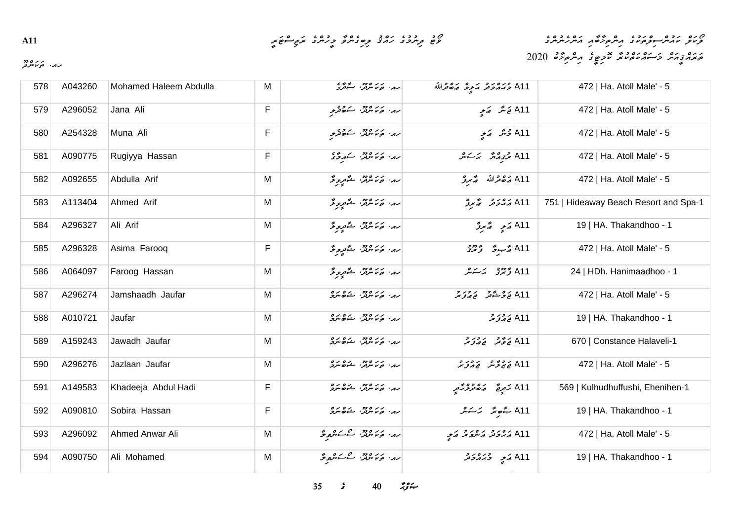| 578 | A043260 | Mohamed Haleem Abdulla | M | ހއ. ތަކަންދޫ، ސާތާ | A11 މުހައްމަދު ހަލީމް އަބްދުﷲ | 472 \| Ha. Atoll Male' - 5 |
|---|---|---|---|---|---|---|
| 579 | A296052 | Jana Ali | F | ހއ. ތަކަންދޫ، ސަބްނަމީ | A11 ޖަނާ އަލީ | 472 \| Ha. Atoll Male' - 5 |
| 580 | A254328 | Muna Ali | F | ހއ. ތަކަންދޫ، ސަބްނަމީ | A11 މުނާ އަލީ | 472 \| Ha. Atoll Male' - 5 |
| 581 | A090775 | Rugiyya Hassan | F | ހއ. ތަކަންދޫ، ސަރުމާގެ | A11 ރުގިއްޔާ ހަސަން | 472 \| Ha. Atoll Male' - 5 |
| 582 | A092655 | Abdulla Arif | M | ހއ. ތަކަންދޫ، ސާރިލިވާ | A11 އަބްދުﷲ އާރިފު | 472 \| Ha. Atoll Male' - 5 |
| 583 | A113404 | Ahmed Arif | M | ހއ. ތަކަންދޫ، ސާރިލިވާ | A11 އަހްމަދު އާރިފު | 751 \| Hideaway Beach Resort and Spa-1 |
| 584 | A296327 | Ali Arif | M | ހއ. ތަކަންދޫ، ސާރިލިވާ | A11 އަލީ އާރިފު | 19 \| HA. Thakandhoo - 1 |
| 585 | A296328 | Asima Farooq | F | ހއ. ތަކަންދޫ، ސާރިލިވާ | A11 އާސިމާ ފާރޫގު | 472 \| Ha. Atoll Male' - 5 |
| 586 | A064097 | Faroog Hassan | M | ހއ. ތަކަންދޫ، ސާރިލިވާ | A11 ފާރޫގު ހަސަން | 24 \| HDh. Hanimaadhoo - 1 |
| 587 | A296274 | Jamshaadh Jaufar | M | ހއ. ތަކަންދޫ، ޝަބްނަމް | A11 ޖަމްޝާދު ޖައުފަރު | 472 \| Ha. Atoll Male' - 5 |
| 588 | A010721 | Jaufar | M | ހއ. ތަކަންދޫ، ޝަބްނަމް | A11 ޖައުފަރު | 19 \| HA. Thakandhoo - 1 |
| 589 | A159243 | Jawadh Jaufar | M | ހއ. ތަކަންދޫ، ޝަބްނަމް | A11 ޖަވާދު ޖައުފަރު | 670 \| Constance Halaveli-1 |
| 590 | A296276 | Jazlaan Jaufar | M | ހއ. ތަކަންދޫ، ޝަބްނަމް | A11 ޖަޒްލާން ޖައުފަރު | 472 \| Ha. Atoll Male' - 5 |
| 591 | A149583 | Khadeeja Abdul Hadi | F | ހއ. ތަކަންދޫ، ޝަބްނަމް | A11 ހަދީޖާ އަބްދުލްހާދީ | 569 \| Kulhudhuffushi, Ehenihen-1 |
| 592 | A090810 | Sobira Hassan | F | ހއ. ތަކަންދޫ، ޝަބްނަމް | A11 ސާބިރާ ހަސަން | 19 \| HA. Thakandhoo - 1 |
| 593 | A296092 | Ahmed Anwar Ali | M | ހއ. ތަކަންދޫ، ސަސަންދުވާ | A11 އަހްމަދު އަންވަރު އަލީ | 472 \| Ha. Atoll Male' - 5 |
| 594 | A090750 | Ali Mohamed | M | ހއ. ތަކަންދޫ، ސަސަންދުވާ | A11 އަލީ މުހައްމަދު | 19 \| HA. Thakandhoo - 1 |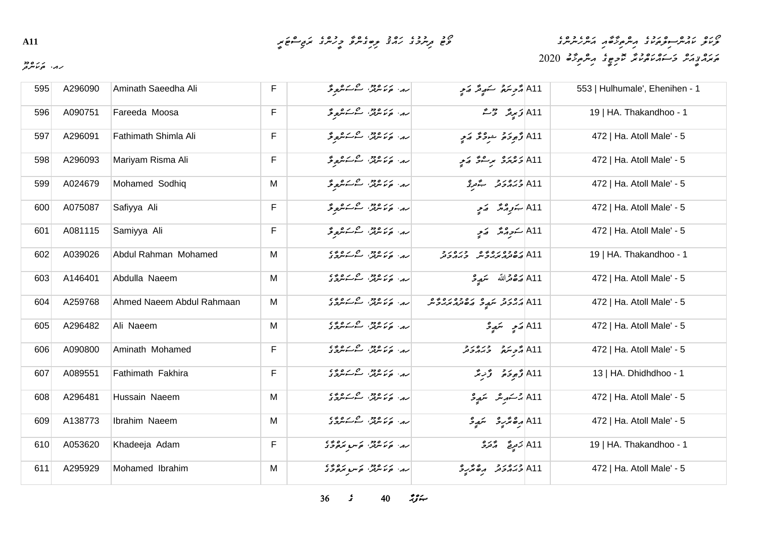| 595 | A296090 | Aminath Saeedha Ali | F | ހދ. ތަކަންދޫ، ސާސަންހިލާ | A11 އާމިނަތު ސަޢީދާ އަލި | 553 \| Hulhumale', Ehenihen - 1 |
|---|---|---|---|---|---|---|
| 596 | A090751 | Fareeda Moosa | F | ހދ. ތަކަންދޫ، ސާސަންހިލާ | A11 ފަރީދާ މޫސާ | 19 \| HA. Thakandhoo - 1 |
| 597 | A296091 | Fathimath Shimla Ali | F | ހދ. ތަކަންދޫ، ސާސަންހިލާ | A11 ފާތިމަތު ޝިމްލާ އަލި | 472 \| Ha. Atoll Male' - 5 |
| 598 | A296093 | Mariyam Risma Ali | F | ހދ. ތަކަންދޫ، ސާސަންހިލާ | A11 މަރިޔަމް ރިސްމާ އަލި | 472 \| Ha. Atoll Male' - 5 |
| 599 | A024679 | Mohamed Sodhiq | M | ހދ. ތަކަންދޫ، ސާސަންހިލާ | A11 މުހައްމަދު ސާދިޤު | 472 \| Ha. Atoll Male' - 5 |
| 600 | A075087 | Safiyya Ali | F | ހދ. ތަކަންދޫ، ސާސަންހިލާ | A11 ސަފިއްޔާ އަލި | 472 \| Ha. Atoll Male' - 5 |
| 601 | A081115 | Samiyya Ali | F | ހދ. ތަކަންދޫ، ސާސަންހިލާ | A11 ސަމިއްޔާ އަލި | 472 \| Ha. Atoll Male' - 5 |
| 602 | A039026 | Abdul Rahman Mohamed | M | ހދ. ތަކަންދޫ، ސާސަންރާގެ | A11 އަބްދުއްރަޙްމާން މުހައްމަދު | 19 \| HA. Thakandhoo - 1 |
| 603 | A146401 | Abdulla Naeem | M | ހދ. ތަކަންދޫ، ސާސަންރާގެ | A11 އަބްދުﷲ ނަޢީމް | 472 \| Ha. Atoll Male' - 5 |
| 604 | A259768 | Ahmed Naeem Abdul Rahmaan | M | ހދ. ތަކަންދޫ، ސާސަންރާގެ | A11 އަޙްމަދު ނަޢީމް އަބްދުއްރަޙްމާން | 472 \| Ha. Atoll Male' - 5 |
| 605 | A296482 | Ali Naeem | M | ހދ. ތަކަންދޫ، ސާސަންރާގެ | A11 އަލި ނަޢީމް | 472 \| Ha. Atoll Male' - 5 |
| 606 | A090800 | Aminath Mohamed | F | ހދ. ތަކަންދޫ، ސާސަންރާގެ | A11 އާމިނަތު މުހައްމަދު | 472 \| Ha. Atoll Male' - 5 |
| 607 | A089551 | Fathimath Fakhira | F | ހދ. ތަކަންދޫ، ސާސަންރާގެ | A11 ފާތިމަތު ފާޚިރާ | 13 \| HA. Dhidhdhoo - 1 |
| 608 | A296481 | Hussain Naeem | M | ހދ. ތަކަންދޫ، ސާސަންރާގެ | A11 ހުސައިން ނަޢީމް | 472 \| Ha. Atoll Male' - 5 |
| 609 | A138773 | Ibrahim Naeem | M | ހދ. ތަކަންދޫ، ސާސަންރާގެ | A11 އިބްރާހީމް ނަޢީމް | 472 \| Ha. Atoll Male' - 5 |
| 610 | A053620 | Khadeeja Adam | F | ހދ. ތަކަންދޫ، ތަސް ރަތްވާގެ | A11 ޚަދީޖާ އާދަމް | 19 \| HA. Thakandhoo - 1 |
| 611 | A295929 | Mohamed Ibrahim | M | ހދ. ތަކަންދޫ، ތަސް ރަތްވާގެ | A11 މުހައްމަދު އިބްރާހީމް | 472 \| Ha. Atoll Male' - 5 |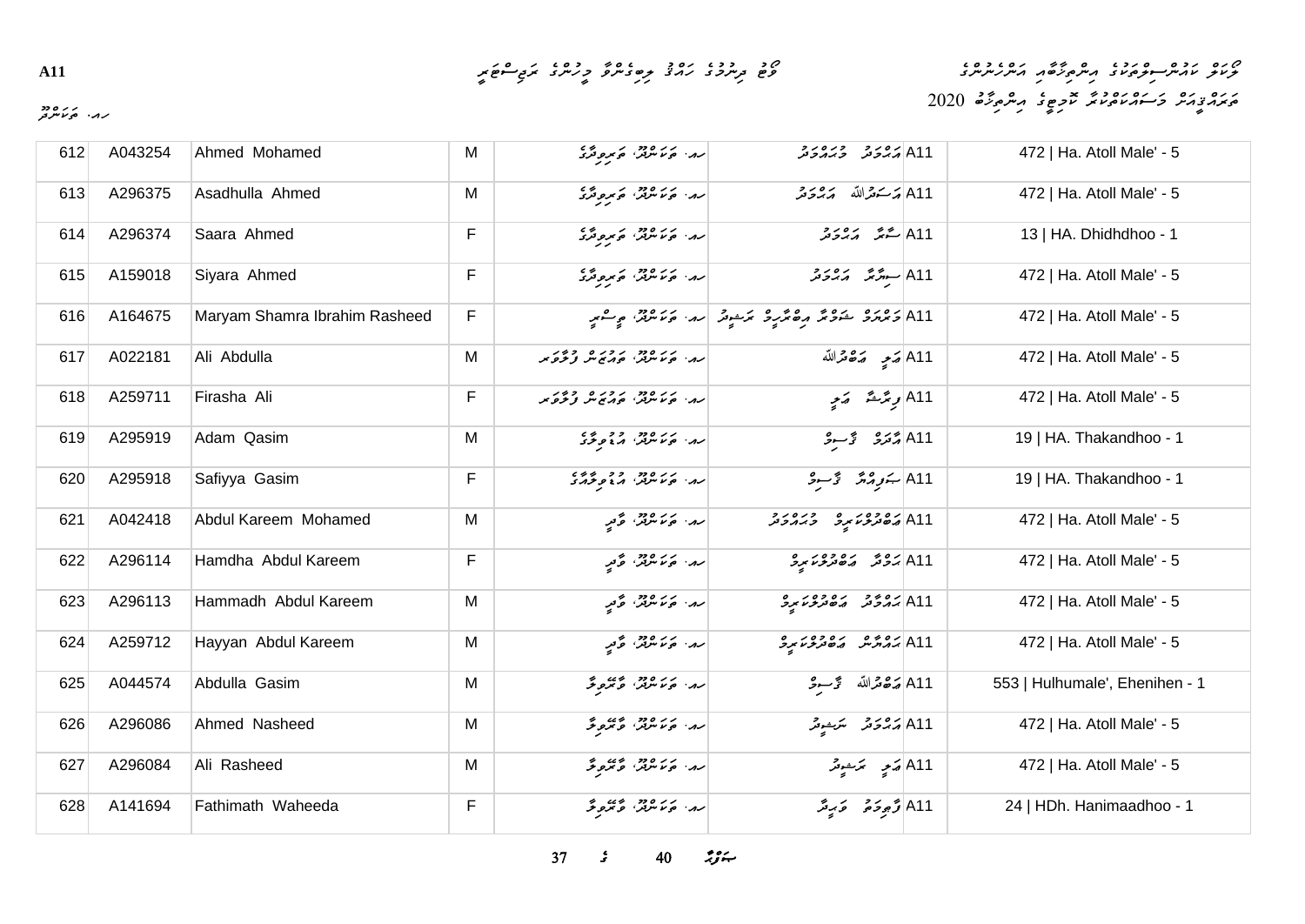| 612 | A043254 | Ahmed Mohamed | M | ހދ. ތަކަންދޫ، ތަރިވިދާ | A11 އަހުމަދު މުހައްމަދު | 472 \| Ha. Atoll Male' - 5 |
|---|---|---|---|---|---|---|
| 613 | A296375 | Asadhulla Ahmed | M | ހދ. ތަކަންދޫ، ތަރިވިދާ | A11 އަސަދުﷲ އަހުމަދު | 472 \| Ha. Atoll Male' - 5 |
| 614 | A296374 | Saara Ahmed | F | ހދ. ތަކަންދޫ، ތަރިވިދާ | A11 ސާރާ އަހުމަދު | 13 \| HA. Dhidhdhoo - 1 |
| 615 | A159018 | Siyara Ahmed | F | ހދ. ތަކަންދޫ، ތަރިވިދާ | A11 ސިޔާރާ އަހުމަދު | 472 \| Ha. Atoll Male' - 5 |
| 616 | A164675 | Maryam Shamra Ibrahim Rasheed | F | ހދ. ތަކަންދޫ، ތިލަފުށި | A11 މަރްޔަމް ޝަމްރާ އިބްރާހީމް ރަޝީދު | 472 \| Ha. Atoll Male' - 5 |
| 617 | A022181 | Ali Abdulla | M | ހދ. ތަކަންދޫ، ތަޢުލީމް ފާރުމަހަލް | A11 އަލީ އަބްދުﷲ | 472 \| Ha. Atoll Male' - 5 |
| 618 | A259711 | Firasha Ali | F | ހދ. ތަކަންދޫ، ތަޢުލީމް ފާރުމަހަލް | A11 ފިރާޝާ އަލީ | 472 \| Ha. Atoll Male' - 5 |
| 619 | A295919 | Adam Qasim | M | ހދ. ތަކަންދޫ، ދުޅުވިލާ | A11 އާދަމް ޤާސިމް | 19 \| HA. Thakandhoo - 1 |
| 620 | A295918 | Safiyya Gasim | F | ހދ. ތަކަންދޫ، ދުޅުވިލާގެ | A11 ޞަފިއްޔާ ޤާސިމް | 19 \| HA. Thakandhoo - 1 |
| 621 | A042418 | Abdul Kareem Mohamed | M | ހދ. ތަކަންދޫ، ވާދީ | A11 އަބްދުލްކަރީމް މުހައްމަދު | 472 \| Ha. Atoll Male' - 5 |
| 622 | A296114 | Hamdha Abdul Kareem | F | ހދ. ތަކަންދޫ، ވާދީ | A11 ހަމްދާ އަބްދުލްކަރީމް | 472 \| Ha. Atoll Male' - 5 |
| 623 | A296113 | Hammadh Abdul Kareem | M | ހދ. ތަކަންދޫ، ވާދީ | A11 ހައްމާދު އަބްދުލްކަރީމް | 472 \| Ha. Atoll Male' - 5 |
| 624 | A259712 | Hayyan Abdul Kareem | M | ހދ. ތަކަންދޫ، ވާދީ | A11 ހައްޔާން އަބްދުލްކަރީމް | 472 \| Ha. Atoll Male' - 5 |
| 625 | A044574 | Abdulla Gasim | M | ހދ. ތަކަންދޫ، ވާރުވިލާ | A11 އަބްދުﷲ ޤާސިމް | 553 \| Hulhumale', Ehenihen - 1 |
| 626 | A296086 | Ahmed Nasheed | M | ހދ. ތަކަންދޫ، ވާރުވިލާ | A11 އަހުމަދު ނަޝީދު | 472 \| Ha. Atoll Male' - 5 |
| 627 | A296084 | Ali Rasheed | M | ހދ. ތަކަންދޫ، ވާރުވިލާ | A11 އަލީ ރަޝީދު | 472 \| Ha. Atoll Male' - 5 |
| 628 | A141694 | Fathimath Waheeda | F | ހދ. ތަކަންދޫ، ވާރުވިލާ | A11 ފާތިމަތު ވަހީދާ | 24 \| HDh. Hanimaadhoo - 1 |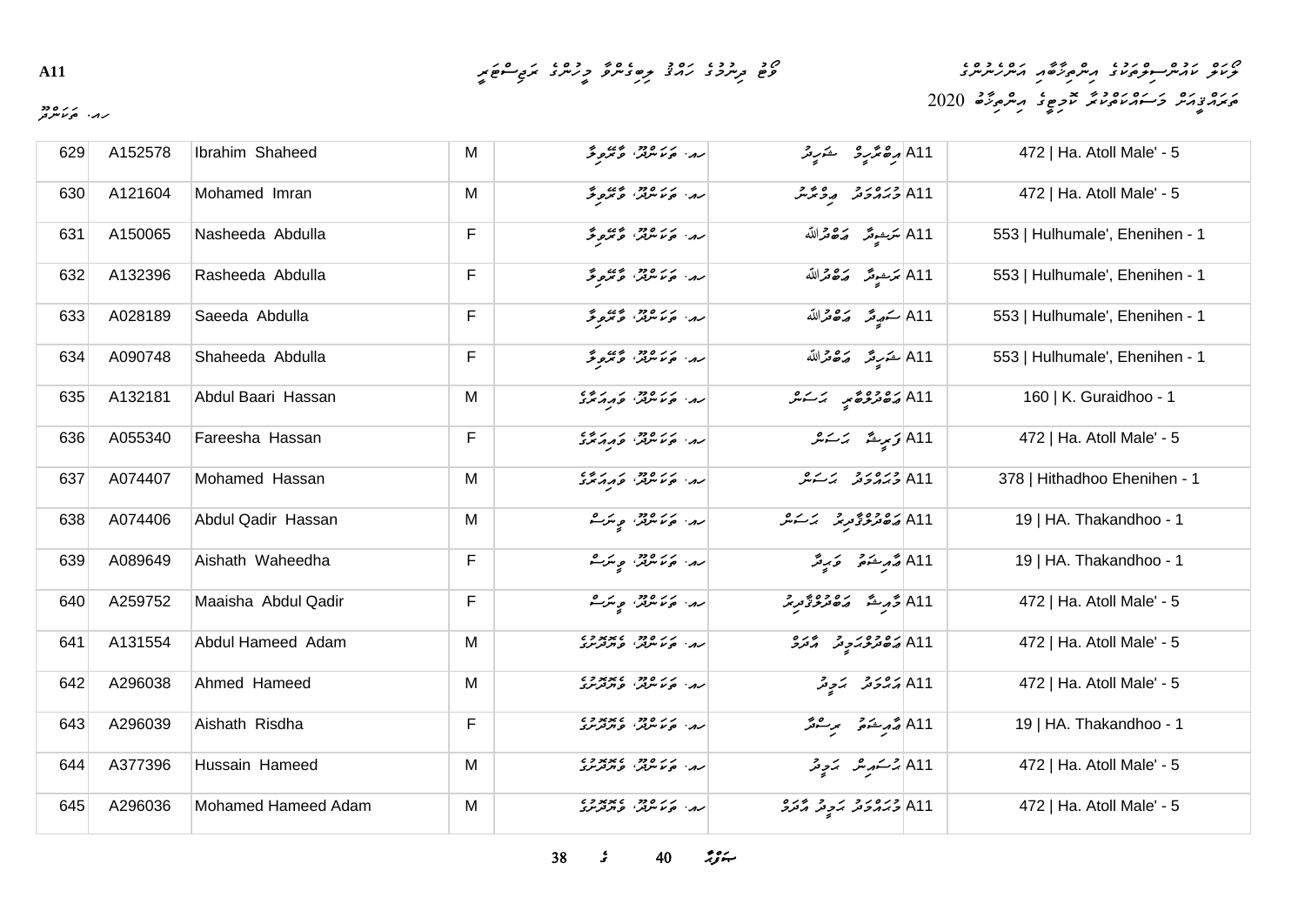| 629 | A152578 | Ibrahim Shaheed | M | ހއ. ތަކަންދޫ، ވާރޮވާ | A11  އިބްރާހިމް ޝަހީދު | 472 \| Ha. Atoll Male' - 5 |
|---|---|---|---|---|---|---|
| 630 | A121604 | Mohamed Imran | M | ހއ. ތަކަންދޫ، ވާރޮވާ | A11 މުހައްމަދު އިމްރާން | 472 \| Ha. Atoll Male' - 5 |
| 631 | A150065 | Nasheeda Abdulla | F | ހއ. ތަކަންދޫ، ވާރޮވާ | A11 ނަޝީދާ ޢަބްދުﷲ | 553 \| Hulhumale', Ehenihen - 1 |
| 632 | A132396 | Rasheeda Abdulla | F | ހއ. ތަކަންދޫ، ވާރޮވާ | A11 ރަޝީދާ ޢަބްދުﷲ | 553 \| Hulhumale', Ehenihen - 1 |
| 633 | A028189 | Saeeda Abdulla | F | ހއ. ތަކަންދޫ، ވާރޮވާ | A11 ސަޢީދާ ޢަބްދުﷲ | 553 \| Hulhumale', Ehenihen - 1 |
| 634 | A090748 | Shaheeda Abdulla | F | ހއ. ތަކަންދޫ، ވާރޮވާ | A11 ޝަހީދާ ޢަބްދުﷲ | 553 \| Hulhumale', Ehenihen - 1 |
| 635 | A132181 | Abdul Baari Hassan | M | ހއ. ތަކަންދޫ، ވައިޢަރާ | A11 ޢަބްދުލްބާރީ ހަސަން | 160 \| K. Guraidhoo - 1 |
| 636 | A055340 | Fareesha Hassan | F | ހއ. ތަކަންދޫ، ވައިޢަރާ | A11 ފަރީޝާ ހަސަން | 472 \| Ha. Atoll Male' - 5 |
| 637 | A074407 | Mohamed Hassan | M | ހއ. ތަކަންދޫ، ވައިޢަރާ | A11 މުހައްމަދު ހަސަން | 378 \| Hithadhoo Ehenihen - 1 |
| 638 | A074406 | Abdul Qadir Hassan | M | ހއ. ތަކަންދޫ، ވިނަސް | A11 ޢަބްދުލްޤާދިރު ހަސަން | 19 \| HA. Thakandhoo - 1 |
| 639 | A089649 | Aishath Waheedha | F | ހއ. ތަކަންދޫ، ވިނަސް | A11 އާއިޝަތު ވަހީދާ | 19 \| HA. Thakandhoo - 1 |
| 640 | A259752 | Maaisha Abdul Qadir | F | ހއ. ތަކަންދޫ، ވިނަސް | A11 މާއިޝާ ޢަބްދުލްޤާދިރު | 472 \| Ha. Atoll Male' - 5 |
| 641 | A131554 | Abdul Hameed Adam | M | ހއ. ތަކަންދޫ، ވިނުދޫނީ | A11 ޢަބްދުލްހަމީދު އާދަމް | 472 \| Ha. Atoll Male' - 5 |
| 642 | A296038 | Ahmed Hameed | M | ހއ. ތަކަންދޫ، ވިނުދޫނީ | A11 އަހްމަދު ހަމީދު | 472 \| Ha. Atoll Male' - 5 |
| 643 | A296039 | Aishath Risdha | F | ހއ. ތަކަންދޫ، ވިނުދޫނީ | A11 އާއިޝަތު ރިސްދާ | 19 \| HA. Thakandhoo - 1 |
| 644 | A377396 | Hussain Hameed | M | ހއ. ތަކަންދޫ، ވިނުދޫނީ | A11 ހުސައިން ހަމީދު | 472 \| Ha. Atoll Male' - 5 |
| 645 | A296036 | Mohamed Hameed Adam | M | ހއ. ތަކަންދޫ، ވިނުދޫނީ | A11 މުހައްމަދު ހަމީދު އާދަމް | 472 \| Ha. Atoll Male' - 5 |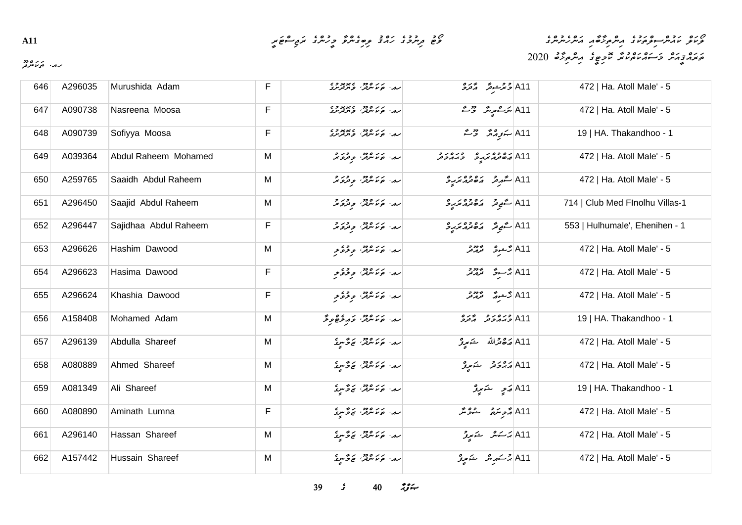| 646 | A296035 | Murushida Adam | F | رە. ئەناشرىق، ئاترىترىرى | A11 مُحَمَّدْ شِيدَا أَدَمُ | 472 \| Ha. Atoll Male' - 5 |
|---|---|---|---|---|---|---|
| 647 | A090738 | Nasreena Moosa | F | رە. ئەناشرىق، ئاترىترىرى | A11 سَرَسْرِيْنَا مُوسَى | 472 \| Ha. Atoll Male' - 5 |
| 648 | A090739 | Sofiyya Moosa | F | رە. ئەناشرىق، ئاترىترىرى | A11 سَوفِيَّا مُوسَى | 19 \| HA. Thakandhoo - 1 |
| 649 | A039364 | Abdul Raheem Mohamed | M | رە. ئەناشرىق، وِتروَتر | A11 ئەھىرەترىپرى ۋىرەدىر | 472 \| Ha. Atoll Male' - 5 |
| 650 | A259765 | Saaidh Abdul Raheem | M | رە. ئەناشرىق، وِتروَتر | A11 سَمْرِيْرُ ئەھىرەترىپرى | 472 \| Ha. Atoll Male' - 5 |
| 651 | A296450 | Saajid Abdul Raheem | M | رە. ئەناشرىق، وِتروَتر | A11 سَمِيْرُ ئەھىرەترىپرى | 714 \| Club Med FInolhu Villas-1 |
| 652 | A296447 | Sajidhaa Abdul Raheem | F | رە. ئەناشرىق، وِتروَتر | A11 سَمِيْرَ ئەھىرەترىپرى | 553 \| Hulhumale', Ehenihen - 1 |
| 653 | A296626 | Hashim Dawood | M | رە. ئەناشرىق، وِتروَتر | A11 رَّشُوِی ئَرُرُمُر | 472 \| Ha. Atoll Male' - 5 |
| 654 | A296623 | Hasima Dawood | F | رە. ئەناشرىق، وِتروَتر | A11 رَّسُوَّ ئَرُرُمُر | 472 \| Ha. Atoll Male' - 5 |
| 655 | A296624 | Khashia Dawood | F | رە. ئەناشرىق، وِتروَتر | A11 رَّشُوَّ ئَرُرُمُر | 472 \| Ha. Atoll Male' - 5 |
| 656 | A158408 | Mohamed Adam | M | رە. ئەناشرىق، ئەرىئەھوگ | A11 ۋىرەدىر ئەترى | 19 \| HA. Thakandhoo - 1 |
| 657 | A296139 | Abdulla Shareef | M | رە. ئەناشرىق، ئەۋسِرە | A11 ئەھەتراللە شەمرو | 472 \| Ha. Atoll Male' - 5 |
| 658 | A080889 | Ahmed Shareef | M | رە. ئەناشرىق، ئەۋسِرە | A11 ئەبرۇتر شەمرو | 472 \| Ha. Atoll Male' - 5 |
| 659 | A081349 | Ali Shareef | M | رە. ئەناشرىق، ئەۋسِرە | A11 ئەمچ شەمرو | 19 \| HA. Thakandhoo - 1 |
| 660 | A080890 | Aminath Lumna | F | رە. ئەناشرىق، ئەۋسِرە | A11 ئەمچەمرى شەۋىتر | 472 \| Ha. Atoll Male' - 5 |
| 661 | A296140 | Hassan Shareef | M | رە. ئەناشرىق، ئەۋسِرە | A11 ئەسەنلە شەمرو | 472 \| Ha. Atoll Male' - 5 |
| 662 | A157442 | Hussain Shareef | M | رە. ئەناشرىق، ئەۋسِرە | A11 ئەسەمرىش شەمرو | 472 \| Ha. Atoll Male' - 5 |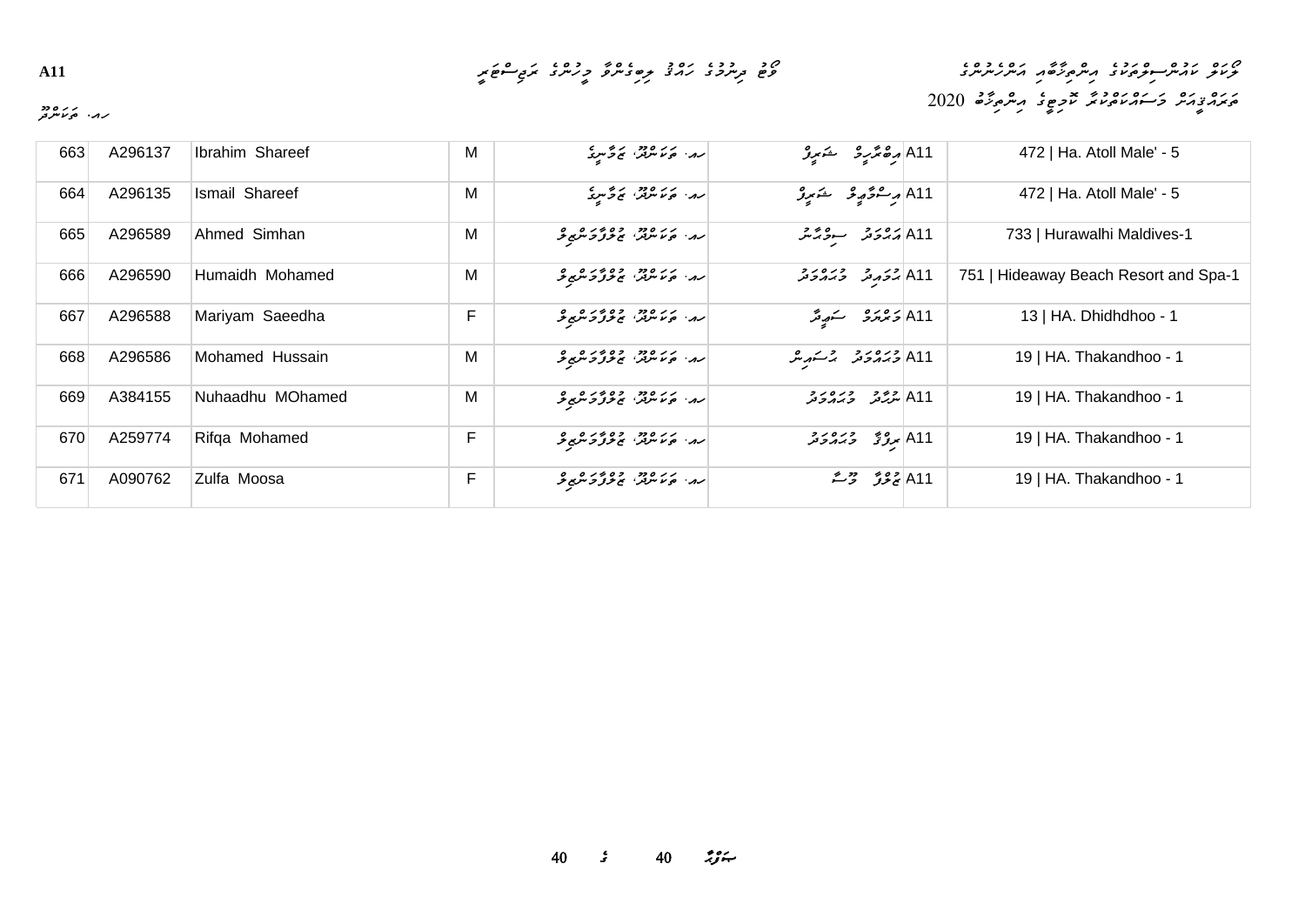| | | | | | | |
|---|---|---|---|---|---|---|
| 663 | A296137 | Ibrahim Shareef | M | ހއ. ތަކަންދޫ، ޖަވާނީގެ | A11 އިބްރާހީމް ޝަރީފް | 472 \| Ha. Atoll Male' - 5 |
| 664 | A296135 | Ismail Shareef | M | ހއ. ތަކަންދޫ، ޖަވާނީގެ | A11 އިސްމާޢީލް ޝަރީފް | 472 \| Ha. Atoll Male' - 5 |
| 665 | A296589 | Ahmed Simhan | M | ހއ. ތަކަންދޫ، ޖުވެލަރަންޖެވް | A11 އަޙްމަދު ސިމްހާން | 733 \| Hurawalhi Maldives-1 |
| 666 | A296590 | Humaidh Mohamed | M | ހއ. ތަކަންދޫ، ޖުވެލަރަންޖެވް | A11 ހުމައިދު މުޙައްމަދު | 751 \| Hideaway Beach Resort and Spa-1 |
| 667 | A296588 | Mariyam Saeedha | F | ހއ. ތަކަންދޫ، ޖުވެލަރަންޖެވް | A11 މަރިޔަމް ސަޢީދާ | 13 \| HA. Dhidhdhoo - 1 |
| 668 | A296586 | Mohamed Hussain | M | ހއ. ތަކަންދޫ، ޖުވެލަރަންޖެވް | A11 މުޙައްމަދު ހުސައިން | 19 \| HA. Thakandhoo - 1 |
| 669 | A384155 | Nuhaadhu MOhamed | M | ހއ. ތަކަންދޫ، ޖުވެލަރަންޖެވް | A11 ނުހާދު މުޙައްމަދު | 19 \| HA. Thakandhoo - 1 |
| 670 | A259774 | Rifqa Mohamed | F | ހއ. ތަކަންދޫ، ޖުވެލަރަންޖެވް | A11 ރިފްޤާ މުޙައްމަދު | 19 \| HA. Thakandhoo - 1 |
| 671 | A090762 | Zulfa Moosa | F | ހއ. ތަކަންދޫ، ޖުވެލަރަންޖެވް | A11 ޒުލްފާ މޫސާ | 19 \| HA. Thakandhoo - 1 |